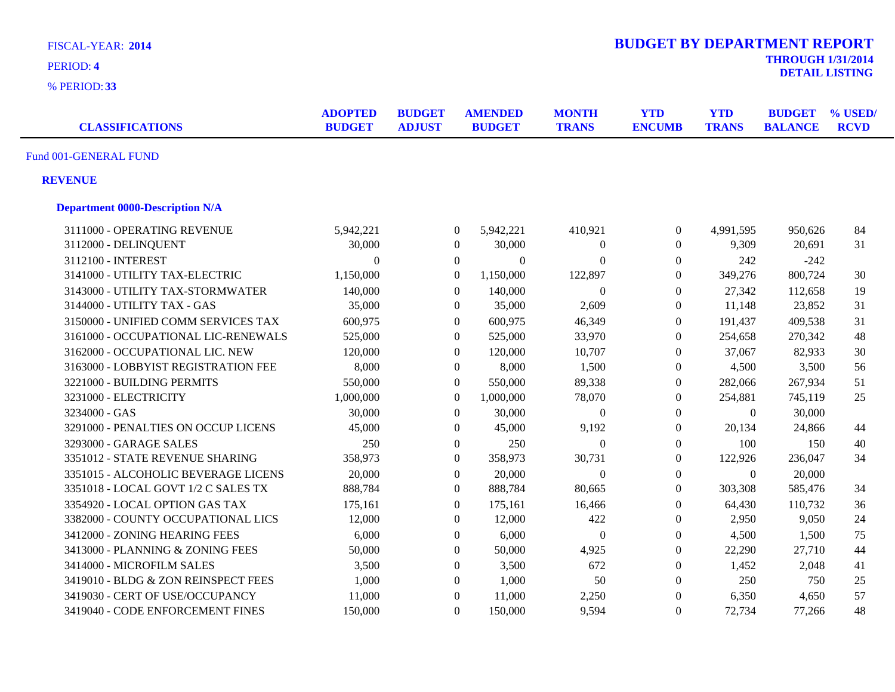FISCAL-YEAR: **2014**

PERIOD: **4**

% PERIOD: **33**

# BUDGET BY DEPARTMENT REPORT

**THROUGH 1/31/2014**

**DETAIL LISTING**

| CLASSIFICATIONS | ADOPTED BUDGET | BUDGET ADJUST | AMENDED BUDGET | MONTH TRANS | YTD ENCUMB | YTD TRANS | BUDGET BALANCE | % USED/ RCVD |
|---|---|---|---|---|---|---|---|---|
| Fund 001-GENERAL FUND | | | | | | | | |
| **REVENUE** | | | | | | | | |
| **Department 0000-Description N/A** | | | | | | | | |
| 3111000 - OPERATING REVENUE | 5,942,221 | 0 | 5,942,221 | 410,921 | 0 | 4,991,595 | 950,626 | 84 |
| 3112000 - DELINQUENT | 30,000 | 0 | 30,000 | 0 | 0 | 9,309 | 20,691 | 31 |
| 3112100 - INTEREST | 0 | 0 | 0 | 0 | 0 | 242 | -242 | |
| 3141000 - UTILITY TAX-ELECTRIC | 1,150,000 | 0 | 1,150,000 | 122,897 | 0 | 349,276 | 800,724 | 30 |
| 3143000 - UTILITY TAX-STORMWATER | 140,000 | 0 | 140,000 | 0 | 0 | 27,342 | 112,658 | 19 |
| 3144000 - UTILITY TAX - GAS | 35,000 | 0 | 35,000 | 2,609 | 0 | 11,148 | 23,852 | 31 |
| 3150000 - UNIFIED COMM SERVICES TAX | 600,975 | 0 | 600,975 | 46,349 | 0 | 191,437 | 409,538 | 31 |
| 3161000 - OCCUPATIONAL LIC-RENEWALS | 525,000 | 0 | 525,000 | 33,970 | 0 | 254,658 | 270,342 | 48 |
| 3162000 - OCCUPATIONAL LIC. NEW | 120,000 | 0 | 120,000 | 10,707 | 0 | 37,067 | 82,933 | 30 |
| 3163000 - LOBBYIST REGISTRATION FEE | 8,000 | 0 | 8,000 | 1,500 | 0 | 4,500 | 3,500 | 56 |
| 3221000 - BUILDING PERMITS | 550,000 | 0 | 550,000 | 89,338 | 0 | 282,066 | 267,934 | 51 |
| 3231000 - ELECTRICITY | 1,000,000 | 0 | 1,000,000 | 78,070 | 0 | 254,881 | 745,119 | 25 |
| 3234000 - GAS | 30,000 | 0 | 30,000 | 0 | 0 | 0 | 30,000 | |
| 3291000 - PENALTIES ON OCCUP LICENS | 45,000 | 0 | 45,000 | 9,192 | 0 | 20,134 | 24,866 | 44 |
| 3293000 - GARAGE SALES | 250 | 0 | 250 | 0 | 0 | 100 | 150 | 40 |
| 3351012 - STATE REVENUE SHARING | 358,973 | 0 | 358,973 | 30,731 | 0 | 122,926 | 236,047 | 34 |
| 3351015 - ALCOHOLIC BEVERAGE LICENS | 20,000 | 0 | 20,000 | 0 | 0 | 0 | 20,000 | |
| 3351018 - LOCAL GOVT 1/2 C SALES TX | 888,784 | 0 | 888,784 | 80,665 | 0 | 303,308 | 585,476 | 34 |
| 3354920 - LOCAL OPTION GAS TAX | 175,161 | 0 | 175,161 | 16,466 | 0 | 64,430 | 110,732 | 36 |
| 3382000 - COUNTY OCCUPATIONAL LICS | 12,000 | 0 | 12,000 | 422 | 0 | 2,950 | 9,050 | 24 |
| 3412000 - ZONING HEARING FEES | 6,000 | 0 | 6,000 | 0 | 0 | 4,500 | 1,500 | 75 |
| 3413000 - PLANNING & ZONING FEES | 50,000 | 0 | 50,000 | 4,925 | 0 | 22,290 | 27,710 | 44 |
| 3414000 - MICROFILM SALES | 3,500 | 0 | 3,500 | 672 | 0 | 1,452 | 2,048 | 41 |
| 3419010 - BLDG & ZON REINSPECT FEES | 1,000 | 0 | 1,000 | 50 | 0 | 250 | 750 | 25 |
| 3419030 - CERT OF USE/OCCUPANCY | 11,000 | 0 | 11,000 | 2,250 | 0 | 6,350 | 4,650 | 57 |
| 3419040 - CODE ENFORCEMENT FINES | 150,000 | 0 | 150,000 | 9,594 | 0 | 72,734 | 77,266 | 48 |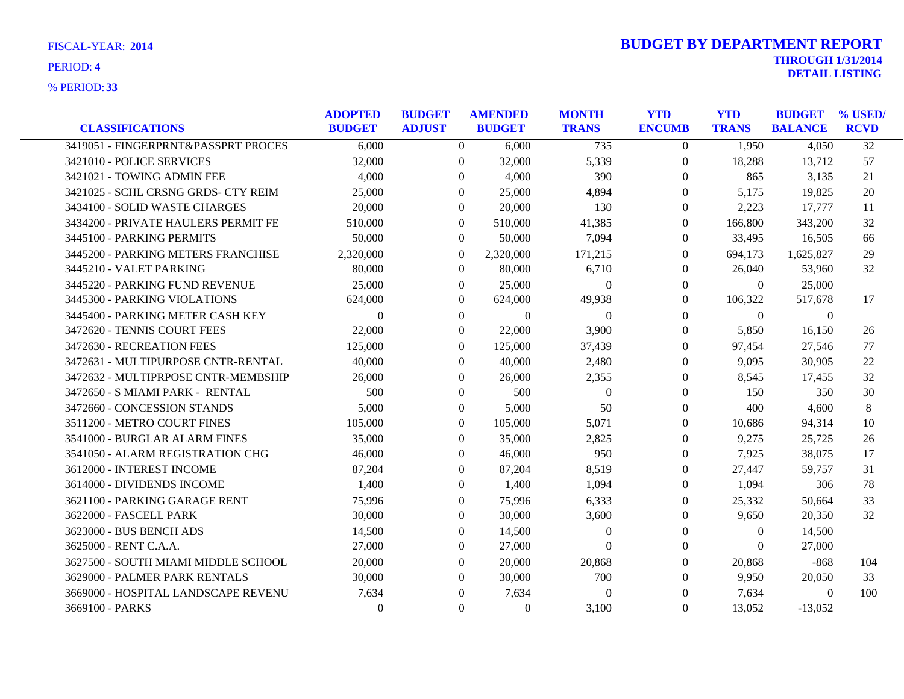FISCAL-YEAR: **2014**

PERIOD: **4**

% PERIOD: **33**

# BUDGET BY DEPARTMENT REPORT

**THROUGH 1/31/2014**

**DETAIL LISTING**

| CLASSIFICATIONS | ADOPTED BUDGET | BUDGET ADJUST | AMENDED BUDGET | MONTH TRANS | YTD ENCUMB | YTD TRANS | BUDGET BALANCE | % USED/ RCVD |
|---|---|---|---|---|---|---|---|---|
| 3419051 - FINGERPRNT&PASSPRT PROCES | 6,000 | 0 | 6,000 | 735 | 0 | 1,950 | 4,050 | 32 |
| 3421010 - POLICE SERVICES | 32,000 | 0 | 32,000 | 5,339 | 0 | 18,288 | 13,712 | 57 |
| 3421021 - TOWING ADMIN FEE | 4,000 | 0 | 4,000 | 390 | 0 | 865 | 3,135 | 21 |
| 3421025 - SCHL CRSNG GRDS- CTY REIM | 25,000 | 0 | 25,000 | 4,894 | 0 | 5,175 | 19,825 | 20 |
| 3434100 - SOLID WASTE CHARGES | 20,000 | 0 | 20,000 | 130 | 0 | 2,223 | 17,777 | 11 |
| 3434200 - PRIVATE HAULERS PERMIT FE | 510,000 | 0 | 510,000 | 41,385 | 0 | 166,800 | 343,200 | 32 |
| 3445100 - PARKING PERMITS | 50,000 | 0 | 50,000 | 7,094 | 0 | 33,495 | 16,505 | 66 |
| 3445200 - PARKING METERS FRANCHISE | 2,320,000 | 0 | 2,320,000 | 171,215 | 0 | 694,173 | 1,625,827 | 29 |
| 3445210 - VALET PARKING | 80,000 | 0 | 80,000 | 6,710 | 0 | 26,040 | 53,960 | 32 |
| 3445220 - PARKING FUND REVENUE | 25,000 | 0 | 25,000 | 0 | 0 | 0 | 25,000 | |
| 3445300 - PARKING VIOLATIONS | 624,000 | 0 | 624,000 | 49,938 | 0 | 106,322 | 517,678 | 17 |
| 3445400 - PARKING METER CASH KEY | 0 | 0 | 0 | 0 | 0 | 0 | 0 | |
| 3472620 - TENNIS COURT FEES | 22,000 | 0 | 22,000 | 3,900 | 0 | 5,850 | 16,150 | 26 |
| 3472630 - RECREATION FEES | 125,000 | 0 | 125,000 | 37,439 | 0 | 97,454 | 27,546 | 77 |
| 3472631 - MULTIPURPOSE CNTR-RENTAL | 40,000 | 0 | 40,000 | 2,480 | 0 | 9,095 | 30,905 | 22 |
| 3472632 - MULTIPRPOSE CNTR-MEMBSHIP | 26,000 | 0 | 26,000 | 2,355 | 0 | 8,545 | 17,455 | 32 |
| 3472650 - S MIAMI PARK - RENTAL | 500 | 0 | 500 | 0 | 0 | 150 | 350 | 30 |
| 3472660 - CONCESSION STANDS | 5,000 | 0 | 5,000 | 50 | 0 | 400 | 4,600 | 8 |
| 3511200 - METRO COURT FINES | 105,000 | 0 | 105,000 | 5,071 | 0 | 10,686 | 94,314 | 10 |
| 3541000 - BURGLAR ALARM FINES | 35,000 | 0 | 35,000 | 2,825 | 0 | 9,275 | 25,725 | 26 |
| 3541050 - ALARM REGISTRATION CHG | 46,000 | 0 | 46,000 | 950 | 0 | 7,925 | 38,075 | 17 |
| 3612000 - INTEREST INCOME | 87,204 | 0 | 87,204 | 8,519 | 0 | 27,447 | 59,757 | 31 |
| 3614000 - DIVIDENDS INCOME | 1,400 | 0 | 1,400 | 1,094 | 0 | 1,094 | 306 | 78 |
| 3621100 - PARKING GARAGE RENT | 75,996 | 0 | 75,996 | 6,333 | 0 | 25,332 | 50,664 | 33 |
| 3622000 - FASCELL PARK | 30,000 | 0 | 30,000 | 3,600 | 0 | 9,650 | 20,350 | 32 |
| 3623000 - BUS BENCH ADS | 14,500 | 0 | 14,500 | 0 | 0 | 0 | 14,500 | |
| 3625000 - RENT C.A.A. | 27,000 | 0 | 27,000 | 0 | 0 | 0 | 27,000 | |
| 3627500 - SOUTH MIAMI MIDDLE SCHOOL | 20,000 | 0 | 20,000 | 20,868 | 0 | 20,868 | -868 | 104 |
| 3629000 - PALMER PARK RENTALS | 30,000 | 0 | 30,000 | 700 | 0 | 9,950 | 20,050 | 33 |
| 3669000 - HOSPITAL LANDSCAPE REVENU | 7,634 | 0 | 7,634 | 0 | 0 | 7,634 | 0 | 100 |
| 3669100 - PARKS | 0 | 0 | 0 | 3,100 | 0 | 13,052 | -13,052 | |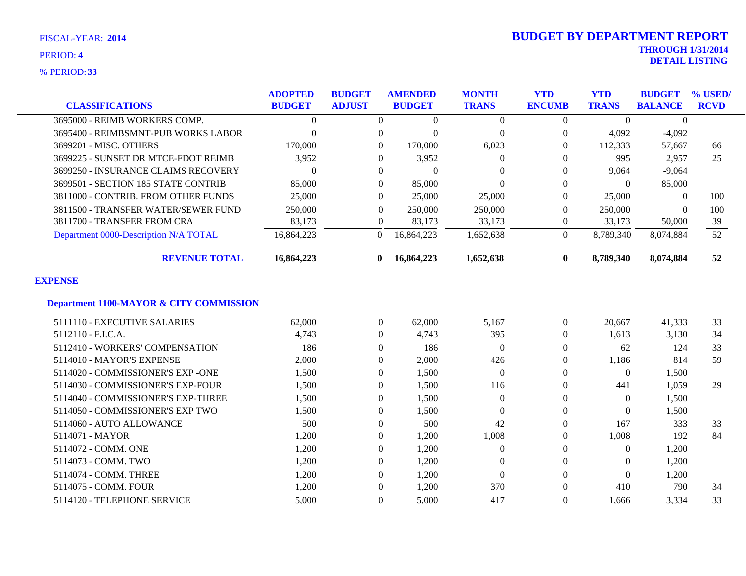FISCAL-YEAR: **2014**

PERIOD: **4**

% PERIOD: **33**

# BUDGET BY DEPARTMENT REPORT

**THROUGH 1/31/2014**

**DETAIL LISTING**

| CLASSIFICATIONS | ADOPTED BUDGET | BUDGET ADJUST | AMENDED BUDGET | MONTH TRANS | YTD ENCUMB | YTD TRANS | BUDGET BALANCE | % USED/ RCVD |
|---|---|---|---|---|---|---|---|---|
| 3695000 - REIMB WORKERS COMP. | 0 | 0 | 0 | 0 | 0 | 0 | 0 | |
| 3695400 - REIMBSMNT-PUB WORKS LABOR | 0 | 0 | 0 | 0 | 0 | 4,092 | -4,092 | |
| 3699201 - MISC. OTHERS | 170,000 | 0 | 170,000 | 6,023 | 0 | 112,333 | 57,667 | 66 |
| 3699225 - SUNSET DR MTCE-FDOT REIMB | 3,952 | 0 | 3,952 | 0 | 0 | 995 | 2,957 | 25 |
| 3699250 - INSURANCE CLAIMS RECOVERY | 0 | 0 | 0 | 0 | 0 | 9,064 | -9,064 | |
| 3699501 - SECTION 185 STATE CONTRIB | 85,000 | 0 | 85,000 | 0 | 0 | 0 | 85,000 | |
| 3811000 - CONTRIB. FROM OTHER FUNDS | 25,000 | 0 | 25,000 | 25,000 | 0 | 25,000 | 0 | 100 |
| 3811500 - TRANSFER WATER/SEWER FUND | 250,000 | 0 | 250,000 | 250,000 | 0 | 250,000 | 0 | 100 |
| 3811700 - TRANSFER FROM CRA | 83,173 | 0 | 83,173 | 33,173 | 0 | 33,173 | 50,000 | 39 |
| Department 0000-Description N/A TOTAL | 16,864,223 | 0 | 16,864,223 | 1,652,638 | 0 | 8,789,340 | 8,074,884 | 52 |
| **REVENUE TOTAL** | **16,864,223** | **0** | **16,864,223** | **1,652,638** | **0** | **8,789,340** | **8,074,884** | **52** |

## EXPENSE

### Department 1100-MAYOR & CITY COMMISSION

| CLASSIFICATIONS | ADOPTED BUDGET | BUDGET ADJUST | AMENDED BUDGET | MONTH TRANS | YTD ENCUMB | YTD TRANS | BUDGET BALANCE | % USED/ RCVD |
|---|---|---|---|---|---|---|---|---|
| 5111110 - EXECUTIVE SALARIES | 62,000 | 0 | 62,000 | 5,167 | 0 | 20,667 | 41,333 | 33 |
| 5112110 - F.I.C.A. | 4,743 | 0 | 4,743 | 395 | 0 | 1,613 | 3,130 | 34 |
| 5112410 - WORKERS' COMPENSATION | 186 | 0 | 186 | 0 | 0 | 62 | 124 | 33 |
| 5114010 - MAYOR'S EXPENSE | 2,000 | 0 | 2,000 | 426 | 0 | 1,186 | 814 | 59 |
| 5114020 - COMMISSIONER'S EXP -ONE | 1,500 | 0 | 1,500 | 0 | 0 | 0 | 1,500 | |
| 5114030 - COMMISSIONER'S EXP-FOUR | 1,500 | 0 | 1,500 | 116 | 0 | 441 | 1,059 | 29 |
| 5114040 - COMMISSIONER'S EXP-THREE | 1,500 | 0 | 1,500 | 0 | 0 | 0 | 1,500 | |
| 5114050 - COMMISSIONER'S EXP TWO | 1,500 | 0 | 1,500 | 0 | 0 | 0 | 1,500 | |
| 5114060 - AUTO ALLOWANCE | 500 | 0 | 500 | 42 | 0 | 167 | 333 | 33 |
| 5114071 - MAYOR | 1,200 | 0 | 1,200 | 1,008 | 0 | 1,008 | 192 | 84 |
| 5114072 - COMM. ONE | 1,200 | 0 | 1,200 | 0 | 0 | 0 | 1,200 | |
| 5114073 - COMM. TWO | 1,200 | 0 | 1,200 | 0 | 0 | 0 | 1,200 | |
| 5114074 - COMM. THREE | 1,200 | 0 | 1,200 | 0 | 0 | 0 | 1,200 | |
| 5114075 - COMM. FOUR | 1,200 | 0 | 1,200 | 370 | 0 | 410 | 790 | 34 |
| 5114120 - TELEPHONE SERVICE | 5,000 | 0 | 5,000 | 417 | 0 | 1,666 | 3,334 | 33 |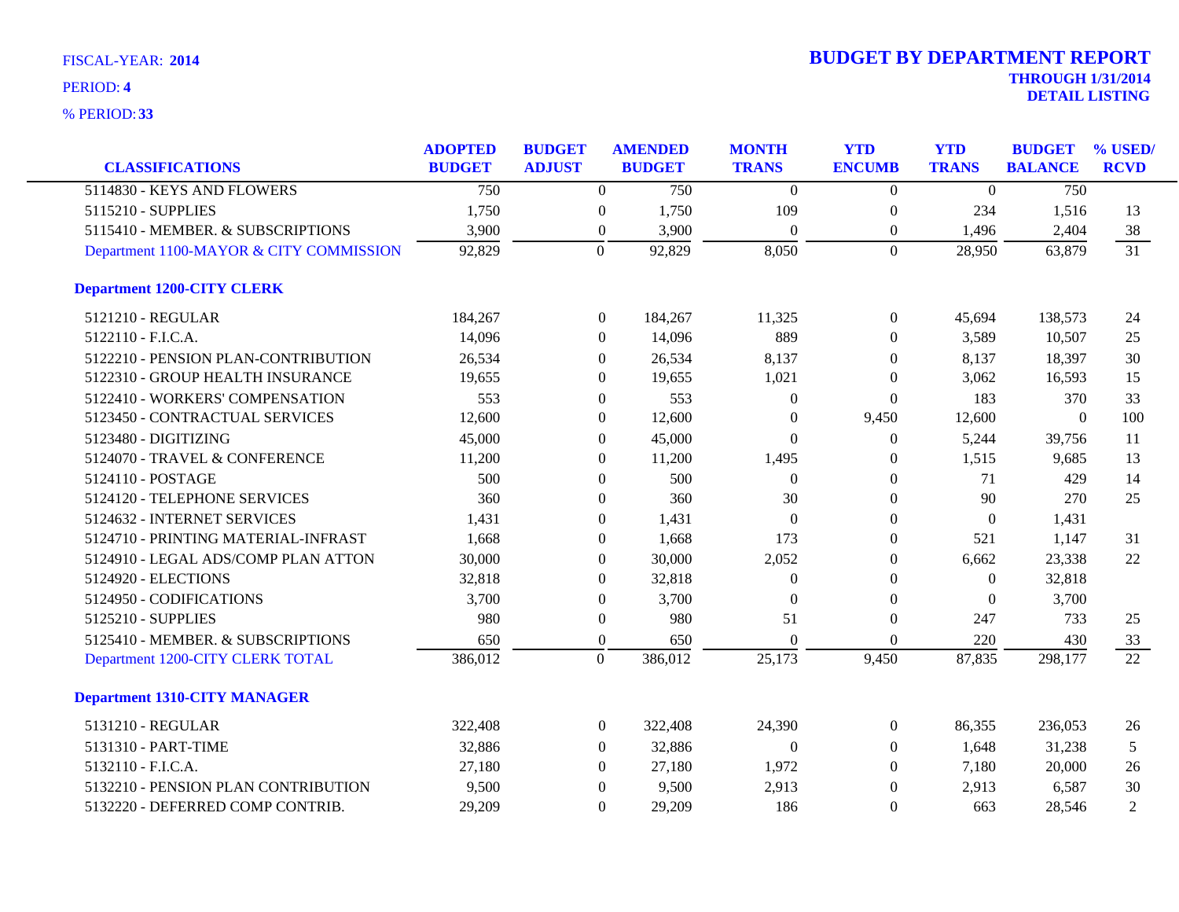FISCAL-YEAR: **2014**

PERIOD: **4**

% PERIOD: **33**

# BUDGET BY DEPARTMENT REPORT

**THROUGH 1/31/2014**

**DETAIL LISTING**

| CLASSIFICATIONS | ADOPTED BUDGET | BUDGET ADJUST | AMENDED BUDGET | MONTH TRANS | YTD ENCUMB | YTD TRANS | BUDGET BALANCE | % USED/ RCVD |
|---|---|---|---|---|---|---|---|---|
| 5114830 - KEYS AND FLOWERS | 750 | 0 | 750 | 0 | 0 | 0 | 750 | |
| 5115210 - SUPPLIES | 1,750 | 0 | 1,750 | 109 | 0 | 234 | 1,516 | 13 |
| 5115410 - MEMBER. & SUBSCRIPTIONS | 3,900 | 0 | 3,900 | 0 | 0 | 1,496 | 2,404 | 38 |
| Department 1100-MAYOR & CITY COMMISSION | 92,829 | 0 | 92,829 | 8,050 | 0 | 28,950 | 63,879 | 31 |
| **Department 1200-CITY CLERK** | | | | | | | | |
| 5121210 - REGULAR | 184,267 | 0 | 184,267 | 11,325 | 0 | 45,694 | 138,573 | 24 |
| 5122110 - F.I.C.A. | 14,096 | 0 | 14,096 | 889 | 0 | 3,589 | 10,507 | 25 |
| 5122210 - PENSION PLAN-CONTRIBUTION | 26,534 | 0 | 26,534 | 8,137 | 0 | 8,137 | 18,397 | 30 |
| 5122310 - GROUP HEALTH INSURANCE | 19,655 | 0 | 19,655 | 1,021 | 0 | 3,062 | 16,593 | 15 |
| 5122410 - WORKERS' COMPENSATION | 553 | 0 | 553 | 0 | 0 | 183 | 370 | 33 |
| 5123450 - CONTRACTUAL SERVICES | 12,600 | 0 | 12,600 | 0 | 9,450 | 12,600 | 0 | 100 |
| 5123480 - DIGITIZING | 45,000 | 0 | 45,000 | 0 | 0 | 5,244 | 39,756 | 11 |
| 5124070 - TRAVEL & CONFERENCE | 11,200 | 0 | 11,200 | 1,495 | 0 | 1,515 | 9,685 | 13 |
| 5124110 - POSTAGE | 500 | 0 | 500 | 0 | 0 | 71 | 429 | 14 |
| 5124120 - TELEPHONE SERVICES | 360 | 0 | 360 | 30 | 0 | 90 | 270 | 25 |
| 5124632 - INTERNET SERVICES | 1,431 | 0 | 1,431 | 0 | 0 | 0 | 1,431 | |
| 5124710 - PRINTING MATERIAL-INFRAST | 1,668 | 0 | 1,668 | 173 | 0 | 521 | 1,147 | 31 |
| 5124910 - LEGAL ADS/COMP PLAN ATTON | 30,000 | 0 | 30,000 | 2,052 | 0 | 6,662 | 23,338 | 22 |
| 5124920 - ELECTIONS | 32,818 | 0 | 32,818 | 0 | 0 | 0 | 32,818 | |
| 5124950 - CODIFICATIONS | 3,700 | 0 | 3,700 | 0 | 0 | 0 | 3,700 | |
| 5125210 - SUPPLIES | 980 | 0 | 980 | 51 | 0 | 247 | 733 | 25 |
| 5125410 - MEMBER. & SUBSCRIPTIONS | 650 | 0 | 650 | 0 | 0 | 220 | 430 | 33 |
| Department 1200-CITY CLERK TOTAL | 386,012 | 0 | 386,012 | 25,173 | 9,450 | 87,835 | 298,177 | 22 |
| **Department 1310-CITY MANAGER** | | | | | | | | |
| 5131210 - REGULAR | 322,408 | 0 | 322,408 | 24,390 | 0 | 86,355 | 236,053 | 26 |
| 5131310 - PART-TIME | 32,886 | 0 | 32,886 | 0 | 0 | 1,648 | 31,238 | 5 |
| 5132110 - F.I.C.A. | 27,180 | 0 | 27,180 | 1,972 | 0 | 7,180 | 20,000 | 26 |
| 5132210 - PENSION PLAN CONTRIBUTION | 9,500 | 0 | 9,500 | 2,913 | 0 | 2,913 | 6,587 | 30 |
| 5132220 - DEFERRED COMP CONTRIB. | 29,209 | 0 | 29,209 | 186 | 0 | 663 | 28,546 | 2 |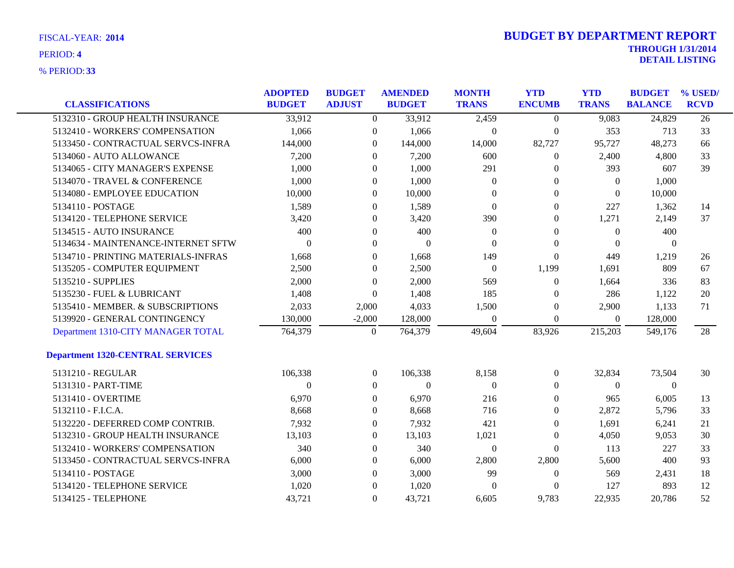FISCAL-YEAR: **2014**

PERIOD: **4**

% PERIOD: **33**

# BUDGET BY DEPARTMENT REPORT

**THROUGH 1/31/2014**

**DETAIL LISTING**

| CLASSIFICATIONS | ADOPTED BUDGET | BUDGET ADJUST | AMENDED BUDGET | MONTH TRANS | YTD ENCUMB | YTD TRANS | BUDGET BALANCE | % USED/ RCVD |
|---|---|---|---|---|---|---|---|---|
| 5132310 - GROUP HEALTH INSURANCE | 33,912 | 0 | 33,912 | 2,459 | 0 | 9,083 | 24,829 | 26 |
| 5132410 - WORKERS' COMPENSATION | 1,066 | 0 | 1,066 | 0 | 0 | 353 | 713 | 33 |
| 5133450 - CONTRACTUAL SERVCS-INFRA | 144,000 | 0 | 144,000 | 14,000 | 82,727 | 95,727 | 48,273 | 66 |
| 5134060 - AUTO ALLOWANCE | 7,200 | 0 | 7,200 | 600 | 0 | 2,400 | 4,800 | 33 |
| 5134065 - CITY MANAGER'S EXPENSE | 1,000 | 0 | 1,000 | 291 | 0 | 393 | 607 | 39 |
| 5134070 - TRAVEL & CONFERENCE | 1,000 | 0 | 1,000 | 0 | 0 | 0 | 1,000 | |
| 5134080 - EMPLOYEE EDUCATION | 10,000 | 0 | 10,000 | 0 | 0 | 0 | 10,000 | |
| 5134110 - POSTAGE | 1,589 | 0 | 1,589 | 0 | 0 | 227 | 1,362 | 14 |
| 5134120 - TELEPHONE SERVICE | 3,420 | 0 | 3,420 | 390 | 0 | 1,271 | 2,149 | 37 |
| 5134515 - AUTO INSURANCE | 400 | 0 | 400 | 0 | 0 | 0 | 400 | |
| 5134634 - MAINTENANCE-INTERNET SFTW | 0 | 0 | 0 | 0 | 0 | 0 | 0 | |
| 5134710 - PRINTING MATERIALS-INFRAS | 1,668 | 0 | 1,668 | 149 | 0 | 449 | 1,219 | 26 |
| 5135205 - COMPUTER EQUIPMENT | 2,500 | 0 | 2,500 | 0 | 1,199 | 1,691 | 809 | 67 |
| 5135210 - SUPPLIES | 2,000 | 0 | 2,000 | 569 | 0 | 1,664 | 336 | 83 |
| 5135230 - FUEL & LUBRICANT | 1,408 | 0 | 1,408 | 185 | 0 | 286 | 1,122 | 20 |
| 5135410 - MEMBER. & SUBSCRIPTIONS | 2,033 | 2,000 | 4,033 | 1,500 | 0 | 2,900 | 1,133 | 71 |
| 5139920 - GENERAL CONTINGENCY | 130,000 | -2,000 | 128,000 | 0 | 0 | 0 | 128,000 | |
| Department 1310-CITY MANAGER TOTAL | 764,379 | 0 | 764,379 | 49,604 | 83,926 | 215,203 | 549,176 | 28 |
| **Department 1320-CENTRAL SERVICES** | | | | | | | | |
| 5131210 - REGULAR | 106,338 | 0 | 106,338 | 8,158 | 0 | 32,834 | 73,504 | 30 |
| 5131310 - PART-TIME | 0 | 0 | 0 | 0 | 0 | 0 | 0 | |
| 5131410 - OVERTIME | 6,970 | 0 | 6,970 | 216 | 0 | 965 | 6,005 | 13 |
| 5132110 - F.I.C.A. | 8,668 | 0 | 8,668 | 716 | 0 | 2,872 | 5,796 | 33 |
| 5132220 - DEFERRED COMP CONTRIB. | 7,932 | 0 | 7,932 | 421 | 0 | 1,691 | 6,241 | 21 |
| 5132310 - GROUP HEALTH INSURANCE | 13,103 | 0 | 13,103 | 1,021 | 0 | 4,050 | 9,053 | 30 |
| 5132410 - WORKERS' COMPENSATION | 340 | 0 | 340 | 0 | 0 | 113 | 227 | 33 |
| 5133450 - CONTRACTUAL SERVCS-INFRA | 6,000 | 0 | 6,000 | 2,800 | 2,800 | 5,600 | 400 | 93 |
| 5134110 - POSTAGE | 3,000 | 0 | 3,000 | 99 | 0 | 569 | 2,431 | 18 |
| 5134120 - TELEPHONE SERVICE | 1,020 | 0 | 1,020 | 0 | 0 | 127 | 893 | 12 |
| 5134125 - TELEPHONE | 43,721 | 0 | 43,721 | 6,605 | 9,783 | 22,935 | 20,786 | 52 |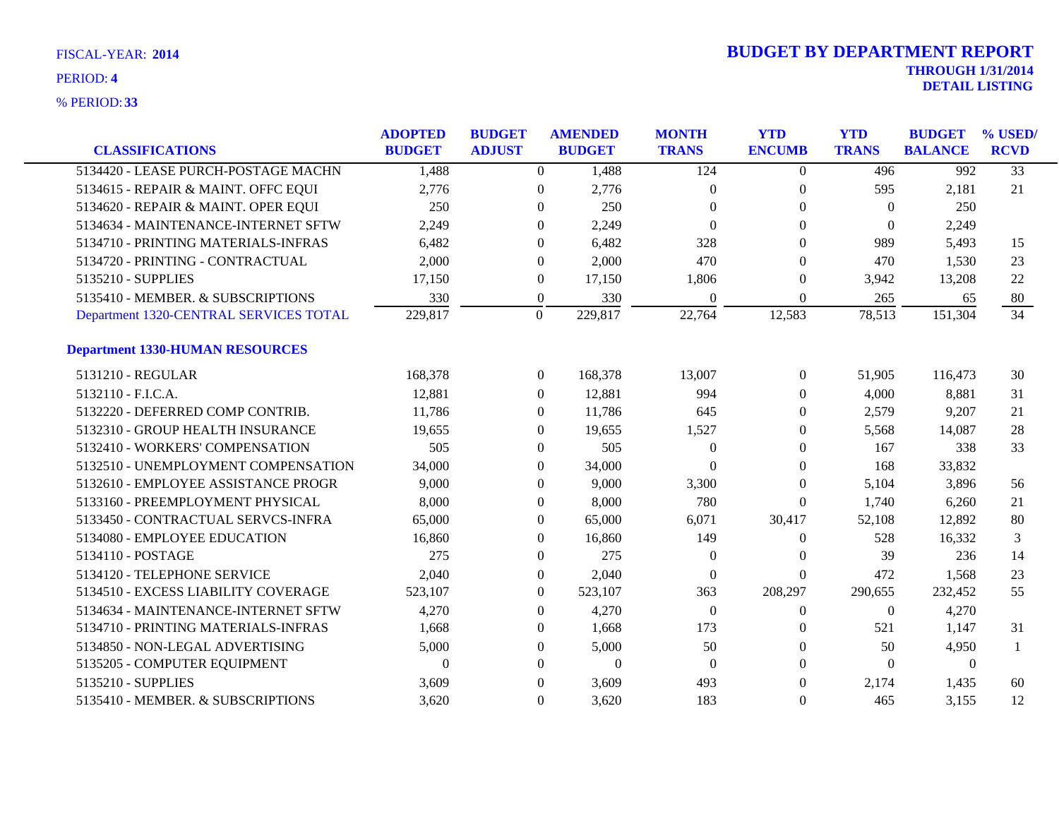FISCAL-YEAR: **2014**

PERIOD: **4**

% PERIOD: **33**

# BUDGET BY DEPARTMENT REPORT

**THROUGH 1/31/2014**

**DETAIL LISTING**

| CLASSIFICATIONS | ADOPTED BUDGET | BUDGET ADJUST | AMENDED BUDGET | MONTH TRANS | YTD ENCUMB | YTD TRANS | BUDGET BALANCE | % USED/ RCVD |
|---|---|---|---|---|---|---|---|---|
| 5134420 - LEASE PURCH-POSTAGE MACHN | 1,488 | 0 | 1,488 | 124 | 0 | 496 | 992 | 33 |
| 5134615 - REPAIR & MAINT. OFFC EQUI | 2,776 | 0 | 2,776 | 0 | 0 | 595 | 2,181 | 21 |
| 5134620 - REPAIR & MAINT. OPER EQUI | 250 | 0 | 250 | 0 | 0 | 0 | 250 | |
| 5134634 - MAINTENANCE-INTERNET SFTW | 2,249 | 0 | 2,249 | 0 | 0 | 0 | 2,249 | |
| 5134710 - PRINTING MATERIALS-INFRAS | 6,482 | 0 | 6,482 | 328 | 0 | 989 | 5,493 | 15 |
| 5134720 - PRINTING - CONTRACTUAL | 2,000 | 0 | 2,000 | 470 | 0 | 470 | 1,530 | 23 |
| 5135210 - SUPPLIES | 17,150 | 0 | 17,150 | 1,806 | 0 | 3,942 | 13,208 | 22 |
| 5135410 - MEMBER. & SUBSCRIPTIONS | 330 | 0 | 330 | 0 | 0 | 265 | 65 | 80 |
| Department 1320-CENTRAL SERVICES TOTAL | 229,817 | 0 | 229,817 | 22,764 | 12,583 | 78,513 | 151,304 | 34 |
| **Department 1330-HUMAN RESOURCES** | | | | | | | | |
| 5131210 - REGULAR | 168,378 | 0 | 168,378 | 13,007 | 0 | 51,905 | 116,473 | 30 |
| 5132110 - F.I.C.A. | 12,881 | 0 | 12,881 | 994 | 0 | 4,000 | 8,881 | 31 |
| 5132220 - DEFERRED COMP CONTRIB. | 11,786 | 0 | 11,786 | 645 | 0 | 2,579 | 9,207 | 21 |
| 5132310 - GROUP HEALTH INSURANCE | 19,655 | 0 | 19,655 | 1,527 | 0 | 5,568 | 14,087 | 28 |
| 5132410 - WORKERS' COMPENSATION | 505 | 0 | 505 | 0 | 0 | 167 | 338 | 33 |
| 5132510 - UNEMPLOYMENT COMPENSATION | 34,000 | 0 | 34,000 | 0 | 0 | 168 | 33,832 | |
| 5132610 - EMPLOYEE ASSISTANCE PROGR | 9,000 | 0 | 9,000 | 3,300 | 0 | 5,104 | 3,896 | 56 |
| 5133160 - PREEMPLOYMENT PHYSICAL | 8,000 | 0 | 8,000 | 780 | 0 | 1,740 | 6,260 | 21 |
| 5133450 - CONTRACTUAL SERVCS-INFRA | 65,000 | 0 | 65,000 | 6,071 | 30,417 | 52,108 | 12,892 | 80 |
| 5134080 - EMPLOYEE EDUCATION | 16,860 | 0 | 16,860 | 149 | 0 | 528 | 16,332 | 3 |
| 5134110 - POSTAGE | 275 | 0 | 275 | 0 | 0 | 39 | 236 | 14 |
| 5134120 - TELEPHONE SERVICE | 2,040 | 0 | 2,040 | 0 | 0 | 472 | 1,568 | 23 |
| 5134510 - EXCESS LIABILITY COVERAGE | 523,107 | 0 | 523,107 | 363 | 208,297 | 290,655 | 232,452 | 55 |
| 5134634 - MAINTENANCE-INTERNET SFTW | 4,270 | 0 | 4,270 | 0 | 0 | 0 | 4,270 | |
| 5134710 - PRINTING MATERIALS-INFRAS | 1,668 | 0 | 1,668 | 173 | 0 | 521 | 1,147 | 31 |
| 5134850 - NON-LEGAL ADVERTISING | 5,000 | 0 | 5,000 | 50 | 0 | 50 | 4,950 | 1 |
| 5135205 - COMPUTER EQUIPMENT | 0 | 0 | 0 | 0 | 0 | 0 | 0 | |
| 5135210 - SUPPLIES | 3,609 | 0 | 3,609 | 493 | 0 | 2,174 | 1,435 | 60 |
| 5135410 - MEMBER. & SUBSCRIPTIONS | 3,620 | 0 | 3,620 | 183 | 0 | 465 | 3,155 | 12 |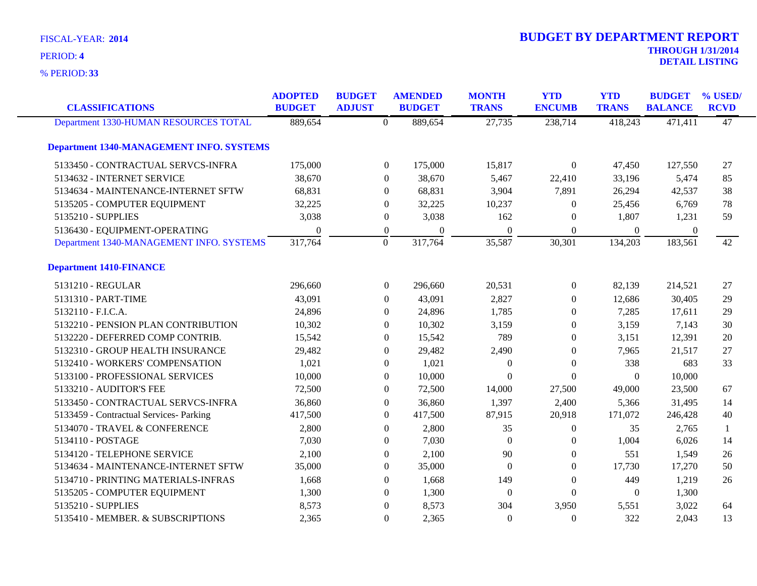FISCAL-YEAR: **2014**

PERIOD: **4**

% PERIOD: **33**

# BUDGET BY DEPARTMENT REPORT

**THROUGH 1/31/2014**

**DETAIL LISTING**

| CLASSIFICATIONS | ADOPTED BUDGET | BUDGET ADJUST | AMENDED BUDGET | MONTH TRANS | YTD ENCUMB | YTD TRANS | BUDGET BALANCE | % USED/ RCVD |
|---|---|---|---|---|---|---|---|---|
| Department 1330-HUMAN RESOURCES TOTAL | 889,654 | 0 | 889,654 | 27,735 | 238,714 | 418,243 | 471,411 | 47 |
| **Department 1340-MANAGEMENT INFO. SYSTEMS** | | | | | | | | |
| 5133450 - CONTRACTUAL SERVCS-INFRA | 175,000 | 0 | 175,000 | 15,817 | 0 | 47,450 | 127,550 | 27 |
| 5134632 - INTERNET SERVICE | 38,670 | 0 | 38,670 | 5,467 | 22,410 | 33,196 | 5,474 | 85 |
| 5134634 - MAINTENANCE-INTERNET SFTW | 68,831 | 0 | 68,831 | 3,904 | 7,891 | 26,294 | 42,537 | 38 |
| 5135205 - COMPUTER EQUIPMENT | 32,225 | 0 | 32,225 | 10,237 | 0 | 25,456 | 6,769 | 78 |
| 5135210 - SUPPLIES | 3,038 | 0 | 3,038 | 162 | 0 | 1,807 | 1,231 | 59 |
| 5136430 - EQUIPMENT-OPERATING | 0 | 0 | 0 | 0 | 0 | 0 | 0 | |
| Department 1340-MANAGEMENT INFO. SYSTEMS | 317,764 | 0 | 317,764 | 35,587 | 30,301 | 134,203 | 183,561 | 42 |
| **Department 1410-FINANCE** | | | | | | | | |
| 5131210 - REGULAR | 296,660 | 0 | 296,660 | 20,531 | 0 | 82,139 | 214,521 | 27 |
| 5131310 - PART-TIME | 43,091 | 0 | 43,091 | 2,827 | 0 | 12,686 | 30,405 | 29 |
| 5132110 - F.I.C.A. | 24,896 | 0 | 24,896 | 1,785 | 0 | 7,285 | 17,611 | 29 |
| 5132210 - PENSION PLAN CONTRIBUTION | 10,302 | 0 | 10,302 | 3,159 | 0 | 3,159 | 7,143 | 30 |
| 5132220 - DEFERRED COMP CONTRIB. | 15,542 | 0 | 15,542 | 789 | 0 | 3,151 | 12,391 | 20 |
| 5132310 - GROUP HEALTH INSURANCE | 29,482 | 0 | 29,482 | 2,490 | 0 | 7,965 | 21,517 | 27 |
| 5132410 - WORKERS' COMPENSATION | 1,021 | 0 | 1,021 | 0 | 0 | 338 | 683 | 33 |
| 5133100 - PROFESSIONAL SERVICES | 10,000 | 0 | 10,000 | 0 | 0 | 0 | 10,000 | |
| 5133210 - AUDITOR'S FEE | 72,500 | 0 | 72,500 | 14,000 | 27,500 | 49,000 | 23,500 | 67 |
| 5133450 - CONTRACTUAL SERVCS-INFRA | 36,860 | 0 | 36,860 | 1,397 | 2,400 | 5,366 | 31,495 | 14 |
| 5133459 - Contractual Services- Parking | 417,500 | 0 | 417,500 | 87,915 | 20,918 | 171,072 | 246,428 | 40 |
| 5134070 - TRAVEL & CONFERENCE | 2,800 | 0 | 2,800 | 35 | 0 | 35 | 2,765 | 1 |
| 5134110 - POSTAGE | 7,030 | 0 | 7,030 | 0 | 0 | 1,004 | 6,026 | 14 |
| 5134120 - TELEPHONE SERVICE | 2,100 | 0 | 2,100 | 90 | 0 | 551 | 1,549 | 26 |
| 5134634 - MAINTENANCE-INTERNET SFTW | 35,000 | 0 | 35,000 | 0 | 0 | 17,730 | 17,270 | 50 |
| 5134710 - PRINTING MATERIALS-INFRAS | 1,668 | 0 | 1,668 | 149 | 0 | 449 | 1,219 | 26 |
| 5135205 - COMPUTER EQUIPMENT | 1,300 | 0 | 1,300 | 0 | 0 | 0 | 1,300 | |
| 5135210 - SUPPLIES | 8,573 | 0 | 8,573 | 304 | 3,950 | 5,551 | 3,022 | 64 |
| 5135410 - MEMBER. & SUBSCRIPTIONS | 2,365 | 0 | 2,365 | 0 | 0 | 322 | 2,043 | 13 |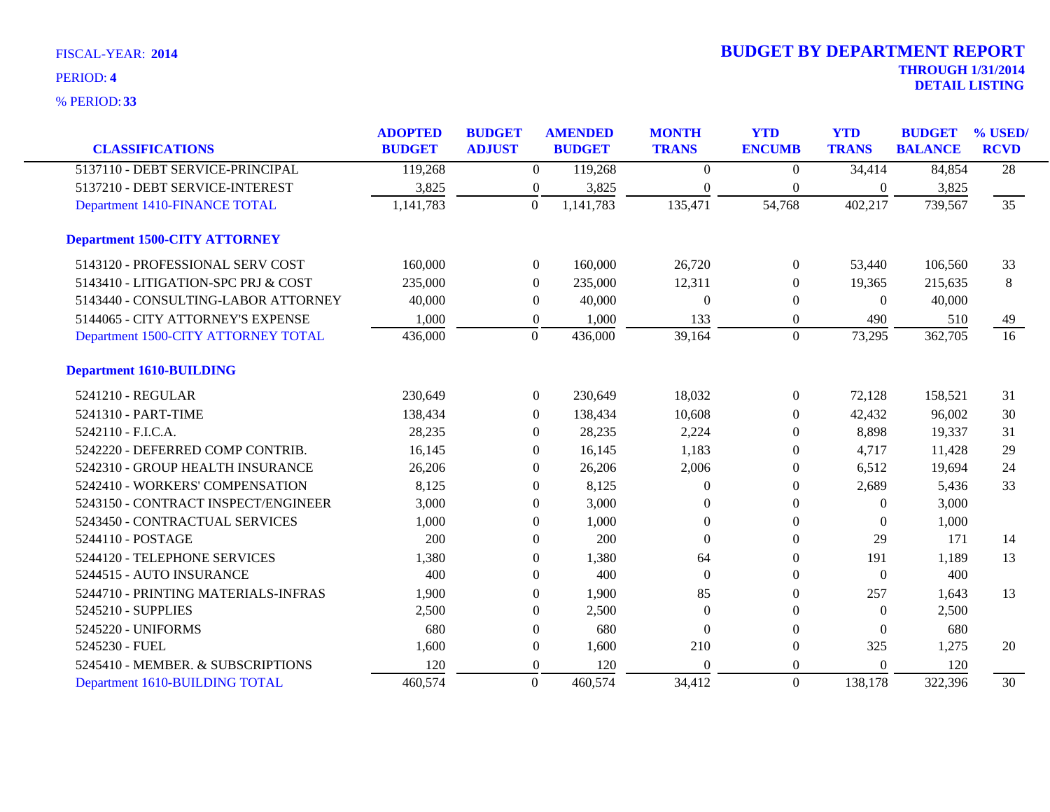FISCAL-YEAR: **2014**

PERIOD: **4**

% PERIOD: **33**

# BUDGET BY DEPARTMENT REPORT

**THROUGH 1/31/2014**

**DETAIL LISTING**

| CLASSIFICATIONS | ADOPTED BUDGET | BUDGET ADJUST | AMENDED BUDGET | MONTH TRANS | YTD ENCUMB | YTD TRANS | BUDGET BALANCE | % USED/ RCVD |
|---|---|---|---|---|---|---|---|---|
| 5137110 - DEBT SERVICE-PRINCIPAL | 119,268 | 0 | 119,268 | 0 | 0 | 34,414 | 84,854 | 28 |
| 5137210 - DEBT SERVICE-INTEREST | 3,825 | 0 | 3,825 | 0 | 0 | 0 | 3,825 | |
| Department 1410-FINANCE TOTAL | 1,141,783 | 0 | 1,141,783 | 135,471 | 54,768 | 402,217 | 739,567 | 35 |
| **Department 1500-CITY ATTORNEY** | | | | | | | | |
| 5143120 - PROFESSIONAL SERV COST | 160,000 | 0 | 160,000 | 26,720 | 0 | 53,440 | 106,560 | 33 |
| 5143410 - LITIGATION-SPC PRJ & COST | 235,000 | 0 | 235,000 | 12,311 | 0 | 19,365 | 215,635 | 8 |
| 5143440 - CONSULTING-LABOR ATTORNEY | 40,000 | 0 | 40,000 | 0 | 0 | 0 | 40,000 | |
| 5144065 - CITY ATTORNEY'S EXPENSE | 1,000 | 0 | 1,000 | 133 | 0 | 490 | 510 | 49 |
| Department 1500-CITY ATTORNEY TOTAL | 436,000 | 0 | 436,000 | 39,164 | 0 | 73,295 | 362,705 | 16 |
| **Department 1610-BUILDING** | | | | | | | | |
| 5241210 - REGULAR | 230,649 | 0 | 230,649 | 18,032 | 0 | 72,128 | 158,521 | 31 |
| 5241310 - PART-TIME | 138,434 | 0 | 138,434 | 10,608 | 0 | 42,432 | 96,002 | 30 |
| 5242110 - F.I.C.A. | 28,235 | 0 | 28,235 | 2,224 | 0 | 8,898 | 19,337 | 31 |
| 5242220 - DEFERRED COMP CONTRIB. | 16,145 | 0 | 16,145 | 1,183 | 0 | 4,717 | 11,428 | 29 |
| 5242310 - GROUP HEALTH INSURANCE | 26,206 | 0 | 26,206 | 2,006 | 0 | 6,512 | 19,694 | 24 |
| 5242410 - WORKERS' COMPENSATION | 8,125 | 0 | 8,125 | 0 | 0 | 2,689 | 5,436 | 33 |
| 5243150 - CONTRACT INSPECT/ENGINEER | 3,000 | 0 | 3,000 | 0 | 0 | 0 | 3,000 | |
| 5243450 - CONTRACTUAL SERVICES | 1,000 | 0 | 1,000 | 0 | 0 | 0 | 1,000 | |
| 5244110 - POSTAGE | 200 | 0 | 200 | 0 | 0 | 29 | 171 | 14 |
| 5244120 - TELEPHONE SERVICES | 1,380 | 0 | 1,380 | 64 | 0 | 191 | 1,189 | 13 |
| 5244515 - AUTO INSURANCE | 400 | 0 | 400 | 0 | 0 | 0 | 400 | |
| 5244710 - PRINTING MATERIALS-INFRAS | 1,900 | 0 | 1,900 | 85 | 0 | 257 | 1,643 | 13 |
| 5245210 - SUPPLIES | 2,500 | 0 | 2,500 | 0 | 0 | 0 | 2,500 | |
| 5245220 - UNIFORMS | 680 | 0 | 680 | 0 | 0 | 0 | 680 | |
| 5245230 - FUEL | 1,600 | 0 | 1,600 | 210 | 0 | 325 | 1,275 | 20 |
| 5245410 - MEMBER. & SUBSCRIPTIONS | 120 | 0 | 120 | 0 | 0 | 0 | 120 | |
| Department 1610-BUILDING TOTAL | 460,574 | 0 | 460,574 | 34,412 | 0 | 138,178 | 322,396 | 30 |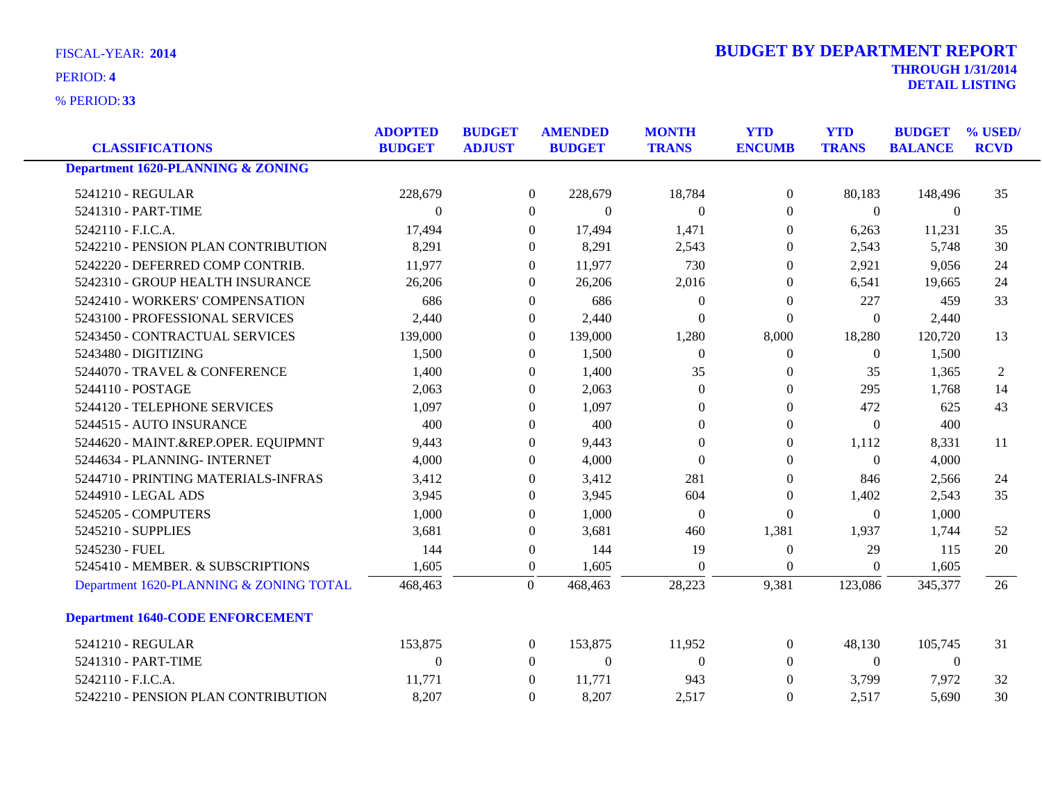FISCAL-YEAR: **2014**

PERIOD: **4**

% PERIOD: **33**

# BUDGET BY DEPARTMENT REPORT

**THROUGH 1/31/2014**

**DETAIL LISTING**

| CLASSIFICATIONS | ADOPTED BUDGET | BUDGET ADJUST | AMENDED BUDGET | MONTH TRANS | YTD ENCUMB | YTD TRANS | BUDGET BALANCE | % USED/ RCVD |
|---|---|---|---|---|---|---|---|---|
| **Department 1620-PLANNING & ZONING** | | | | | | | | |
| 5241210 - REGULAR | 228,679 | 0 | 228,679 | 18,784 | 0 | 80,183 | 148,496 | 35 |
| 5241310 - PART-TIME | 0 | 0 | 0 | 0 | 0 | 0 | 0 | |
| 5242110 - F.I.C.A. | 17,494 | 0 | 17,494 | 1,471 | 0 | 6,263 | 11,231 | 35 |
| 5242210 - PENSION PLAN CONTRIBUTION | 8,291 | 0 | 8,291 | 2,543 | 0 | 2,543 | 5,748 | 30 |
| 5242220 - DEFERRED COMP CONTRIB. | 11,977 | 0 | 11,977 | 730 | 0 | 2,921 | 9,056 | 24 |
| 5242310 - GROUP HEALTH INSURANCE | 26,206 | 0 | 26,206 | 2,016 | 0 | 6,541 | 19,665 | 24 |
| 5242410 - WORKERS' COMPENSATION | 686 | 0 | 686 | 0 | 0 | 227 | 459 | 33 |
| 5243100 - PROFESSIONAL SERVICES | 2,440 | 0 | 2,440 | 0 | 0 | 0 | 2,440 | |
| 5243450 - CONTRACTUAL SERVICES | 139,000 | 0 | 139,000 | 1,280 | 8,000 | 18,280 | 120,720 | 13 |
| 5243480 - DIGITIZING | 1,500 | 0 | 1,500 | 0 | 0 | 0 | 1,500 | |
| 5244070 - TRAVEL & CONFERENCE | 1,400 | 0 | 1,400 | 35 | 0 | 35 | 1,365 | 2 |
| 5244110 - POSTAGE | 2,063 | 0 | 2,063 | 0 | 0 | 295 | 1,768 | 14 |
| 5244120 - TELEPHONE SERVICES | 1,097 | 0 | 1,097 | 0 | 0 | 472 | 625 | 43 |
| 5244515 - AUTO INSURANCE | 400 | 0 | 400 | 0 | 0 | 0 | 400 | |
| 5244620 - MAINT.&REP.OPER. EQUIPMNT | 9,443 | 0 | 9,443 | 0 | 0 | 1,112 | 8,331 | 11 |
| 5244634 - PLANNING- INTERNET | 4,000 | 0 | 4,000 | 0 | 0 | 0 | 4,000 | |
| 5244710 - PRINTING MATERIALS-INFRAS | 3,412 | 0 | 3,412 | 281 | 0 | 846 | 2,566 | 24 |
| 5244910 - LEGAL ADS | 3,945 | 0 | 3,945 | 604 | 0 | 1,402 | 2,543 | 35 |
| 5245205 - COMPUTERS | 1,000 | 0 | 1,000 | 0 | 0 | 0 | 1,000 | |
| 5245210 - SUPPLIES | 3,681 | 0 | 3,681 | 460 | 1,381 | 1,937 | 1,744 | 52 |
| 5245230 - FUEL | 144 | 0 | 144 | 19 | 0 | 29 | 115 | 20 |
| 5245410 - MEMBER. & SUBSCRIPTIONS | 1,605 | 0 | 1,605 | 0 | 0 | 0 | 1,605 | |
| Department 1620-PLANNING & ZONING TOTAL | 468,463 | 0 | 468,463 | 28,223 | 9,381 | 123,086 | 345,377 | 26 |
| **Department 1640-CODE ENFORCEMENT** | | | | | | | | |
| 5241210 - REGULAR | 153,875 | 0 | 153,875 | 11,952 | 0 | 48,130 | 105,745 | 31 |
| 5241310 - PART-TIME | 0 | 0 | 0 | 0 | 0 | 0 | 0 | |
| 5242110 - F.I.C.A. | 11,771 | 0 | 11,771 | 943 | 0 | 3,799 | 7,972 | 32 |
| 5242210 - PENSION PLAN CONTRIBUTION | 8,207 | 0 | 8,207 | 2,517 | 0 | 2,517 | 5,690 | 30 |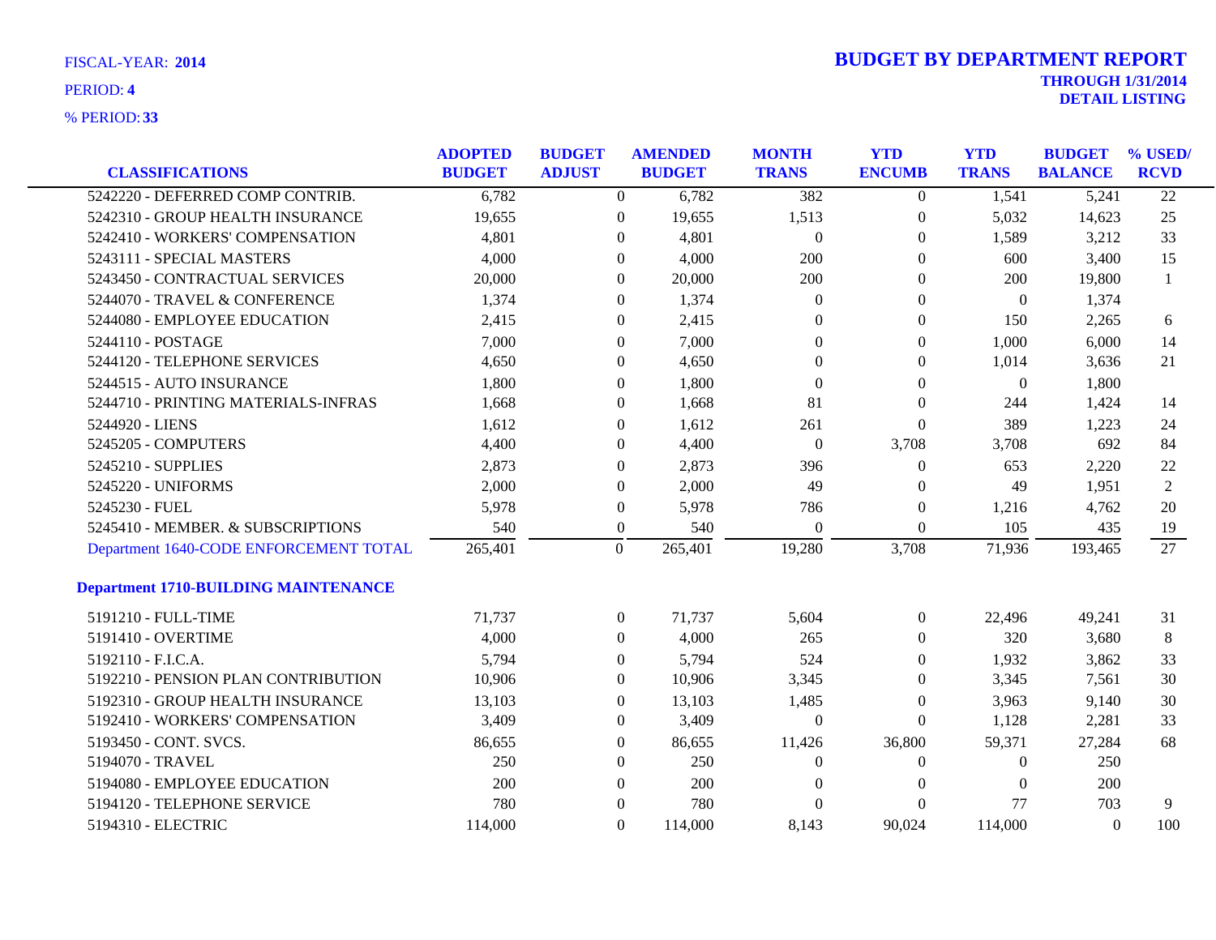FISCAL-YEAR: **2014**
PERIOD: **4**
% PERIOD: **33**

# BUDGET BY DEPARTMENT REPORT
**THROUGH 1/31/2014**
**DETAIL LISTING**

| CLASSIFICATIONS | ADOPTED BUDGET | BUDGET ADJUST | AMENDED BUDGET | MONTH TRANS | YTD ENCUMB | YTD TRANS | BUDGET BALANCE | % USED/ RCVD |
|---|---|---|---|---|---|---|---|---|
| 5242220 - DEFERRED COMP CONTRIB. | 6,782 | 0 | 6,782 | 382 | 0 | 1,541 | 5,241 | 22 |
| 5242310 - GROUP HEALTH INSURANCE | 19,655 | 0 | 19,655 | 1,513 | 0 | 5,032 | 14,623 | 25 |
| 5242410 - WORKERS' COMPENSATION | 4,801 | 0 | 4,801 | 0 | 0 | 1,589 | 3,212 | 33 |
| 5243111 - SPECIAL MASTERS | 4,000 | 0 | 4,000 | 200 | 0 | 600 | 3,400 | 15 |
| 5243450 - CONTRACTUAL SERVICES | 20,000 | 0 | 20,000 | 200 | 0 | 200 | 19,800 | 1 |
| 5244070 - TRAVEL & CONFERENCE | 1,374 | 0 | 1,374 | 0 | 0 | 0 | 1,374 | |
| 5244080 - EMPLOYEE EDUCATION | 2,415 | 0 | 2,415 | 0 | 0 | 150 | 2,265 | 6 |
| 5244110 - POSTAGE | 7,000 | 0 | 7,000 | 0 | 0 | 1,000 | 6,000 | 14 |
| 5244120 - TELEPHONE SERVICES | 4,650 | 0 | 4,650 | 0 | 0 | 1,014 | 3,636 | 21 |
| 5244515 - AUTO INSURANCE | 1,800 | 0 | 1,800 | 0 | 0 | 0 | 1,800 | |
| 5244710 - PRINTING MATERIALS-INFRAS | 1,668 | 0 | 1,668 | 81 | 0 | 244 | 1,424 | 14 |
| 5244920 - LIENS | 1,612 | 0 | 1,612 | 261 | 0 | 389 | 1,223 | 24 |
| 5245205 - COMPUTERS | 4,400 | 0 | 4,400 | 0 | 3,708 | 3,708 | 692 | 84 |
| 5245210 - SUPPLIES | 2,873 | 0 | 2,873 | 396 | 0 | 653 | 2,220 | 22 |
| 5245220 - UNIFORMS | 2,000 | 0 | 2,000 | 49 | 0 | 49 | 1,951 | 2 |
| 5245230 - FUEL | 5,978 | 0 | 5,978 | 786 | 0 | 1,216 | 4,762 | 20 |
| 5245410 - MEMBER. & SUBSCRIPTIONS | 540 | 0 | 540 | 0 | 0 | 105 | 435 | 19 |
| Department 1640-CODE ENFORCEMENT TOTAL | 265,401 | 0 | 265,401 | 19,280 | 3,708 | 71,936 | 193,465 | 27 |
| **Department 1710-BUILDING MAINTENANCE** | | | | | | | | |
| 5191210 - FULL-TIME | 71,737 | 0 | 71,737 | 5,604 | 0 | 22,496 | 49,241 | 31 |
| 5191410 - OVERTIME | 4,000 | 0 | 4,000 | 265 | 0 | 320 | 3,680 | 8 |
| 5192110 - F.I.C.A. | 5,794 | 0 | 5,794 | 524 | 0 | 1,932 | 3,862 | 33 |
| 5192210 - PENSION PLAN CONTRIBUTION | 10,906 | 0 | 10,906 | 3,345 | 0 | 3,345 | 7,561 | 30 |
| 5192310 - GROUP HEALTH INSURANCE | 13,103 | 0 | 13,103 | 1,485 | 0 | 3,963 | 9,140 | 30 |
| 5192410 - WORKERS' COMPENSATION | 3,409 | 0 | 3,409 | 0 | 0 | 1,128 | 2,281 | 33 |
| 5193450 - CONT. SVCS. | 86,655 | 0 | 86,655 | 11,426 | 36,800 | 59,371 | 27,284 | 68 |
| 5194070 - TRAVEL | 250 | 0 | 250 | 0 | 0 | 0 | 250 | |
| 5194080 - EMPLOYEE EDUCATION | 200 | 0 | 200 | 0 | 0 | 0 | 200 | |
| 5194120 - TELEPHONE SERVICE | 780 | 0 | 780 | 0 | 0 | 77 | 703 | 9 |
| 5194310 - ELECTRIC | 114,000 | 0 | 114,000 | 8,143 | 90,024 | 114,000 | 0 | 100 |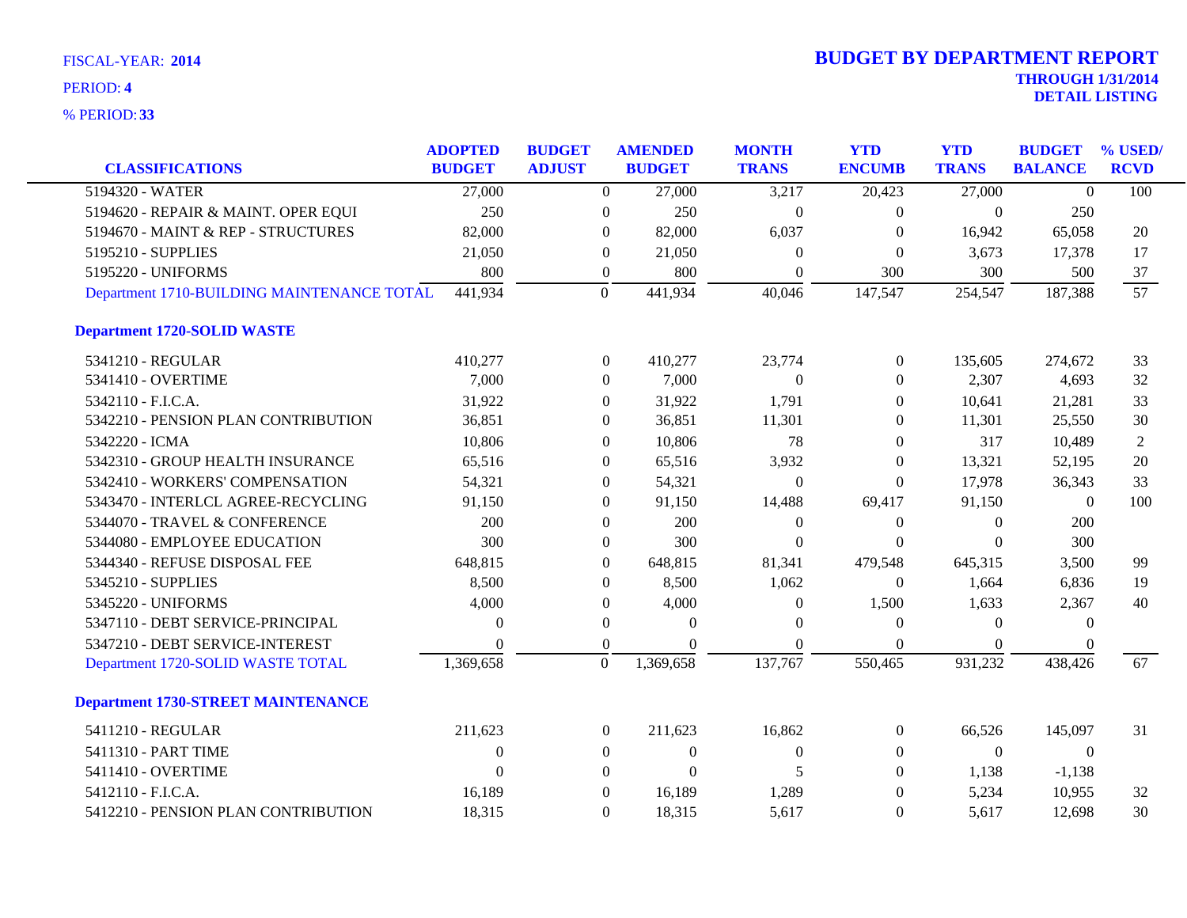FISCAL-YEAR: **2014**

PERIOD: **4**

% PERIOD: **33**

# BUDGET BY DEPARTMENT REPORT

**THROUGH 1/31/2014**

**DETAIL LISTING**

| CLASSIFICATIONS | ADOPTED BUDGET | BUDGET ADJUST | AMENDED BUDGET | MONTH TRANS | YTD ENCUMB | YTD TRANS | BUDGET BALANCE | % USED/ RCVD |
|---|---|---|---|---|---|---|---|---|
| 5194320 - WATER | 27,000 | 0 | 27,000 | 3,217 | 20,423 | 27,000 | 0 | 100 |
| 5194620 - REPAIR & MAINT. OPER EQUI | 250 | 0 | 250 | 0 | 0 | 0 | 250 | |
| 5194670 - MAINT & REP - STRUCTURES | 82,000 | 0 | 82,000 | 6,037 | 0 | 16,942 | 65,058 | 20 |
| 5195210 - SUPPLIES | 21,050 | 0 | 21,050 | 0 | 0 | 3,673 | 17,378 | 17 |
| 5195220 - UNIFORMS | 800 | 0 | 800 | 0 | 300 | 300 | 500 | 37 |
| Department 1710-BUILDING MAINTENANCE TOTAL | 441,934 | 0 | 441,934 | 40,046 | 147,547 | 254,547 | 187,388 | 57 |
| **Department 1720-SOLID WASTE** | | | | | | | | |
| 5341210 - REGULAR | 410,277 | 0 | 410,277 | 23,774 | 0 | 135,605 | 274,672 | 33 |
| 5341410 - OVERTIME | 7,000 | 0 | 7,000 | 0 | 0 | 2,307 | 4,693 | 32 |
| 5342110 - F.I.C.A. | 31,922 | 0 | 31,922 | 1,791 | 0 | 10,641 | 21,281 | 33 |
| 5342210 - PENSION PLAN CONTRIBUTION | 36,851 | 0 | 36,851 | 11,301 | 0 | 11,301 | 25,550 | 30 |
| 5342220 - ICMA | 10,806 | 0 | 10,806 | 78 | 0 | 317 | 10,489 | 2 |
| 5342310 - GROUP HEALTH INSURANCE | 65,516 | 0 | 65,516 | 3,932 | 0 | 13,321 | 52,195 | 20 |
| 5342410 - WORKERS' COMPENSATION | 54,321 | 0 | 54,321 | 0 | 0 | 17,978 | 36,343 | 33 |
| 5343470 - INTERLCL AGREE-RECYCLING | 91,150 | 0 | 91,150 | 14,488 | 69,417 | 91,150 | 0 | 100 |
| 5344070 - TRAVEL & CONFERENCE | 200 | 0 | 200 | 0 | 0 | 0 | 200 | |
| 5344080 - EMPLOYEE EDUCATION | 300 | 0 | 300 | 0 | 0 | 0 | 300 | |
| 5344340 - REFUSE DISPOSAL FEE | 648,815 | 0 | 648,815 | 81,341 | 479,548 | 645,315 | 3,500 | 99 |
| 5345210 - SUPPLIES | 8,500 | 0 | 8,500 | 1,062 | 0 | 1,664 | 6,836 | 19 |
| 5345220 - UNIFORMS | 4,000 | 0 | 4,000 | 0 | 1,500 | 1,633 | 2,367 | 40 |
| 5347110 - DEBT SERVICE-PRINCIPAL | 0 | 0 | 0 | 0 | 0 | 0 | 0 | |
| 5347210 - DEBT SERVICE-INTEREST | 0 | 0 | 0 | 0 | 0 | 0 | 0 | |
| Department 1720-SOLID WASTE TOTAL | 1,369,658 | 0 | 1,369,658 | 137,767 | 550,465 | 931,232 | 438,426 | 67 |
| **Department 1730-STREET MAINTENANCE** | | | | | | | | |
| 5411210 - REGULAR | 211,623 | 0 | 211,623 | 16,862 | 0 | 66,526 | 145,097 | 31 |
| 5411310 - PART TIME | 0 | 0 | 0 | 0 | 0 | 0 | 0 | |
| 5411410 - OVERTIME | 0 | 0 | 0 | 5 | 0 | 1,138 | -1,138 | |
| 5412110 - F.I.C.A. | 16,189 | 0 | 16,189 | 1,289 | 0 | 5,234 | 10,955 | 32 |
| 5412210 - PENSION PLAN CONTRIBUTION | 18,315 | 0 | 18,315 | 5,617 | 0 | 5,617 | 12,698 | 30 |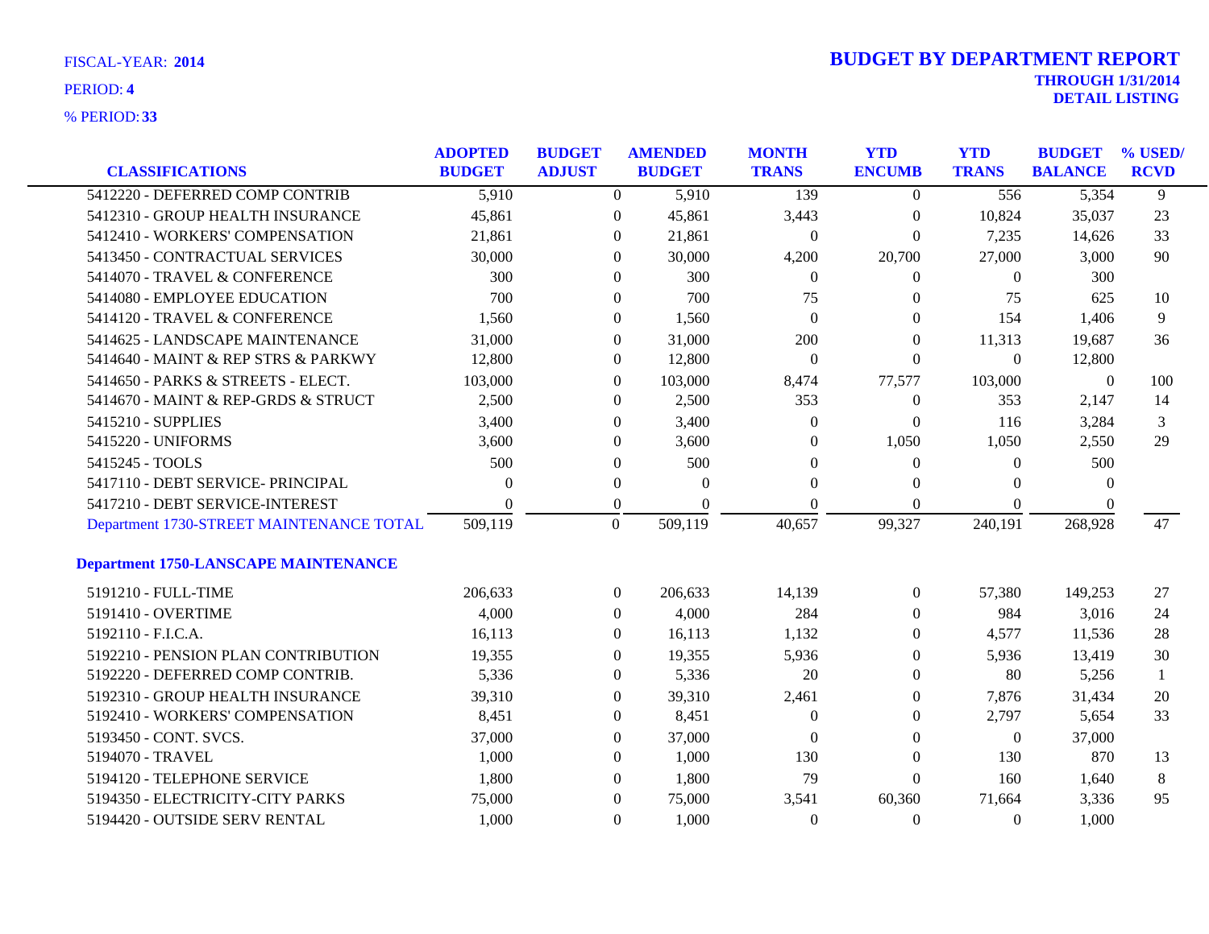FISCAL-YEAR: **2014**

PERIOD: **4**

% PERIOD: **33**

# BUDGET BY DEPARTMENT REPORT

**THROUGH 1/31/2014**

**DETAIL LISTING**

| CLASSIFICATIONS | ADOPTED BUDGET | BUDGET ADJUST | AMENDED BUDGET | MONTH TRANS | YTD ENCUMB | YTD TRANS | BUDGET BALANCE | % USED/ RCVD |
|---|---|---|---|---|---|---|---|---|
| 5412220 - DEFERRED COMP CONTRIB | 5,910 | 0 | 5,910 | 139 | 0 | 556 | 5,354 | 9 |
| 5412310 - GROUP HEALTH INSURANCE | 45,861 | 0 | 45,861 | 3,443 | 0 | 10,824 | 35,037 | 23 |
| 5412410 - WORKERS' COMPENSATION | 21,861 | 0 | 21,861 | 0 | 0 | 7,235 | 14,626 | 33 |
| 5413450 - CONTRACTUAL SERVICES | 30,000 | 0 | 30,000 | 4,200 | 20,700 | 27,000 | 3,000 | 90 |
| 5414070 - TRAVEL & CONFERENCE | 300 | 0 | 300 | 0 | 0 | 0 | 300 | |
| 5414080 - EMPLOYEE EDUCATION | 700 | 0 | 700 | 75 | 0 | 75 | 625 | 10 |
| 5414120 - TRAVEL & CONFERENCE | 1,560 | 0 | 1,560 | 0 | 0 | 154 | 1,406 | 9 |
| 5414625 - LANDSCAPE MAINTENANCE | 31,000 | 0 | 31,000 | 200 | 0 | 11,313 | 19,687 | 36 |
| 5414640 - MAINT & REP STRS & PARKWY | 12,800 | 0 | 12,800 | 0 | 0 | 0 | 12,800 | |
| 5414650 - PARKS & STREETS - ELECT. | 103,000 | 0 | 103,000 | 8,474 | 77,577 | 103,000 | 0 | 100 |
| 5414670 - MAINT & REP-GRDS & STRUCT | 2,500 | 0 | 2,500 | 353 | 0 | 353 | 2,147 | 14 |
| 5415210 - SUPPLIES | 3,400 | 0 | 3,400 | 0 | 0 | 116 | 3,284 | 3 |
| 5415220 - UNIFORMS | 3,600 | 0 | 3,600 | 0 | 1,050 | 1,050 | 2,550 | 29 |
| 5415245 - TOOLS | 500 | 0 | 500 | 0 | 0 | 0 | 500 | |
| 5417110 - DEBT SERVICE- PRINCIPAL | 0 | 0 | 0 | 0 | 0 | 0 | 0 | |
| 5417210 - DEBT SERVICE-INTEREST | 0 | 0 | 0 | 0 | 0 | 0 | 0 | |
| Department 1730-STREET MAINTENANCE TOTAL | 509,119 | 0 | 509,119 | 40,657 | 99,327 | 240,191 | 268,928 | 47 |

**Department 1750-LANSCAPE MAINTENANCE**

| CLASSIFICATIONS | ADOPTED BUDGET | BUDGET ADJUST | AMENDED BUDGET | MONTH TRANS | YTD ENCUMB | YTD TRANS | BUDGET BALANCE | % USED/ RCVD |
|---|---|---|---|---|---|---|---|---|
| 5191210 - FULL-TIME | 206,633 | 0 | 206,633 | 14,139 | 0 | 57,380 | 149,253 | 27 |
| 5191410 - OVERTIME | 4,000 | 0 | 4,000 | 284 | 0 | 984 | 3,016 | 24 |
| 5192110 - F.I.C.A. | 16,113 | 0 | 16,113 | 1,132 | 0 | 4,577 | 11,536 | 28 |
| 5192210 - PENSION PLAN CONTRIBUTION | 19,355 | 0 | 19,355 | 5,936 | 0 | 5,936 | 13,419 | 30 |
| 5192220 - DEFERRED COMP CONTRIB. | 5,336 | 0 | 5,336 | 20 | 0 | 80 | 5,256 | 1 |
| 5192310 - GROUP HEALTH INSURANCE | 39,310 | 0 | 39,310 | 2,461 | 0 | 7,876 | 31,434 | 20 |
| 5192410 - WORKERS' COMPENSATION | 8,451 | 0 | 8,451 | 0 | 0 | 2,797 | 5,654 | 33 |
| 5193450 - CONT. SVCS. | 37,000 | 0 | 37,000 | 0 | 0 | 0 | 37,000 | |
| 5194070 - TRAVEL | 1,000 | 0 | 1,000 | 130 | 0 | 130 | 870 | 13 |
| 5194120 - TELEPHONE SERVICE | 1,800 | 0 | 1,800 | 79 | 0 | 160 | 1,640 | 8 |
| 5194350 - ELECTRICITY-CITY PARKS | 75,000 | 0 | 75,000 | 3,541 | 60,360 | 71,664 | 3,336 | 95 |
| 5194420 - OUTSIDE SERV RENTAL | 1,000 | 0 | 1,000 | 0 | 0 | 0 | 1,000 | |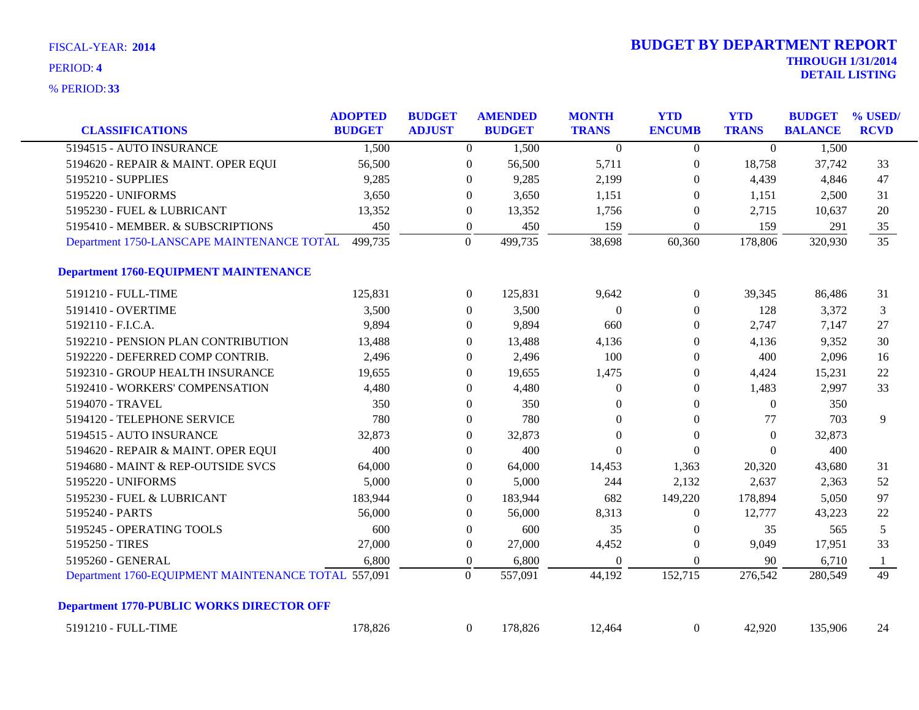FISCAL-YEAR: **2014**

PERIOD: **4**

% PERIOD: **33**

# BUDGET BY DEPARTMENT REPORT

**THROUGH 1/31/2014**

**DETAIL LISTING**

| CLASSIFICATIONS | ADOPTED BUDGET | BUDGET ADJUST | AMENDED BUDGET | MONTH TRANS | YTD ENCUMB | YTD TRANS | BUDGET BALANCE | % USED/ RCVD |
|---|---|---|---|---|---|---|---|---|
| 5194515 - AUTO INSURANCE | 1,500 | 0 | 1,500 | 0 | 0 | 0 | 1,500 | |
| 5194620 - REPAIR & MAINT. OPER EQUI | 56,500 | 0 | 56,500 | 5,711 | 0 | 18,758 | 37,742 | 33 |
| 5195210 - SUPPLIES | 9,285 | 0 | 9,285 | 2,199 | 0 | 4,439 | 4,846 | 47 |
| 5195220 - UNIFORMS | 3,650 | 0 | 3,650 | 1,151 | 0 | 1,151 | 2,500 | 31 |
| 5195230 - FUEL & LUBRICANT | 13,352 | 0 | 13,352 | 1,756 | 0 | 2,715 | 10,637 | 20 |
| 5195410 - MEMBER. & SUBSCRIPTIONS | 450 | 0 | 450 | 159 | 0 | 159 | 291 | 35 |
| Department 1750-LANSCAPE MAINTENANCE TOTAL | 499,735 | 0 | 499,735 | 38,698 | 60,360 | 178,806 | 320,930 | 35 |
| **Department 1760-EQUIPMENT MAINTENANCE** | | | | | | | | |
| 5191210 - FULL-TIME | 125,831 | 0 | 125,831 | 9,642 | 0 | 39,345 | 86,486 | 31 |
| 5191410 - OVERTIME | 3,500 | 0 | 3,500 | 0 | 0 | 128 | 3,372 | 3 |
| 5192110 - F.I.C.A. | 9,894 | 0 | 9,894 | 660 | 0 | 2,747 | 7,147 | 27 |
| 5192210 - PENSION PLAN CONTRIBUTION | 13,488 | 0 | 13,488 | 4,136 | 0 | 4,136 | 9,352 | 30 |
| 5192220 - DEFERRED COMP CONTRIB. | 2,496 | 0 | 2,496 | 100 | 0 | 400 | 2,096 | 16 |
| 5192310 - GROUP HEALTH INSURANCE | 19,655 | 0 | 19,655 | 1,475 | 0 | 4,424 | 15,231 | 22 |
| 5192410 - WORKERS' COMPENSATION | 4,480 | 0 | 4,480 | 0 | 0 | 1,483 | 2,997 | 33 |
| 5194070 - TRAVEL | 350 | 0 | 350 | 0 | 0 | 0 | 350 | |
| 5194120 - TELEPHONE SERVICE | 780 | 0 | 780 | 0 | 0 | 77 | 703 | 9 |
| 5194515 - AUTO INSURANCE | 32,873 | 0 | 32,873 | 0 | 0 | 0 | 32,873 | |
| 5194620 - REPAIR & MAINT. OPER EQUI | 400 | 0 | 400 | 0 | 0 | 0 | 400 | |
| 5194680 - MAINT & REP-OUTSIDE SVCS | 64,000 | 0 | 64,000 | 14,453 | 1,363 | 20,320 | 43,680 | 31 |
| 5195220 - UNIFORMS | 5,000 | 0 | 5,000 | 244 | 2,132 | 2,637 | 2,363 | 52 |
| 5195230 - FUEL & LUBRICANT | 183,944 | 0 | 183,944 | 682 | 149,220 | 178,894 | 5,050 | 97 |
| 5195240 - PARTS | 56,000 | 0 | 56,000 | 8,313 | 0 | 12,777 | 43,223 | 22 |
| 5195245 - OPERATING TOOLS | 600 | 0 | 600 | 35 | 0 | 35 | 565 | 5 |
| 5195250 - TIRES | 27,000 | 0 | 27,000 | 4,452 | 0 | 9,049 | 17,951 | 33 |
| 5195260 - GENERAL | 6,800 | 0 | 6,800 | 0 | 0 | 90 | 6,710 | 1 |
| Department 1760-EQUIPMENT MAINTENANCE TOTAL | 557,091 | 0 | 557,091 | 44,192 | 152,715 | 276,542 | 280,549 | 49 |
| **Department 1770-PUBLIC WORKS DIRECTOR OFF** | | | | | | | | |
| 5191210 - FULL-TIME | 178,826 | 0 | 178,826 | 12,464 | 0 | 42,920 | 135,906 | 24 |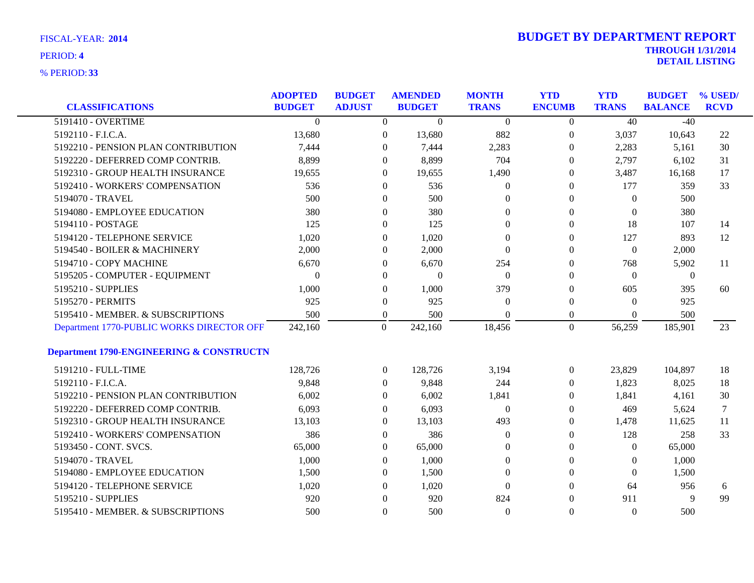FISCAL-YEAR: **2014**

PERIOD: **4**

% PERIOD: **33**

# BUDGET BY DEPARTMENT REPORT

**THROUGH 1/31/2014**

**DETAIL LISTING**

| CLASSIFICATIONS | ADOPTED BUDGET | BUDGET ADJUST | AMENDED BUDGET | MONTH TRANS | YTD ENCUMB | YTD TRANS | BUDGET BALANCE | % USED/ RCVD |
|---|---|---|---|---|---|---|---|---|
| 5191410 - OVERTIME | 0 | 0 | 0 | 0 | 0 | 40 | -40 | |
| 5192110 - F.I.C.A. | 13,680 | 0 | 13,680 | 882 | 0 | 3,037 | 10,643 | 22 |
| 5192210 - PENSION PLAN CONTRIBUTION | 7,444 | 0 | 7,444 | 2,283 | 0 | 2,283 | 5,161 | 30 |
| 5192220 - DEFERRED COMP CONTRIB. | 8,899 | 0 | 8,899 | 704 | 0 | 2,797 | 6,102 | 31 |
| 5192310 - GROUP HEALTH INSURANCE | 19,655 | 0 | 19,655 | 1,490 | 0 | 3,487 | 16,168 | 17 |
| 5192410 - WORKERS' COMPENSATION | 536 | 0 | 536 | 0 | 0 | 177 | 359 | 33 |
| 5194070 - TRAVEL | 500 | 0 | 500 | 0 | 0 | 0 | 500 | |
| 5194080 - EMPLOYEE EDUCATION | 380 | 0 | 380 | 0 | 0 | 0 | 380 | |
| 5194110 - POSTAGE | 125 | 0 | 125 | 0 | 0 | 18 | 107 | 14 |
| 5194120 - TELEPHONE SERVICE | 1,020 | 0 | 1,020 | 0 | 0 | 127 | 893 | 12 |
| 5194540 - BOILER & MACHINERY | 2,000 | 0 | 2,000 | 0 | 0 | 0 | 2,000 | |
| 5194710 - COPY MACHINE | 6,670 | 0 | 6,670 | 254 | 0 | 768 | 5,902 | 11 |
| 5195205 - COMPUTER - EQUIPMENT | 0 | 0 | 0 | 0 | 0 | 0 | 0 | |
| 5195210 - SUPPLIES | 1,000 | 0 | 1,000 | 379 | 0 | 605 | 395 | 60 |
| 5195270 - PERMITS | 925 | 0 | 925 | 0 | 0 | 0 | 925 | |
| 5195410 - MEMBER. & SUBSCRIPTIONS | 500 | 0 | 500 | 0 | 0 | 0 | 500 | |
| Department 1770-PUBLIC WORKS DIRECTOR OFF | 242,160 | 0 | 242,160 | 18,456 | 0 | 56,259 | 185,901 | 23 |
| **Department 1790-ENGINEERING & CONSTRUCTN** | | | | | | | | |
| 5191210 - FULL-TIME | 128,726 | 0 | 128,726 | 3,194 | 0 | 23,829 | 104,897 | 18 |
| 5192110 - F.I.C.A. | 9,848 | 0 | 9,848 | 244 | 0 | 1,823 | 8,025 | 18 |
| 5192210 - PENSION PLAN CONTRIBUTION | 6,002 | 0 | 6,002 | 1,841 | 0 | 1,841 | 4,161 | 30 |
| 5192220 - DEFERRED COMP CONTRIB. | 6,093 | 0 | 6,093 | 0 | 0 | 469 | 5,624 | 7 |
| 5192310 - GROUP HEALTH INSURANCE | 13,103 | 0 | 13,103 | 493 | 0 | 1,478 | 11,625 | 11 |
| 5192410 - WORKERS' COMPENSATION | 386 | 0 | 386 | 0 | 0 | 128 | 258 | 33 |
| 5193450 - CONT. SVCS. | 65,000 | 0 | 65,000 | 0 | 0 | 0 | 65,000 | |
| 5194070 - TRAVEL | 1,000 | 0 | 1,000 | 0 | 0 | 0 | 1,000 | |
| 5194080 - EMPLOYEE EDUCATION | 1,500 | 0 | 1,500 | 0 | 0 | 0 | 1,500 | |
| 5194120 - TELEPHONE SERVICE | 1,020 | 0 | 1,020 | 0 | 0 | 64 | 956 | 6 |
| 5195210 - SUPPLIES | 920 | 0 | 920 | 824 | 0 | 911 | 9 | 99 |
| 5195410 - MEMBER. & SUBSCRIPTIONS | 500 | 0 | 500 | 0 | 0 | 0 | 500 | |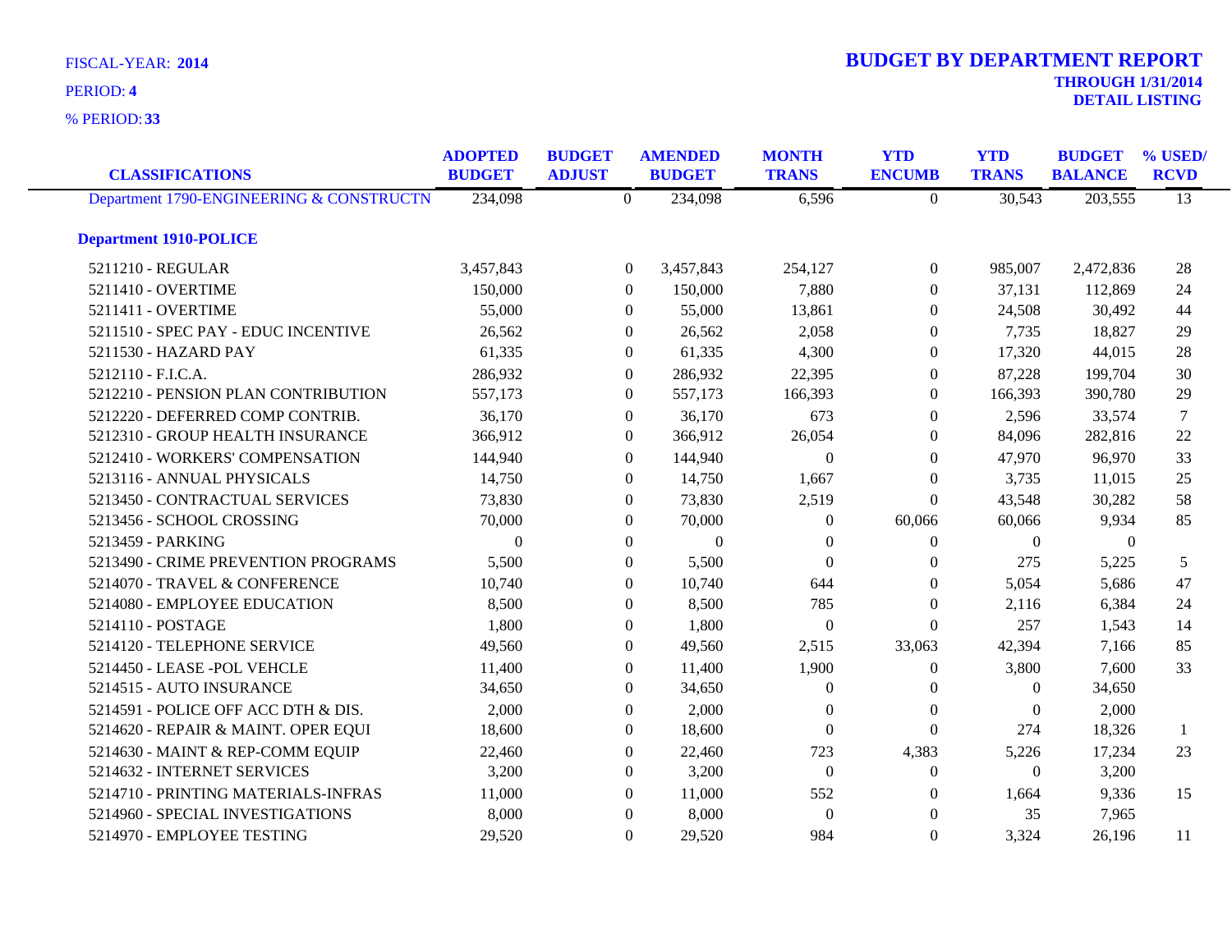FISCAL-YEAR: **2014**

PERIOD: **4**

% PERIOD: **33**

# BUDGET BY DEPARTMENT REPORT

**THROUGH 1/31/2014**

**DETAIL LISTING**

| CLASSIFICATIONS | ADOPTED BUDGET | BUDGET ADJUST | AMENDED BUDGET | MONTH TRANS | YTD ENCUMB | YTD TRANS | BUDGET BALANCE | % USED/ RCVD |
|---|---|---|---|---|---|---|---|---|
| Department 1790-ENGINEERING & CONSTRUCTN | 234,098 | 0 | 234,098 | 6,596 | 0 | 30,543 | 203,555 | 13 |
| **Department 1910-POLICE** | | | | | | | | |
| 5211210 - REGULAR | 3,457,843 | 0 | 3,457,843 | 254,127 | 0 | 985,007 | 2,472,836 | 28 |
| 5211410 - OVERTIME | 150,000 | 0 | 150,000 | 7,880 | 0 | 37,131 | 112,869 | 24 |
| 5211411 - OVERTIME | 55,000 | 0 | 55,000 | 13,861 | 0 | 24,508 | 30,492 | 44 |
| 5211510 - SPEC PAY - EDUC INCENTIVE | 26,562 | 0 | 26,562 | 2,058 | 0 | 7,735 | 18,827 | 29 |
| 5211530 - HAZARD PAY | 61,335 | 0 | 61,335 | 4,300 | 0 | 17,320 | 44,015 | 28 |
| 5212110 - F.I.C.A. | 286,932 | 0 | 286,932 | 22,395 | 0 | 87,228 | 199,704 | 30 |
| 5212210 - PENSION PLAN CONTRIBUTION | 557,173 | 0 | 557,173 | 166,393 | 0 | 166,393 | 390,780 | 29 |
| 5212220 - DEFERRED COMP CONTRIB. | 36,170 | 0 | 36,170 | 673 | 0 | 2,596 | 33,574 | 7 |
| 5212310 - GROUP HEALTH INSURANCE | 366,912 | 0 | 366,912 | 26,054 | 0 | 84,096 | 282,816 | 22 |
| 5212410 - WORKERS' COMPENSATION | 144,940 | 0 | 144,940 | 0 | 0 | 47,970 | 96,970 | 33 |
| 5213116 - ANNUAL PHYSICALS | 14,750 | 0 | 14,750 | 1,667 | 0 | 3,735 | 11,015 | 25 |
| 5213450 - CONTRACTUAL SERVICES | 73,830 | 0 | 73,830 | 2,519 | 0 | 43,548 | 30,282 | 58 |
| 5213456 - SCHOOL CROSSING | 70,000 | 0 | 70,000 | 0 | 60,066 | 60,066 | 9,934 | 85 |
| 5213459 - PARKING | 0 | 0 | 0 | 0 | 0 | 0 | 0 | |
| 5213490 - CRIME PREVENTION PROGRAMS | 5,500 | 0 | 5,500 | 0 | 0 | 275 | 5,225 | 5 |
| 5214070 - TRAVEL & CONFERENCE | 10,740 | 0 | 10,740 | 644 | 0 | 5,054 | 5,686 | 47 |
| 5214080 - EMPLOYEE EDUCATION | 8,500 | 0 | 8,500 | 785 | 0 | 2,116 | 6,384 | 24 |
| 5214110 - POSTAGE | 1,800 | 0 | 1,800 | 0 | 0 | 257 | 1,543 | 14 |
| 5214120 - TELEPHONE SERVICE | 49,560 | 0 | 49,560 | 2,515 | 33,063 | 42,394 | 7,166 | 85 |
| 5214450 - LEASE -POL VEHCLE | 11,400 | 0 | 11,400 | 1,900 | 0 | 3,800 | 7,600 | 33 |
| 5214515 - AUTO INSURANCE | 34,650 | 0 | 34,650 | 0 | 0 | 0 | 34,650 | |
| 5214591 - POLICE OFF ACC DTH & DIS. | 2,000 | 0 | 2,000 | 0 | 0 | 0 | 2,000 | |
| 5214620 - REPAIR & MAINT. OPER EQUI | 18,600 | 0 | 18,600 | 0 | 0 | 274 | 18,326 | 1 |
| 5214630 - MAINT & REP-COMM EQUIP | 22,460 | 0 | 22,460 | 723 | 4,383 | 5,226 | 17,234 | 23 |
| 5214632 - INTERNET SERVICES | 3,200 | 0 | 3,200 | 0 | 0 | 0 | 3,200 | |
| 5214710 - PRINTING MATERIALS-INFRAS | 11,000 | 0 | 11,000 | 552 | 0 | 1,664 | 9,336 | 15 |
| 5214960 - SPECIAL INVESTIGATIONS | 8,000 | 0 | 8,000 | 0 | 0 | 35 | 7,965 | |
| 5214970 - EMPLOYEE TESTING | 29,520 | 0 | 29,520 | 984 | 0 | 3,324 | 26,196 | 11 |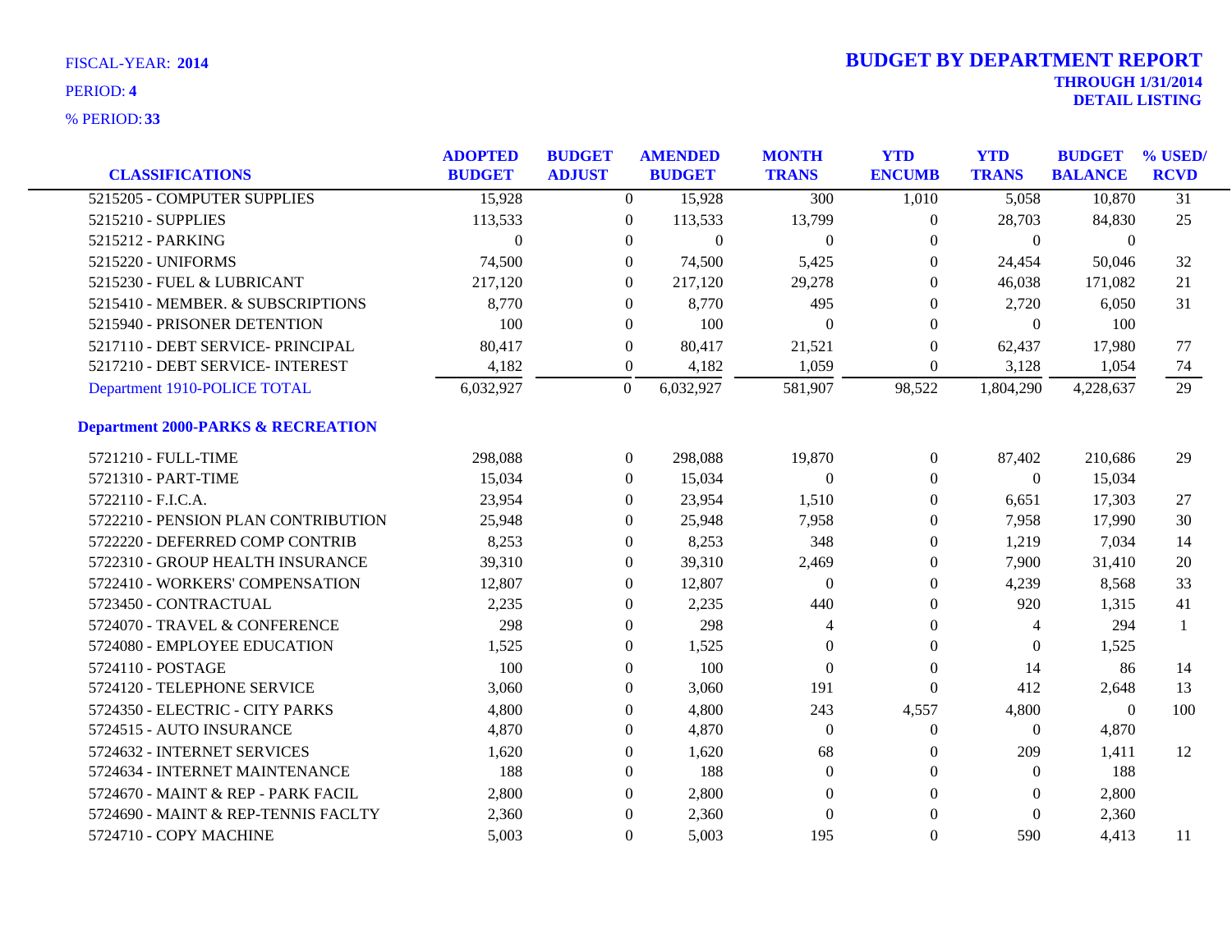FISCAL-YEAR: **2014**

PERIOD: **4**

% PERIOD: **33**

# BUDGET BY DEPARTMENT REPORT

**THROUGH 1/31/2014**

**DETAIL LISTING**

| CLASSIFICATIONS | ADOPTED BUDGET | BUDGET ADJUST | AMENDED BUDGET | MONTH TRANS | YTD ENCUMB | YTD TRANS | BUDGET BALANCE | % USED/ RCVD |
|---|---|---|---|---|---|---|---|---|
| 5215205 - COMPUTER SUPPLIES | 15,928 | 0 | 15,928 | 300 | 1,010 | 5,058 | 10,870 | 31 |
| 5215210 - SUPPLIES | 113,533 | 0 | 113,533 | 13,799 | 0 | 28,703 | 84,830 | 25 |
| 5215212 - PARKING | 0 | 0 | 0 | 0 | 0 | 0 | 0 | |
| 5215220 - UNIFORMS | 74,500 | 0 | 74,500 | 5,425 | 0 | 24,454 | 50,046 | 32 |
| 5215230 - FUEL & LUBRICANT | 217,120 | 0 | 217,120 | 29,278 | 0 | 46,038 | 171,082 | 21 |
| 5215410 - MEMBER. & SUBSCRIPTIONS | 8,770 | 0 | 8,770 | 495 | 0 | 2,720 | 6,050 | 31 |
| 5215940 - PRISONER DETENTION | 100 | 0 | 100 | 0 | 0 | 0 | 100 | |
| 5217110 - DEBT SERVICE- PRINCIPAL | 80,417 | 0 | 80,417 | 21,521 | 0 | 62,437 | 17,980 | 77 |
| 5217210 - DEBT SERVICE- INTEREST | 4,182 | 0 | 4,182 | 1,059 | 0 | 3,128 | 1,054 | 74 |
| Department 1910-POLICE TOTAL | 6,032,927 | 0 | 6,032,927 | 581,907 | 98,522 | 1,804,290 | 4,228,637 | 29 |
| **Department 2000-PARKS & RECREATION** | | | | | | | | |
| 5721210 - FULL-TIME | 298,088 | 0 | 298,088 | 19,870 | 0 | 87,402 | 210,686 | 29 |
| 5721310 - PART-TIME | 15,034 | 0 | 15,034 | 0 | 0 | 0 | 15,034 | |
| 5722110 - F.I.C.A. | 23,954 | 0 | 23,954 | 1,510 | 0 | 6,651 | 17,303 | 27 |
| 5722210 - PENSION PLAN CONTRIBUTION | 25,948 | 0 | 25,948 | 7,958 | 0 | 7,958 | 17,990 | 30 |
| 5722220 - DEFERRED COMP CONTRIB | 8,253 | 0 | 8,253 | 348 | 0 | 1,219 | 7,034 | 14 |
| 5722310 - GROUP HEALTH INSURANCE | 39,310 | 0 | 39,310 | 2,469 | 0 | 7,900 | 31,410 | 20 |
| 5722410 - WORKERS' COMPENSATION | 12,807 | 0 | 12,807 | 0 | 0 | 4,239 | 8,568 | 33 |
| 5723450 - CONTRACTUAL | 2,235 | 0 | 2,235 | 440 | 0 | 920 | 1,315 | 41 |
| 5724070 - TRAVEL & CONFERENCE | 298 | 0 | 298 | 4 | 0 | 4 | 294 | 1 |
| 5724080 - EMPLOYEE EDUCATION | 1,525 | 0 | 1,525 | 0 | 0 | 0 | 1,525 | |
| 5724110 - POSTAGE | 100 | 0 | 100 | 0 | 0 | 14 | 86 | 14 |
| 5724120 - TELEPHONE SERVICE | 3,060 | 0 | 3,060 | 191 | 0 | 412 | 2,648 | 13 |
| 5724350 - ELECTRIC - CITY PARKS | 4,800 | 0 | 4,800 | 243 | 4,557 | 4,800 | 0 | 100 |
| 5724515 - AUTO INSURANCE | 4,870 | 0 | 4,870 | 0 | 0 | 0 | 4,870 | |
| 5724632 - INTERNET SERVICES | 1,620 | 0 | 1,620 | 68 | 0 | 209 | 1,411 | 12 |
| 5724634 - INTERNET MAINTENANCE | 188 | 0 | 188 | 0 | 0 | 0 | 188 | |
| 5724670 - MAINT & REP - PARK FACIL | 2,800 | 0 | 2,800 | 0 | 0 | 0 | 2,800 | |
| 5724690 - MAINT & REP-TENNIS FACLTY | 2,360 | 0 | 2,360 | 0 | 0 | 0 | 2,360 | |
| 5724710 - COPY MACHINE | 5,003 | 0 | 5,003 | 195 | 0 | 590 | 4,413 | 11 |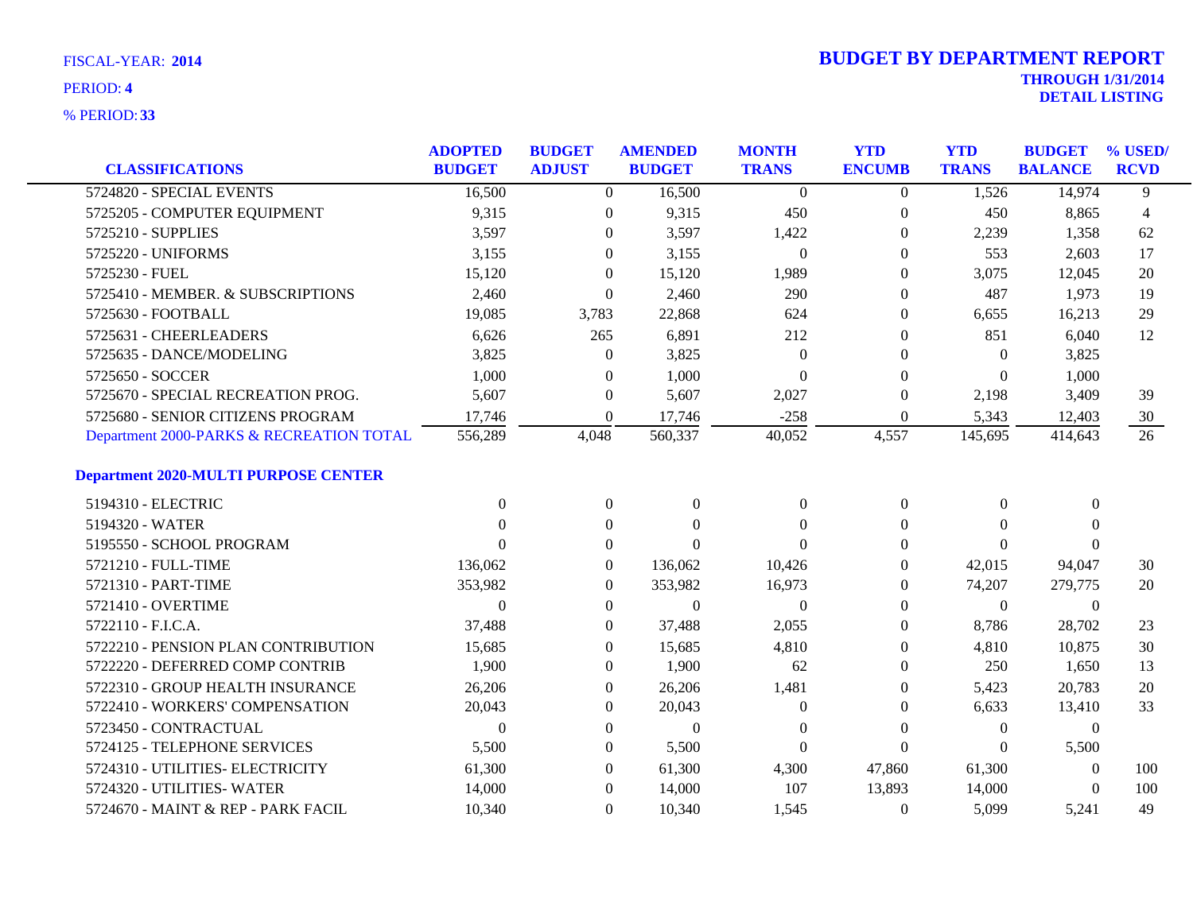FISCAL-YEAR: **2014**

PERIOD: **4**

% PERIOD: **33**

# BUDGET BY DEPARTMENT REPORT

**THROUGH 1/31/2014**

**DETAIL LISTING**

| CLASSIFICATIONS | ADOPTED BUDGET | BUDGET ADJUST | AMENDED BUDGET | MONTH TRANS | YTD ENCUMB | YTD TRANS | BUDGET BALANCE | % USED/ RCVD |
|---|---|---|---|---|---|---|---|---|
| 5724820 - SPECIAL EVENTS | 16,500 | 0 | 16,500 | 0 | 0 | 1,526 | 14,974 | 9 |
| 5725205 - COMPUTER EQUIPMENT | 9,315 | 0 | 9,315 | 450 | 0 | 450 | 8,865 | 4 |
| 5725210 - SUPPLIES | 3,597 | 0 | 3,597 | 1,422 | 0 | 2,239 | 1,358 | 62 |
| 5725220 - UNIFORMS | 3,155 | 0 | 3,155 | 0 | 0 | 553 | 2,603 | 17 |
| 5725230 - FUEL | 15,120 | 0 | 15,120 | 1,989 | 0 | 3,075 | 12,045 | 20 |
| 5725410 - MEMBER. & SUBSCRIPTIONS | 2,460 | 0 | 2,460 | 290 | 0 | 487 | 1,973 | 19 |
| 5725630 - FOOTBALL | 19,085 | 3,783 | 22,868 | 624 | 0 | 6,655 | 16,213 | 29 |
| 5725631 - CHEERLEADERS | 6,626 | 265 | 6,891 | 212 | 0 | 851 | 6,040 | 12 |
| 5725635 - DANCE/MODELING | 3,825 | 0 | 3,825 | 0 | 0 | 0 | 3,825 | |
| 5725650 - SOCCER | 1,000 | 0 | 1,000 | 0 | 0 | 0 | 1,000 | |
| 5725670 - SPECIAL RECREATION PROG. | 5,607 | 0 | 5,607 | 2,027 | 0 | 2,198 | 3,409 | 39 |
| 5725680 - SENIOR CITIZENS PROGRAM | 17,746 | 0 | 17,746 | -258 | 0 | 5,343 | 12,403 | 30 |
| Department 2000-PARKS & RECREATION TOTAL | 556,289 | 4,048 | 560,337 | 40,052 | 4,557 | 145,695 | 414,643 | 26 |
| **Department 2020-MULTI PURPOSE CENTER** | | | | | | | | |
| 5194310 - ELECTRIC | 0 | 0 | 0 | 0 | 0 | 0 | 0 | |
| 5194320 - WATER | 0 | 0 | 0 | 0 | 0 | 0 | 0 | |
| 5195550 - SCHOOL PROGRAM | 0 | 0 | 0 | 0 | 0 | 0 | 0 | |
| 5721210 - FULL-TIME | 136,062 | 0 | 136,062 | 10,426 | 0 | 42,015 | 94,047 | 30 |
| 5721310 - PART-TIME | 353,982 | 0 | 353,982 | 16,973 | 0 | 74,207 | 279,775 | 20 |
| 5721410 - OVERTIME | 0 | 0 | 0 | 0 | 0 | 0 | 0 | |
| 5722110 - F.I.C.A. | 37,488 | 0 | 37,488 | 2,055 | 0 | 8,786 | 28,702 | 23 |
| 5722210 - PENSION PLAN CONTRIBUTION | 15,685 | 0 | 15,685 | 4,810 | 0 | 4,810 | 10,875 | 30 |
| 5722220 - DEFERRED COMP CONTRIB | 1,900 | 0 | 1,900 | 62 | 0 | 250 | 1,650 | 13 |
| 5722310 - GROUP HEALTH INSURANCE | 26,206 | 0 | 26,206 | 1,481 | 0 | 5,423 | 20,783 | 20 |
| 5722410 - WORKERS' COMPENSATION | 20,043 | 0 | 20,043 | 0 | 0 | 6,633 | 13,410 | 33 |
| 5723450 - CONTRACTUAL | 0 | 0 | 0 | 0 | 0 | 0 | 0 | |
| 5724125 - TELEPHONE SERVICES | 5,500 | 0 | 5,500 | 0 | 0 | 0 | 5,500 | |
| 5724310 - UTILITIES- ELECTRICITY | 61,300 | 0 | 61,300 | 4,300 | 47,860 | 61,300 | 0 | 100 |
| 5724320 - UTILITIES- WATER | 14,000 | 0 | 14,000 | 107 | 13,893 | 14,000 | 0 | 100 |
| 5724670 - MAINT & REP - PARK FACIL | 10,340 | 0 | 10,340 | 1,545 | 0 | 5,099 | 5,241 | 49 |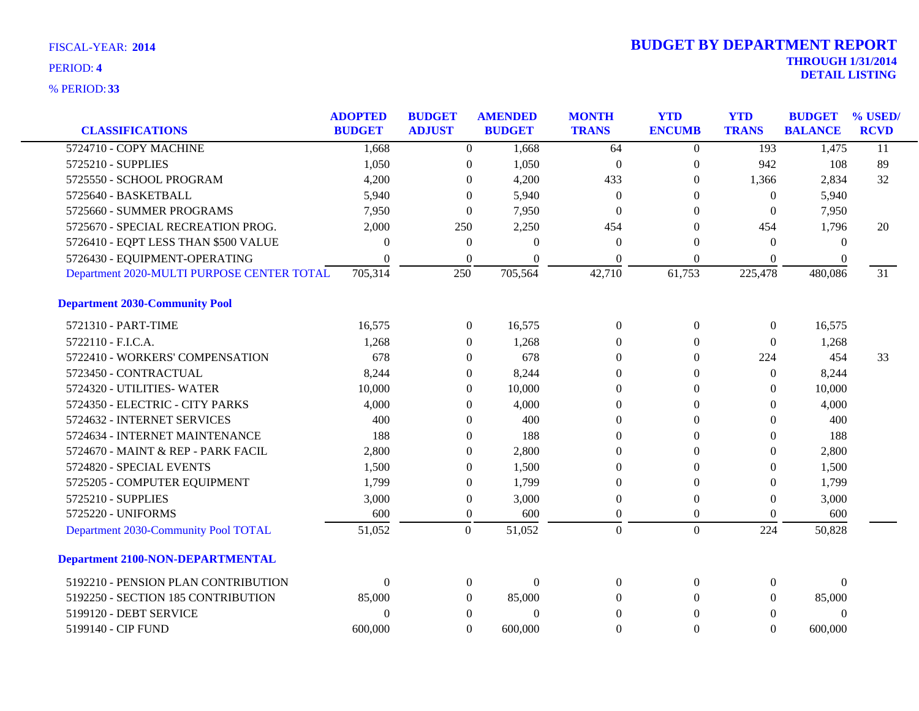FISCAL-YEAR: **2014**

PERIOD: **4**

% PERIOD: **33**

# BUDGET BY DEPARTMENT REPORT

**THROUGH 1/31/2014**
**DETAIL LISTING**

| CLASSIFICATIONS | ADOPTED BUDGET | BUDGET ADJUST | AMENDED BUDGET | MONTH TRANS | YTD ENCUMB | YTD TRANS | BUDGET BALANCE | % USED/ RCVD |
|---|---|---|---|---|---|---|---|---|
| 5724710 - COPY MACHINE | 1,668 | 0 | 1,668 | 64 | 0 | 193 | 1,475 | 11 |
| 5725210 - SUPPLIES | 1,050 | 0 | 1,050 | 0 | 0 | 942 | 108 | 89 |
| 5725550 - SCHOOL PROGRAM | 4,200 | 0 | 4,200 | 433 | 0 | 1,366 | 2,834 | 32 |
| 5725640 - BASKETBALL | 5,940 | 0 | 5,940 | 0 | 0 | 0 | 5,940 | |
| 5725660 - SUMMER PROGRAMS | 7,950 | 0 | 7,950 | 0 | 0 | 0 | 7,950 | |
| 5725670 - SPECIAL RECREATION PROG. | 2,000 | 250 | 2,250 | 454 | 0 | 454 | 1,796 | 20 |
| 5726410 - EQPT LESS THAN $500 VALUE | 0 | 0 | 0 | 0 | 0 | 0 | 0 | |
| 5726430 - EQUIPMENT-OPERATING | 0 | 0 | 0 | 0 | 0 | 0 | 0 | |
| Department 2020-MULTI PURPOSE CENTER TOTAL | 705,314 | 250 | 705,564 | 42,710 | 61,753 | 225,478 | 480,086 | 31 |
| **Department 2030-Community Pool** | | | | | | | | |
| 5721310 - PART-TIME | 16,575 | 0 | 16,575 | 0 | 0 | 0 | 16,575 | |
| 5722110 - F.I.C.A. | 1,268 | 0 | 1,268 | 0 | 0 | 0 | 1,268 | |
| 5722410 - WORKERS' COMPENSATION | 678 | 0 | 678 | 0 | 0 | 224 | 454 | 33 |
| 5723450 - CONTRACTUAL | 8,244 | 0 | 8,244 | 0 | 0 | 0 | 8,244 | |
| 5724320 - UTILITIES- WATER | 10,000 | 0 | 10,000 | 0 | 0 | 0 | 10,000 | |
| 5724350 - ELECTRIC - CITY PARKS | 4,000 | 0 | 4,000 | 0 | 0 | 0 | 4,000 | |
| 5724632 - INTERNET SERVICES | 400 | 0 | 400 | 0 | 0 | 0 | 400 | |
| 5724634 - INTERNET MAINTENANCE | 188 | 0 | 188 | 0 | 0 | 0 | 188 | |
| 5724670 - MAINT & REP - PARK FACIL | 2,800 | 0 | 2,800 | 0 | 0 | 0 | 2,800 | |
| 5724820 - SPECIAL EVENTS | 1,500 | 0 | 1,500 | 0 | 0 | 0 | 1,500 | |
| 5725205 - COMPUTER EQUIPMENT | 1,799 | 0 | 1,799 | 0 | 0 | 0 | 1,799 | |
| 5725210 - SUPPLIES | 3,000 | 0 | 3,000 | 0 | 0 | 0 | 3,000 | |
| 5725220 - UNIFORMS | 600 | 0 | 600 | 0 | 0 | 0 | 600 | |
| Department 2030-Community Pool TOTAL | 51,052 | 0 | 51,052 | 0 | 0 | 224 | 50,828 | |
| **Department 2100-NON-DEPARTMENTAL** | | | | | | | | |
| 5192210 - PENSION PLAN CONTRIBUTION | 0 | 0 | 0 | 0 | 0 | 0 | 0 | |
| 5192250 - SECTION 185 CONTRIBUTION | 85,000 | 0 | 85,000 | 0 | 0 | 0 | 85,000 | |
| 5199120 - DEBT SERVICE | 0 | 0 | 0 | 0 | 0 | 0 | 0 | |
| 5199140 - CIP FUND | 600,000 | 0 | 600,000 | 0 | 0 | 0 | 600,000 | |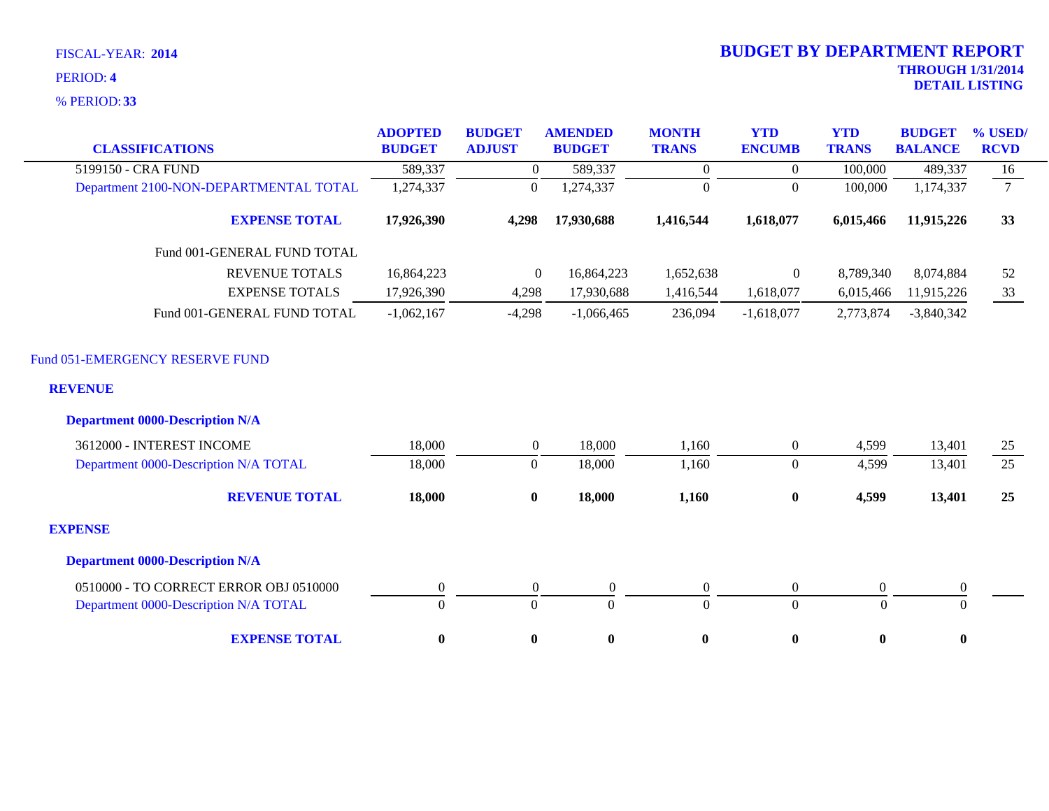FISCAL-YEAR: **2014**

PERIOD: **4**

% PERIOD: **33**

# BUDGET BY DEPARTMENT REPORT

**THROUGH 1/31/2014**

**DETAIL LISTING**

| CLASSIFICATIONS | ADOPTED BUDGET | BUDGET ADJUST | AMENDED BUDGET | MONTH TRANS | YTD ENCUMB | YTD TRANS | BUDGET BALANCE | % USED/ RCVD |
|---|---|---|---|---|---|---|---|---|
| 5199150 - CRA FUND | 589,337 | 0 | 589,337 | 0 | 0 | 100,000 | 489,337 | 16 |
| Department 2100-NON-DEPARTMENTAL TOTAL | 1,274,337 | 0 | 1,274,337 | 0 | 0 | 100,000 | 1,174,337 | 7 |
| **EXPENSE TOTAL** | **17,926,390** | **4,298** | **17,930,688** | **1,416,544** | **1,618,077** | **6,015,466** | **11,915,226** | **33** |
| Fund 001-GENERAL FUND TOTAL | | | | | | | | |
| REVENUE TOTALS | 16,864,223 | 0 | 16,864,223 | 1,652,638 | 0 | 8,789,340 | 8,074,884 | 52 |
| EXPENSE TOTALS | 17,926,390 | 4,298 | 17,930,688 | 1,416,544 | 1,618,077 | 6,015,466 | 11,915,226 | 33 |
| Fund 001-GENERAL FUND TOTAL | -1,062,167 | -4,298 | -1,066,465 | 236,094 | -1,618,077 | 2,773,874 | -3,840,342 | |

Fund 051-EMERGENCY RESERVE FUND

**REVENUE**

**Department 0000-Description N/A**

| CLASSIFICATIONS | ADOPTED BUDGET | BUDGET ADJUST | AMENDED BUDGET | MONTH TRANS | YTD ENCUMB | YTD TRANS | BUDGET BALANCE | % USED/ RCVD |
|---|---|---|---|---|---|---|---|---|
| 3612000 - INTEREST INCOME | 18,000 | 0 | 18,000 | 1,160 | 0 | 4,599 | 13,401 | 25 |
| Department 0000-Description N/A TOTAL | 18,000 | 0 | 18,000 | 1,160 | 0 | 4,599 | 13,401 | 25 |
| **REVENUE TOTAL** | **18,000** | **0** | **18,000** | **1,160** | **0** | **4,599** | **13,401** | **25** |

**EXPENSE**

**Department 0000-Description N/A**

| CLASSIFICATIONS | ADOPTED BUDGET | BUDGET ADJUST | AMENDED BUDGET | MONTH TRANS | YTD ENCUMB | YTD TRANS | BUDGET BALANCE | % USED/ RCVD |
|---|---|---|---|---|---|---|---|---|
| 0510000 - TO CORRECT ERROR OBJ 0510000 | 0 | 0 | 0 | 0 | 0 | 0 | 0 | |
| Department 0000-Description N/A TOTAL | 0 | 0 | 0 | 0 | 0 | 0 | 0 | |
| **EXPENSE TOTAL** | **0** | **0** | **0** | **0** | **0** | **0** | **0** | |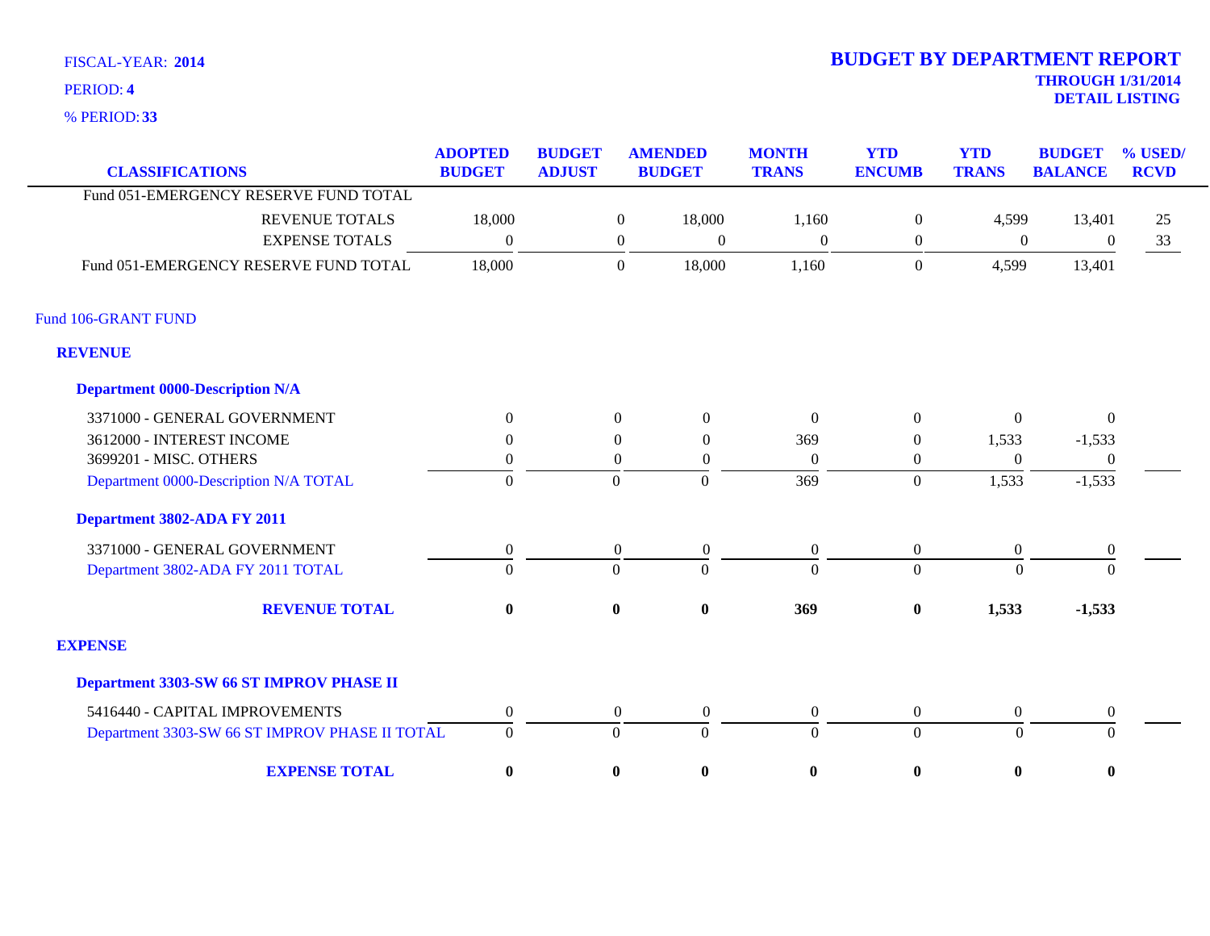FISCAL-YEAR: **2014**

PERIOD: **4**

% PERIOD: **33**

# BUDGET BY DEPARTMENT REPORT

**THROUGH 1/31/2014**

**DETAIL LISTING**

| CLASSIFICATIONS | ADOPTED BUDGET | BUDGET ADJUST | AMENDED BUDGET | MONTH TRANS | YTD ENCUMB | YTD TRANS | BUDGET BALANCE | % USED/ RCVD |
|---|---|---|---|---|---|---|---|---|
| Fund 051-EMERGENCY RESERVE FUND TOTAL | | | | | | | | |
| REVENUE TOTALS | 18,000 | 0 | 18,000 | 1,160 | 0 | 4,599 | 13,401 | 25 |
| EXPENSE TOTALS | 0 | 0 | 0 | 0 | 0 | 0 | 0 | 33 |
| Fund 051-EMERGENCY RESERVE FUND TOTAL | 18,000 | 0 | 18,000 | 1,160 | 0 | 4,599 | 13,401 | |
| **Fund 106-GRANT FUND** | | | | | | | | |
| **REVENUE** | | | | | | | | |
| **Department 0000-Description N/A** | | | | | | | | |
| 3371000 - GENERAL GOVERNMENT | 0 | 0 | 0 | 0 | 0 | 0 | 0 | |
| 3612000 - INTEREST INCOME | 0 | 0 | 0 | 369 | 0 | 1,533 | -1,533 | |
| 3699201 - MISC. OTHERS | 0 | 0 | 0 | 0 | 0 | 0 | 0 | |
| Department 0000-Description N/A TOTAL | 0 | 0 | 0 | 369 | 0 | 1,533 | -1,533 | |
| **Department 3802-ADA FY 2011** | | | | | | | | |
| 3371000 - GENERAL GOVERNMENT | 0 | 0 | 0 | 0 | 0 | 0 | 0 | |
| Department 3802-ADA FY 2011 TOTAL | 0 | 0 | 0 | 0 | 0 | 0 | 0 | |
| **REVENUE TOTAL** | **0** | **0** | **0** | **369** | **0** | **1,533** | **-1,533** | |
| **EXPENSE** | | | | | | | | |
| **Department 3303-SW 66 ST IMPROV PHASE II** | | | | | | | | |
| 5416440 - CAPITAL IMPROVEMENTS | 0 | 0 | 0 | 0 | 0 | 0 | 0 | |
| Department 3303-SW 66 ST IMPROV PHASE II TOTAL | 0 | 0 | 0 | 0 | 0 | 0 | 0 | |
| **EXPENSE TOTAL** | **0** | **0** | **0** | **0** | **0** | **0** | **0** | |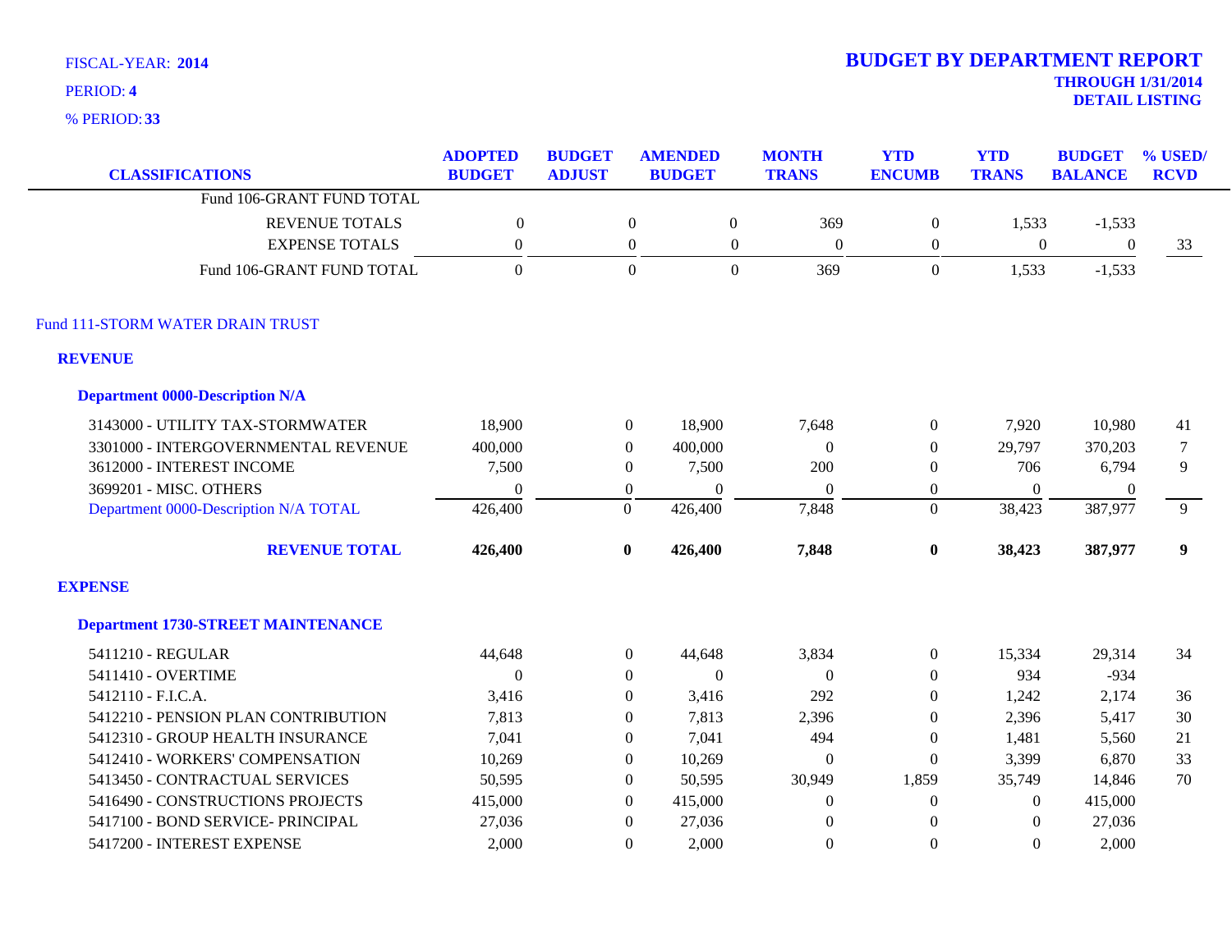FISCAL-YEAR: **2014**
PERIOD: **4**
% PERIOD: **33**

# BUDGET BY DEPARTMENT REPORT

**THROUGH 1/31/2014**
**DETAIL LISTING**

| CLASSIFICATIONS | ADOPTED BUDGET | BUDGET ADJUST | AMENDED BUDGET | MONTH TRANS | YTD ENCUMB | YTD TRANS | BUDGET BALANCE | % USED/ RCVD |
|---|---|---|---|---|---|---|---|---|
| Fund 106-GRANT FUND TOTAL | | | | | | | | |
| REVENUE TOTALS | 0 | 0 | 0 | 369 | 0 | 1,533 | -1,533 | |
| EXPENSE TOTALS | 0 | 0 | 0 | 0 | 0 | 0 | 0 | 33 |
| Fund 106-GRANT FUND TOTAL | 0 | 0 | 0 | 369 | 0 | 1,533 | -1,533 | |
| **Fund 111-STORM WATER DRAIN TRUST** | | | | | | | | |
| **REVENUE** | | | | | | | | |
| **Department 0000-Description N/A** | | | | | | | | |
| 3143000 - UTILITY TAX-STORMWATER | 18,900 | 0 | 18,900 | 7,648 | 0 | 7,920 | 10,980 | 41 |
| 3301000 - INTERGOVERNMENTAL REVENUE | 400,000 | 0 | 400,000 | 0 | 0 | 29,797 | 370,203 | 7 |
| 3612000 - INTEREST INCOME | 7,500 | 0 | 7,500 | 200 | 0 | 706 | 6,794 | 9 |
| 3699201 - MISC. OTHERS | 0 | 0 | 0 | 0 | 0 | 0 | 0 | |
| Department 0000-Description N/A TOTAL | 426,400 | 0 | 426,400 | 7,848 | 0 | 38,423 | 387,977 | 9 |
| **REVENUE TOTAL** | **426,400** | **0** | **426,400** | **7,848** | **0** | **38,423** | **387,977** | **9** |
| **EXPENSE** | | | | | | | | |
| **Department 1730-STREET MAINTENANCE** | | | | | | | | |
| 5411210 - REGULAR | 44,648 | 0 | 44,648 | 3,834 | 0 | 15,334 | 29,314 | 34 |
| 5411410 - OVERTIME | 0 | 0 | 0 | 0 | 0 | 934 | -934 | |
| 5412110 - F.I.C.A. | 3,416 | 0 | 3,416 | 292 | 0 | 1,242 | 2,174 | 36 |
| 5412210 - PENSION PLAN CONTRIBUTION | 7,813 | 0 | 7,813 | 2,396 | 0 | 2,396 | 5,417 | 30 |
| 5412310 - GROUP HEALTH INSURANCE | 7,041 | 0 | 7,041 | 494 | 0 | 1,481 | 5,560 | 21 |
| 5412410 - WORKERS' COMPENSATION | 10,269 | 0 | 10,269 | 0 | 0 | 3,399 | 6,870 | 33 |
| 5413450 - CONTRACTUAL SERVICES | 50,595 | 0 | 50,595 | 30,949 | 1,859 | 35,749 | 14,846 | 70 |
| 5416490 - CONSTRUCTIONS PROJECTS | 415,000 | 0 | 415,000 | 0 | 0 | 0 | 415,000 | |
| 5417100 - BOND SERVICE- PRINCIPAL | 27,036 | 0 | 27,036 | 0 | 0 | 0 | 27,036 | |
| 5417200 - INTEREST EXPENSE | 2,000 | 0 | 2,000 | 0 | 0 | 0 | 2,000 | |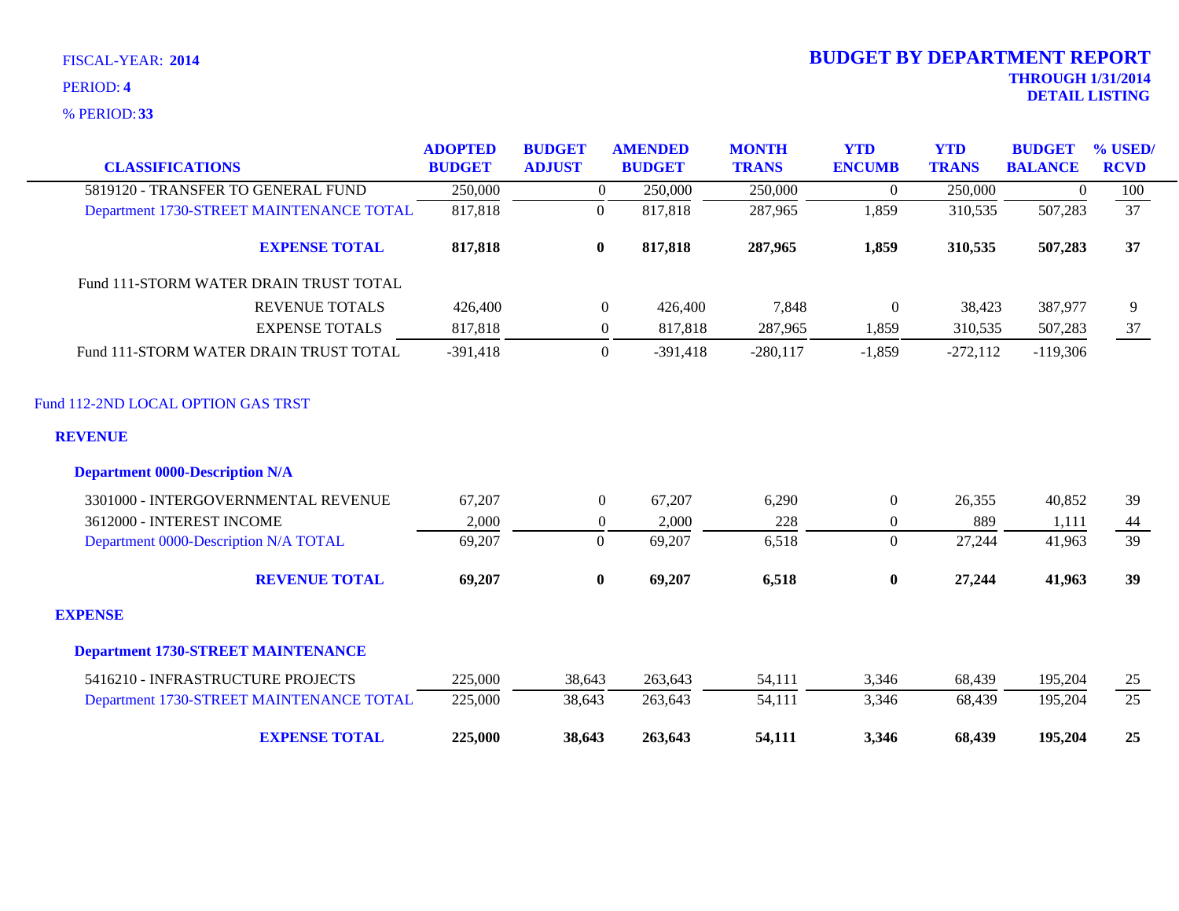FISCAL-YEAR: **2014**

PERIOD: **4**

% PERIOD: **33**

# BUDGET BY DEPARTMENT REPORT

**THROUGH 1/31/2014**

**DETAIL LISTING**

| CLASSIFICATIONS | ADOPTED BUDGET | BUDGET ADJUST | AMENDED BUDGET | MONTH TRANS | YTD ENCUMB | YTD TRANS | BUDGET BALANCE | % USED/ RCVD |
|---|---|---|---|---|---|---|---|---|
| 5819120 - TRANSFER TO GENERAL FUND | 250,000 | 0 | 250,000 | 250,000 | 0 | 250,000 | 0 | 100 |
| Department 1730-STREET MAINTENANCE TOTAL | 817,818 | 0 | 817,818 | 287,965 | 1,859 | 310,535 | 507,283 | 37 |
| **EXPENSE TOTAL** | **817,818** | **0** | **817,818** | **287,965** | **1,859** | **310,535** | **507,283** | **37** |
| Fund 111-STORM WATER DRAIN TRUST TOTAL | | | | | | | | |
| REVENUE TOTALS | 426,400 | 0 | 426,400 | 7,848 | 0 | 38,423 | 387,977 | 9 |
| EXPENSE TOTALS | 817,818 | 0 | 817,818 | 287,965 | 1,859 | 310,535 | 507,283 | 37 |
| Fund 111-STORM WATER DRAIN TRUST TOTAL | -391,418 | 0 | -391,418 | -280,117 | -1,859 | -272,112 | -119,306 | |

Fund 112-2ND LOCAL OPTION GAS TRST

**REVENUE**

**Department 0000-Description N/A**

| CLASSIFICATIONS | ADOPTED BUDGET | BUDGET ADJUST | AMENDED BUDGET | MONTH TRANS | YTD ENCUMB | YTD TRANS | BUDGET BALANCE | % USED/ RCVD |
|---|---|---|---|---|---|---|---|---|
| 3301000 - INTERGOVERNMENTAL REVENUE | 67,207 | 0 | 67,207 | 6,290 | 0 | 26,355 | 40,852 | 39 |
| 3612000 - INTEREST INCOME | 2,000 | 0 | 2,000 | 228 | 0 | 889 | 1,111 | 44 |
| Department 0000-Description N/A TOTAL | 69,207 | 0 | 69,207 | 6,518 | 0 | 27,244 | 41,963 | 39 |
| **REVENUE TOTAL** | **69,207** | **0** | **69,207** | **6,518** | **0** | **27,244** | **41,963** | **39** |

**EXPENSE**

**Department 1730-STREET MAINTENANCE**

| CLASSIFICATIONS | ADOPTED BUDGET | BUDGET ADJUST | AMENDED BUDGET | MONTH TRANS | YTD ENCUMB | YTD TRANS | BUDGET BALANCE | % USED/ RCVD |
|---|---|---|---|---|---|---|---|---|
| 5416210 - INFRASTRUCTURE PROJECTS | 225,000 | 38,643 | 263,643 | 54,111 | 3,346 | 68,439 | 195,204 | 25 |
| Department 1730-STREET MAINTENANCE TOTAL | 225,000 | 38,643 | 263,643 | 54,111 | 3,346 | 68,439 | 195,204 | 25 |
| **EXPENSE TOTAL** | **225,000** | **38,643** | **263,643** | **54,111** | **3,346** | **68,439** | **195,204** | **25** |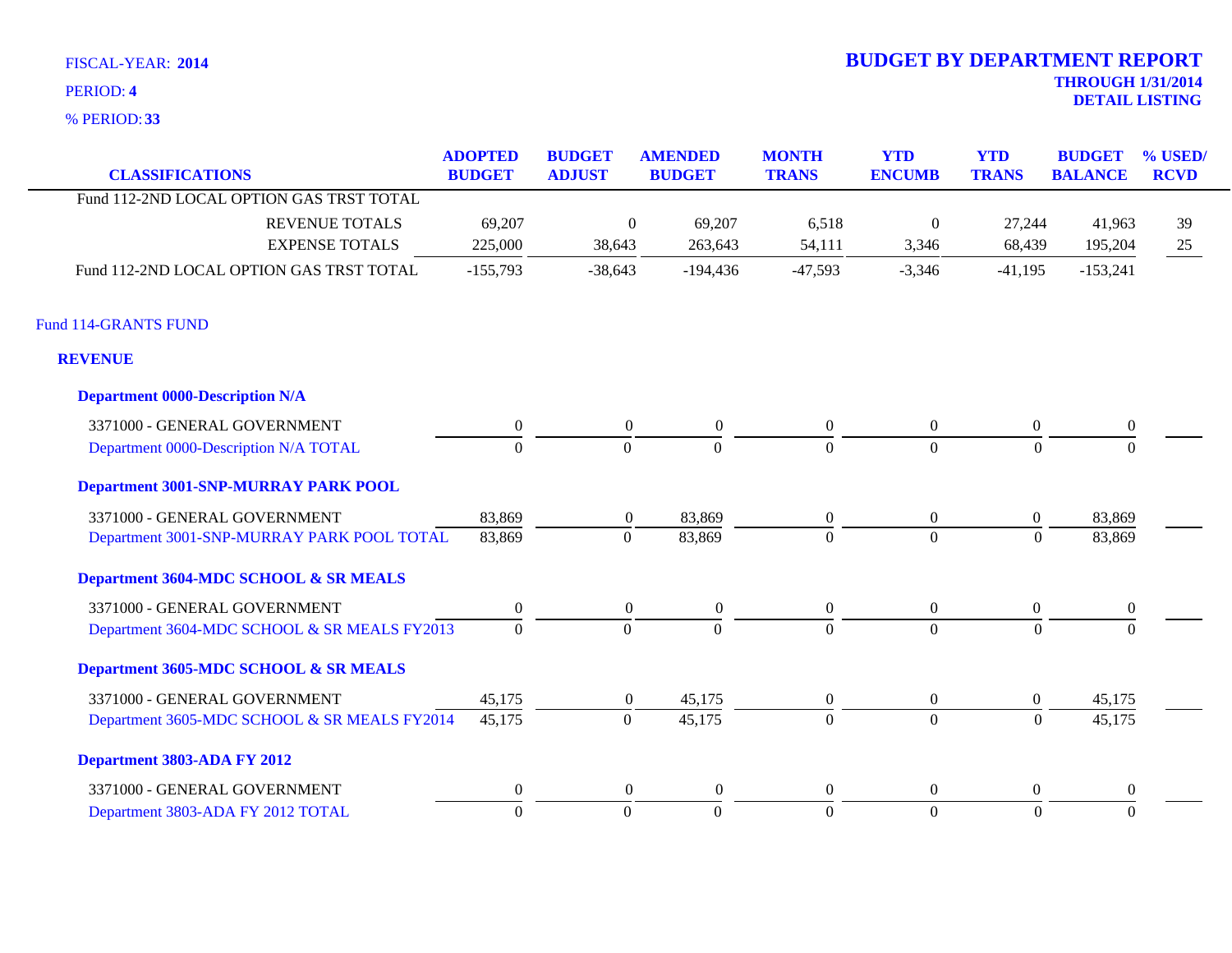FISCAL-YEAR: **2014**

PERIOD: **4**

% PERIOD: **33**

# BUDGET BY DEPARTMENT REPORT

**THROUGH 1/31/2014**

**DETAIL LISTING**

| CLASSIFICATIONS | ADOPTED BUDGET | BUDGET ADJUST | AMENDED BUDGET | MONTH TRANS | YTD ENCUMB | YTD TRANS | BUDGET BALANCE | % USED/ RCVD |
|---|---|---|---|---|---|---|---|---|
| Fund 112-2ND LOCAL OPTION GAS TRST TOTAL | | | | | | | | |
| REVENUE TOTALS | 69,207 | 0 | 69,207 | 6,518 | 0 | 27,244 | 41,963 | 39 |
| EXPENSE TOTALS | 225,000 | 38,643 | 263,643 | 54,111 | 3,346 | 68,439 | 195,204 | 25 |
| Fund 112-2ND LOCAL OPTION GAS TRST TOTAL | -155,793 | -38,643 | -194,436 | -47,593 | -3,346 | -41,195 | -153,241 | |
| **Fund 114-GRANTS FUND** | | | | | | | | |
| **REVENUE** | | | | | | | | |
| **Department 0000-Description N/A** | | | | | | | | |
| 3371000 - GENERAL GOVERNMENT | 0 | 0 | 0 | 0 | 0 | 0 | 0 | |
| Department 0000-Description N/A TOTAL | 0 | 0 | 0 | 0 | 0 | 0 | 0 | |
| **Department 3001-SNP-MURRAY PARK POOL** | | | | | | | | |
| 3371000 - GENERAL GOVERNMENT | 83,869 | 0 | 83,869 | 0 | 0 | 0 | 83,869 | |
| Department 3001-SNP-MURRAY PARK POOL TOTAL | 83,869 | 0 | 83,869 | 0 | 0 | 0 | 83,869 | |
| **Department 3604-MDC SCHOOL & SR MEALS** | | | | | | | | |
| 3371000 - GENERAL GOVERNMENT | 0 | 0 | 0 | 0 | 0 | 0 | 0 | |
| Department 3604-MDC SCHOOL & SR MEALS FY2013 | 0 | 0 | 0 | 0 | 0 | 0 | 0 | |
| **Department 3605-MDC SCHOOL & SR MEALS** | | | | | | | | |
| 3371000 - GENERAL GOVERNMENT | 45,175 | 0 | 45,175 | 0 | 0 | 0 | 45,175 | |
| Department 3605-MDC SCHOOL & SR MEALS FY2014 | 45,175 | 0 | 45,175 | 0 | 0 | 0 | 45,175 | |
| **Department 3803-ADA FY 2012** | | | | | | | | |
| 3371000 - GENERAL GOVERNMENT | 0 | 0 | 0 | 0 | 0 | 0 | 0 | |
| Department 3803-ADA FY 2012 TOTAL | 0 | 0 | 0 | 0 | 0 | 0 | 0 | |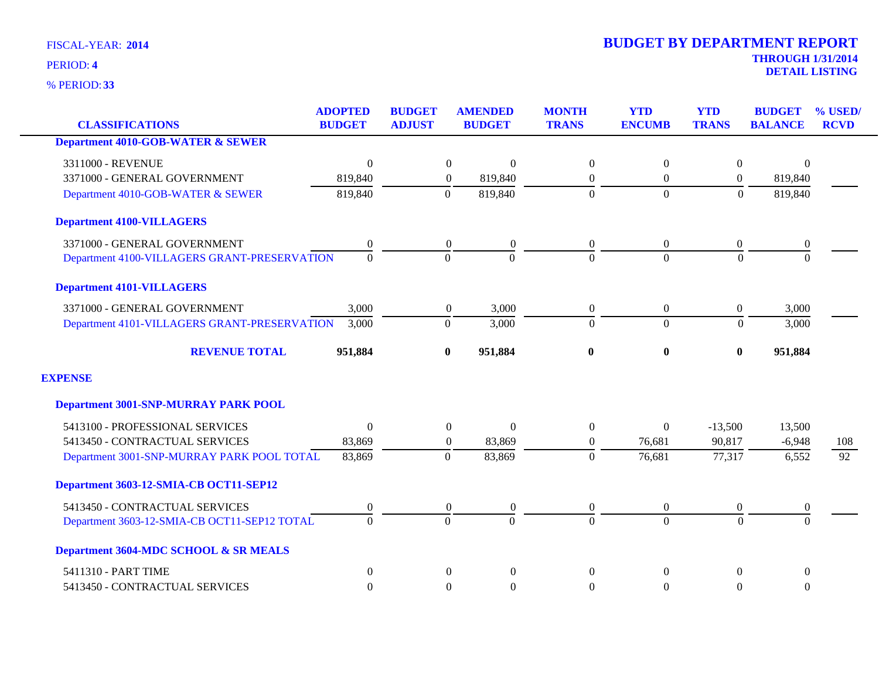FISCAL-YEAR: **2014**

PERIOD: **4**

% PERIOD: **33**

# BUDGET BY DEPARTMENT REPORT

**THROUGH 1/31/2014**
**DETAIL LISTING**

| CLASSIFICATIONS | ADOPTED BUDGET | BUDGET ADJUST | AMENDED BUDGET | MONTH TRANS | YTD ENCUMB | YTD TRANS | BUDGET BALANCE | % USED/ RCVD |
|---|---|---|---|---|---|---|---|---|
| **Department 4010-GOB-WATER & SEWER** | | | | | | | | |
| 3311000 - REVENUE | 0 | 0 | 0 | 0 | 0 | 0 | 0 | |
| 3371000 - GENERAL GOVERNMENT | 819,840 | 0 | 819,840 | 0 | 0 | 0 | 819,840 | |
| Department 4010-GOB-WATER & SEWER | 819,840 | 0 | 819,840 | 0 | 0 | 0 | 819,840 | |
| **Department 4100-VILLAGERS** | | | | | | | | |
| 3371000 - GENERAL GOVERNMENT | 0 | 0 | 0 | 0 | 0 | 0 | 0 | |
| Department 4100-VILLAGERS GRANT-PRESERVATION | 0 | 0 | 0 | 0 | 0 | 0 | 0 | |
| **Department 4101-VILLAGERS** | | | | | | | | |
| 3371000 - GENERAL GOVERNMENT | 3,000 | 0 | 3,000 | 0 | 0 | 0 | 3,000 | |
| Department 4101-VILLAGERS GRANT-PRESERVATION | 3,000 | 0 | 3,000 | 0 | 0 | 0 | 3,000 | |
| **REVENUE TOTAL** | **951,884** | **0** | **951,884** | **0** | **0** | **0** | **951,884** | |
| **EXPENSE** | | | | | | | | |
| **Department 3001-SNP-MURRAY PARK POOL** | | | | | | | | |
| 5413100 - PROFESSIONAL SERVICES | 0 | 0 | 0 | 0 | 0 | -13,500 | 13,500 | |
| 5413450 - CONTRACTUAL SERVICES | 83,869 | 0 | 83,869 | 0 | 76,681 | 90,817 | -6,948 | 108 |
| Department 3001-SNP-MURRAY PARK POOL TOTAL | 83,869 | 0 | 83,869 | 0 | 76,681 | 77,317 | 6,552 | 92 |
| **Department 3603-12-SMIA-CB OCT11-SEP12** | | | | | | | | |
| 5413450 - CONTRACTUAL SERVICES | 0 | 0 | 0 | 0 | 0 | 0 | 0 | |
| Department 3603-12-SMIA-CB OCT11-SEP12 TOTAL | 0 | 0 | 0 | 0 | 0 | 0 | 0 | |
| **Department 3604-MDC SCHOOL & SR MEALS** | | | | | | | | |
| 5411310 - PART TIME | 0 | 0 | 0 | 0 | 0 | 0 | 0 | |
| 5413450 - CONTRACTUAL SERVICES | 0 | 0 | 0 | 0 | 0 | 0 | 0 | |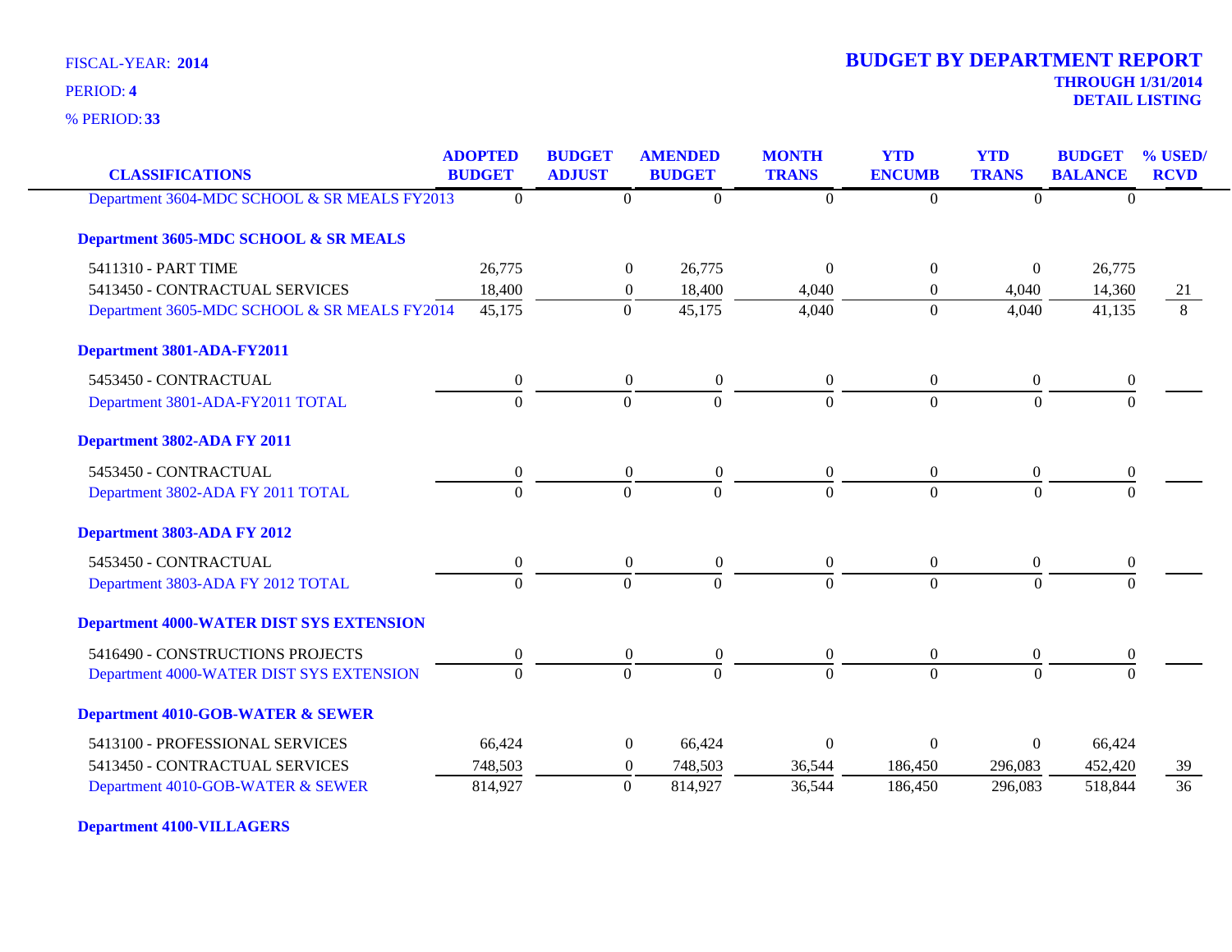FISCAL-YEAR: **2014**

PERIOD: **4**

% PERIOD: **33**

# BUDGET BY DEPARTMENT REPORT

**THROUGH 1/31/2014**
**DETAIL LISTING**

| CLASSIFICATIONS | ADOPTED BUDGET | BUDGET ADJUST | AMENDED BUDGET | MONTH TRANS | YTD ENCUMB | YTD TRANS | BUDGET BALANCE | % USED/ RCVD |
|---|---|---|---|---|---|---|---|---|
| Department 3604-MDC SCHOOL & SR MEALS FY2013 | 0 | 0 | 0 | 0 | 0 | 0 | 0 | |
| **Department 3605-MDC SCHOOL & SR MEALS** | | | | | | | | |
| 5411310 - PART TIME | 26,775 | 0 | 26,775 | 0 | 0 | 0 | 26,775 | |
| 5413450 - CONTRACTUAL SERVICES | 18,400 | 0 | 18,400 | 4,040 | 0 | 4,040 | 14,360 | 21 |
| Department 3605-MDC SCHOOL & SR MEALS FY2014 | 45,175 | 0 | 45,175 | 4,040 | 0 | 4,040 | 41,135 | 8 |
| **Department 3801-ADA-FY2011** | | | | | | | | |
| 5453450 - CONTRACTUAL | 0 | 0 | 0 | 0 | 0 | 0 | 0 | |
| Department 3801-ADA-FY2011 TOTAL | 0 | 0 | 0 | 0 | 0 | 0 | 0 | |
| **Department 3802-ADA FY 2011** | | | | | | | | |
| 5453450 - CONTRACTUAL | 0 | 0 | 0 | 0 | 0 | 0 | 0 | |
| Department 3802-ADA FY 2011 TOTAL | 0 | 0 | 0 | 0 | 0 | 0 | 0 | |
| **Department 3803-ADA FY 2012** | | | | | | | | |
| 5453450 - CONTRACTUAL | 0 | 0 | 0 | 0 | 0 | 0 | 0 | |
| Department 3803-ADA FY 2012 TOTAL | 0 | 0 | 0 | 0 | 0 | 0 | 0 | |
| **Department 4000-WATER DIST SYS EXTENSION** | | | | | | | | |
| 5416490 - CONSTRUCTIONS PROJECTS | 0 | 0 | 0 | 0 | 0 | 0 | 0 | |
| Department 4000-WATER DIST SYS EXTENSION | 0 | 0 | 0 | 0 | 0 | 0 | 0 | |
| **Department 4010-GOB-WATER & SEWER** | | | | | | | | |
| 5413100 - PROFESSIONAL SERVICES | 66,424 | 0 | 66,424 | 0 | 0 | 0 | 66,424 | |
| 5413450 - CONTRACTUAL SERVICES | 748,503 | 0 | 748,503 | 36,544 | 186,450 | 296,083 | 452,420 | 39 |
| Department 4010-GOB-WATER & SEWER | 814,927 | 0 | 814,927 | 36,544 | 186,450 | 296,083 | 518,844 | 36 |
| **Department 4100-VILLAGERS** | | | | | | | | |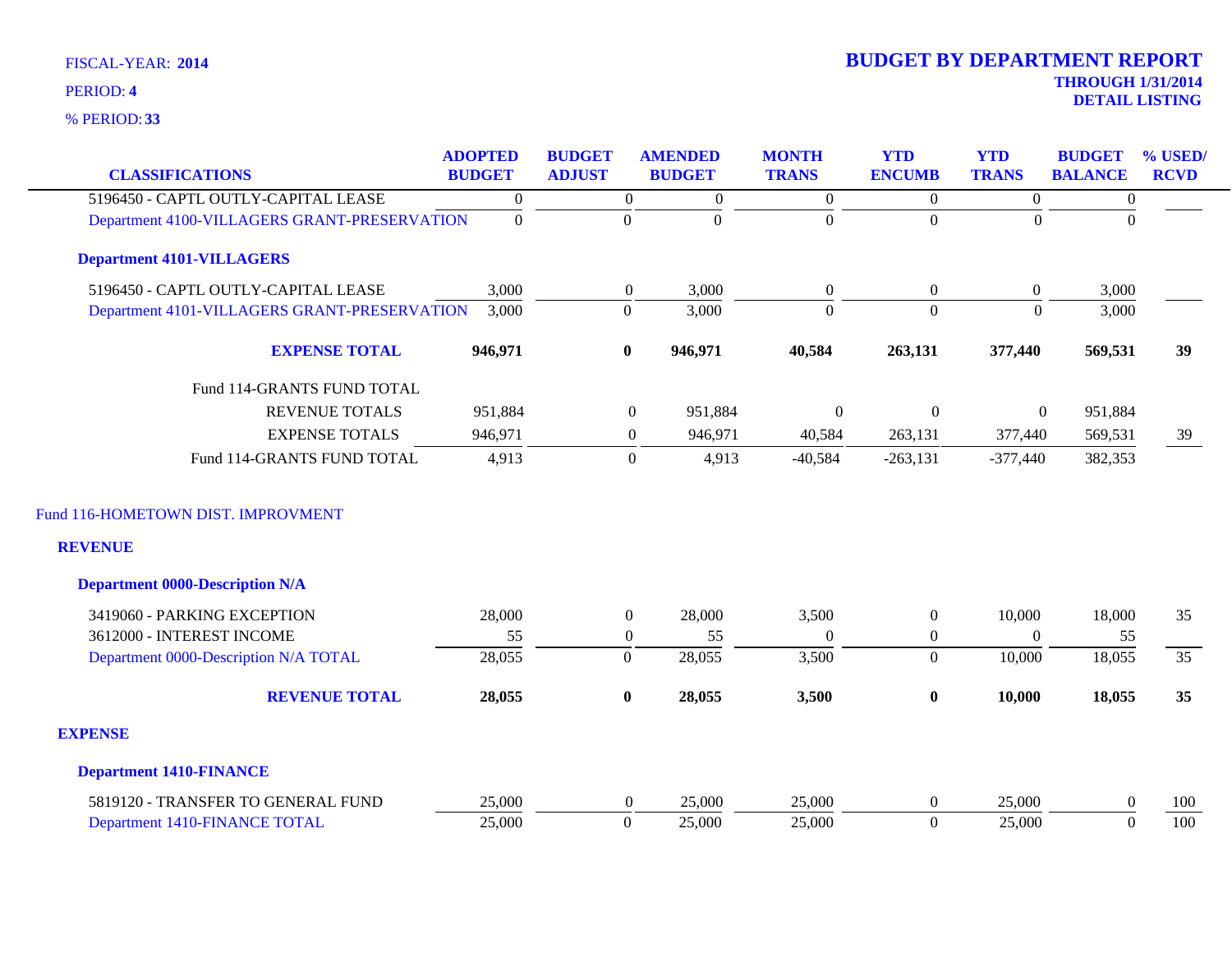FISCAL-YEAR: **2014**

PERIOD: **4**

% PERIOD: **33**

# BUDGET BY DEPARTMENT REPORT

**THROUGH 1/31/2014**

**DETAIL LISTING**

| CLASSIFICATIONS | ADOPTED BUDGET | BUDGET ADJUST | AMENDED BUDGET | MONTH TRANS | YTD ENCUMB | YTD TRANS | BUDGET BALANCE | % USED/ RCVD |
|---|---|---|---|---|---|---|---|---|
| 5196450 - CAPTL OUTLY-CAPITAL LEASE | 0 | 0 | 0 | 0 | 0 | 0 | 0 | |
| Department 4100-VILLAGERS GRANT-PRESERVATION | 0 | 0 | 0 | 0 | 0 | 0 | 0 | |
| **Department 4101-VILLAGERS** | | | | | | | | |
| 5196450 - CAPTL OUTLY-CAPITAL LEASE | 3,000 | 0 | 3,000 | 0 | 0 | 0 | 3,000 | |
| Department 4101-VILLAGERS GRANT-PRESERVATION | 3,000 | 0 | 3,000 | 0 | 0 | 0 | 3,000 | |
| **EXPENSE TOTAL** | **946,971** | **0** | **946,971** | **40,584** | **263,131** | **377,440** | **569,531** | **39** |
| Fund 114-GRANTS FUND TOTAL | | | | | | | | |
| REVENUE TOTALS | 951,884 | 0 | 951,884 | 0 | 0 | 0 | 951,884 | |
| EXPENSE TOTALS | 946,971 | 0 | 946,971 | 40,584 | 263,131 | 377,440 | 569,531 | 39 |
| Fund 114-GRANTS FUND TOTAL | 4,913 | 0 | 4,913 | -40,584 | -263,131 | -377,440 | 382,353 | |
| Fund 116-HOMETOWN DIST. IMPROVMENT | | | | | | | | |
| **REVENUE** | | | | | | | | |
| **Department 0000-Description N/A** | | | | | | | | |
| 3419060 - PARKING EXCEPTION | 28,000 | 0 | 28,000 | 3,500 | 0 | 10,000 | 18,000 | 35 |
| 3612000 - INTEREST INCOME | 55 | 0 | 55 | 0 | 0 | 0 | 55 | |
| Department 0000-Description N/A TOTAL | 28,055 | 0 | 28,055 | 3,500 | 0 | 10,000 | 18,055 | 35 |
| **REVENUE TOTAL** | **28,055** | **0** | **28,055** | **3,500** | **0** | **10,000** | **18,055** | **35** |
| **EXPENSE** | | | | | | | | |
| **Department 1410-FINANCE** | | | | | | | | |
| 5819120 - TRANSFER TO GENERAL FUND | 25,000 | 0 | 25,000 | 25,000 | 0 | 25,000 | 0 | 100 |
| Department 1410-FINANCE TOTAL | 25,000 | 0 | 25,000 | 25,000 | 0 | 25,000 | 0 | 100 |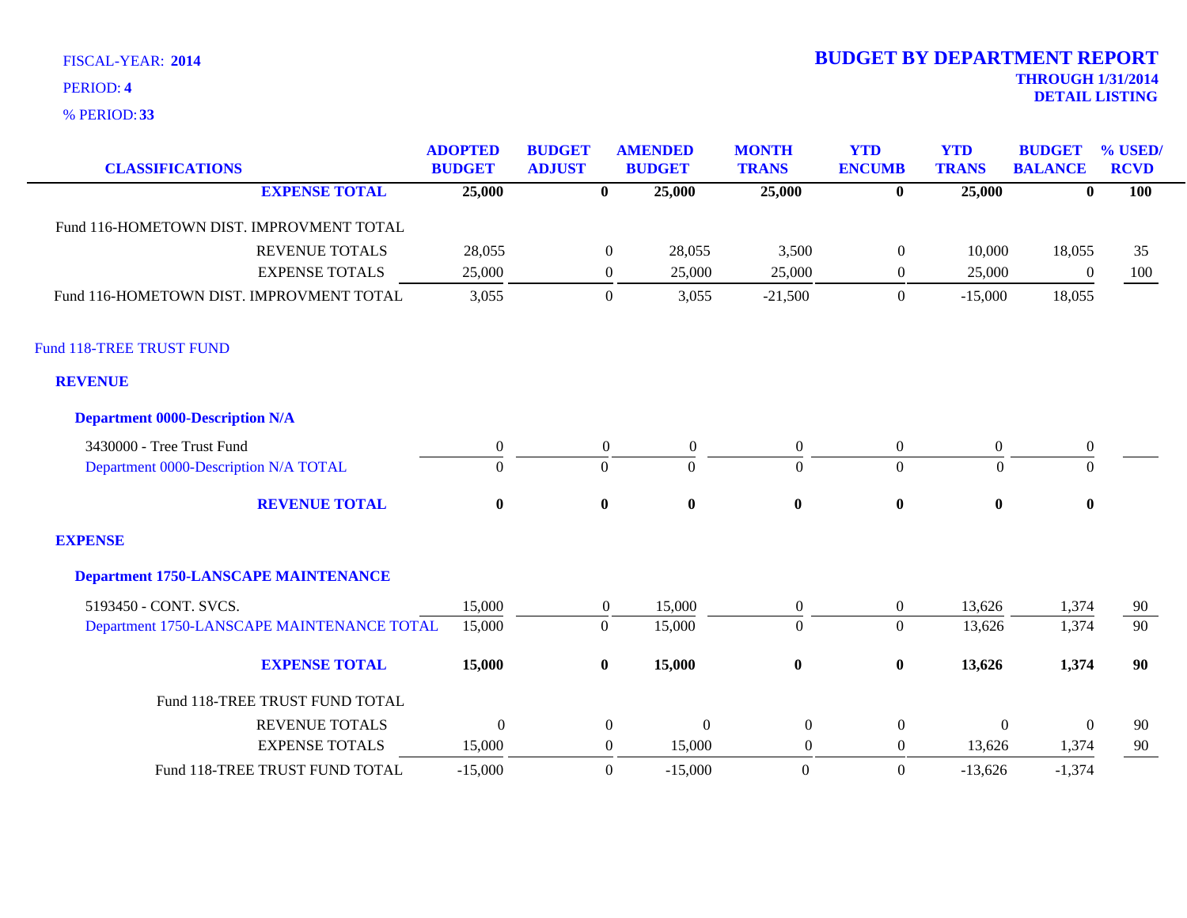FISCAL-YEAR: **2014**

PERIOD: **4**

% PERIOD: **33**

# BUDGET BY DEPARTMENT REPORT

**THROUGH 1/31/2014**

**DETAIL LISTING**

| CLASSIFICATIONS | ADOPTED BUDGET | BUDGET ADJUST | AMENDED BUDGET | MONTH TRANS | YTD ENCUMB | YTD TRANS | BUDGET BALANCE | % USED/ RCVD |
|---|---|---|---|---|---|---|---|---|
| **EXPENSE TOTAL** | **25,000** | **0** | **25,000** | **25,000** | **0** | **25,000** | **0** | **100** |
| Fund 116-HOMETOWN DIST. IMPROVMENT TOTAL | | | | | | | | |
| REVENUE TOTALS | 28,055 | 0 | 28,055 | 3,500 | 0 | 10,000 | 18,055 | 35 |
| EXPENSE TOTALS | 25,000 | 0 | 25,000 | 25,000 | 0 | 25,000 | 0 | 100 |
| Fund 116-HOMETOWN DIST. IMPROVMENT TOTAL | 3,055 | 0 | 3,055 | -21,500 | 0 | -15,000 | 18,055 | |
| Fund 118-TREE TRUST FUND | | | | | | | | |
| **REVENUE** | | | | | | | | |
| **Department 0000-Description N/A** | | | | | | | | |
| 3430000 - Tree Trust Fund | 0 | 0 | 0 | 0 | 0 | 0 | 0 | |
| Department 0000-Description N/A TOTAL | 0 | 0 | 0 | 0 | 0 | 0 | 0 | |
| **REVENUE TOTAL** | **0** | **0** | **0** | **0** | **0** | **0** | **0** | |
| **EXPENSE** | | | | | | | | |
| **Department 1750-LANSCAPE MAINTENANCE** | | | | | | | | |
| 5193450 - CONT. SVCS. | 15,000 | 0 | 15,000 | 0 | 0 | 13,626 | 1,374 | 90 |
| Department 1750-LANSCAPE MAINTENANCE TOTAL | 15,000 | 0 | 15,000 | 0 | 0 | 13,626 | 1,374 | 90 |
| **EXPENSE TOTAL** | **15,000** | **0** | **15,000** | **0** | **0** | **13,626** | **1,374** | **90** |
| Fund 118-TREE TRUST FUND TOTAL | | | | | | | | |
| REVENUE TOTALS | 0 | 0 | 0 | 0 | 0 | 0 | 0 | 90 |
| EXPENSE TOTALS | 15,000 | 0 | 15,000 | 0 | 0 | 13,626 | 1,374 | 90 |
| Fund 118-TREE TRUST FUND TOTAL | -15,000 | 0 | -15,000 | 0 | 0 | -13,626 | -1,374 | |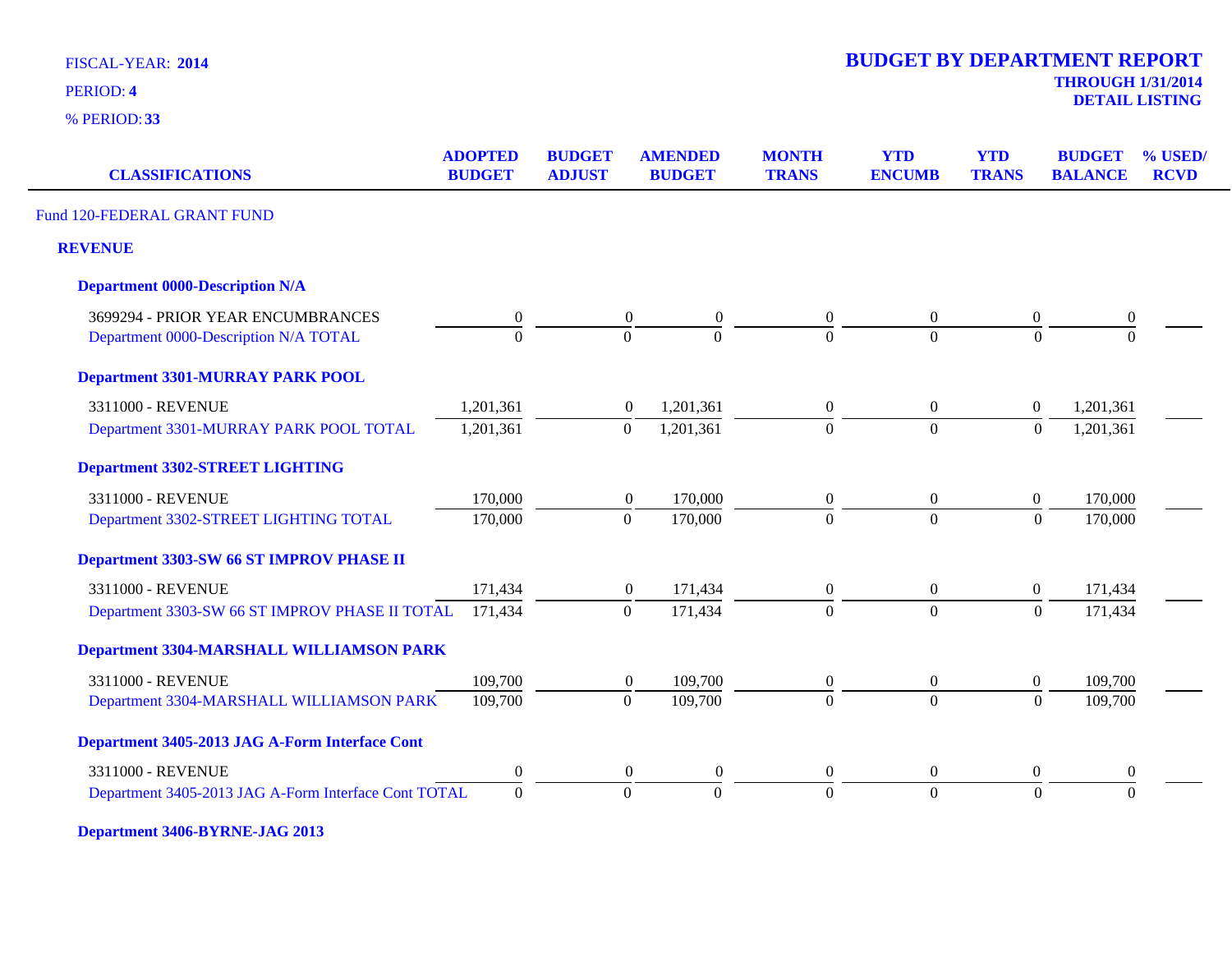FISCAL-YEAR: **2014**

PERIOD: **4**

% PERIOD: **33**

# BUDGET BY DEPARTMENT REPORT

**THROUGH 1/31/2014**

**DETAIL LISTING**

| CLASSIFICATIONS | ADOPTED BUDGET | BUDGET ADJUST | AMENDED BUDGET | MONTH TRANS | YTD ENCUMB | YTD TRANS | BUDGET BALANCE | % USED/ RCVD |
|---|---|---|---|---|---|---|---|---|
| Fund 120-FEDERAL GRANT FUND | | | | | | | | |
| **REVENUE** | | | | | | | | |
| **Department 0000-Description N/A** | | | | | | | | |
| 3699294 - PRIOR YEAR ENCUMBRANCES | 0 | 0 | 0 | 0 | 0 | 0 | 0 | |
| Department 0000-Description N/A TOTAL | 0 | 0 | 0 | 0 | 0 | 0 | 0 | |
| **Department 3301-MURRAY PARK POOL** | | | | | | | | |
| 3311000 - REVENUE | 1,201,361 | 0 | 1,201,361 | 0 | 0 | 0 | 1,201,361 | |
| Department 3301-MURRAY PARK POOL TOTAL | 1,201,361 | 0 | 1,201,361 | 0 | 0 | 0 | 1,201,361 | |
| **Department 3302-STREET LIGHTING** | | | | | | | | |
| 3311000 - REVENUE | 170,000 | 0 | 170,000 | 0 | 0 | 0 | 170,000 | |
| Department 3302-STREET LIGHTING TOTAL | 170,000 | 0 | 170,000 | 0 | 0 | 0 | 170,000 | |
| **Department 3303-SW 66 ST IMPROV PHASE II** | | | | | | | | |
| 3311000 - REVENUE | 171,434 | 0 | 171,434 | 0 | 0 | 0 | 171,434 | |
| Department 3303-SW 66 ST IMPROV PHASE II TOTAL | 171,434 | 0 | 171,434 | 0 | 0 | 0 | 171,434 | |
| **Department 3304-MARSHALL WILLIAMSON PARK** | | | | | | | | |
| 3311000 - REVENUE | 109,700 | 0 | 109,700 | 0 | 0 | 0 | 109,700 | |
| Department 3304-MARSHALL WILLIAMSON PARK | 109,700 | 0 | 109,700 | 0 | 0 | 0 | 109,700 | |
| **Department 3405-2013 JAG A-Form Interface Cont** | | | | | | | | |
| 3311000 - REVENUE | 0 | 0 | 0 | 0 | 0 | 0 | 0 | |
| Department 3405-2013 JAG A-Form Interface Cont TOTAL | 0 | 0 | 0 | 0 | 0 | 0 | 0 | |
| **Department 3406-BYRNE-JAG 2013** | | | | | | | | |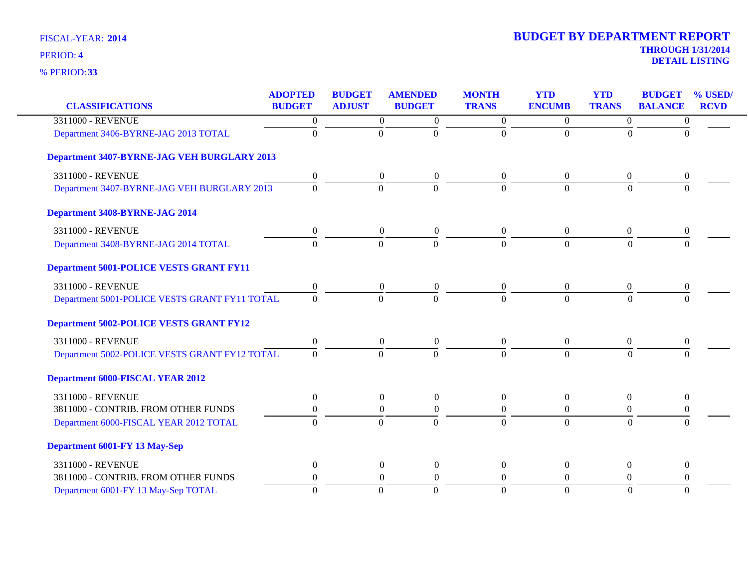FISCAL-YEAR: **2014**

PERIOD: **4**

% PERIOD: **33**

# BUDGET BY DEPARTMENT REPORT

**THROUGH 1/31/2014**

**DETAIL LISTING**

| CLASSIFICATIONS | ADOPTED BUDGET | BUDGET ADJUST | AMENDED BUDGET | MONTH TRANS | YTD ENCUMB | YTD TRANS | BUDGET BALANCE | % USED/ RCVD |
|---|---|---|---|---|---|---|---|---|
| 3311000 - REVENUE | 0 | 0 | 0 | 0 | 0 | 0 | 0 | |
| Department 3406-BYRNE-JAG 2013 TOTAL | 0 | 0 | 0 | 0 | 0 | 0 | 0 | |
| **Department 3407-BYRNE-JAG VEH BURGLARY 2013** | | | | | | | | |
| 3311000 - REVENUE | 0 | 0 | 0 | 0 | 0 | 0 | 0 | |
| Department 3407-BYRNE-JAG VEH BURGLARY 2013 | 0 | 0 | 0 | 0 | 0 | 0 | 0 | |
| **Department 3408-BYRNE-JAG 2014** | | | | | | | | |
| 3311000 - REVENUE | 0 | 0 | 0 | 0 | 0 | 0 | 0 | |
| Department 3408-BYRNE-JAG 2014 TOTAL | 0 | 0 | 0 | 0 | 0 | 0 | 0 | |
| **Department 5001-POLICE VESTS GRANT FY11** | | | | | | | | |
| 3311000 - REVENUE | 0 | 0 | 0 | 0 | 0 | 0 | 0 | |
| Department 5001-POLICE VESTS GRANT FY11 TOTAL | 0 | 0 | 0 | 0 | 0 | 0 | 0 | |
| **Department 5002-POLICE VESTS GRANT FY12** | | | | | | | | |
| 3311000 - REVENUE | 0 | 0 | 0 | 0 | 0 | 0 | 0 | |
| Department 5002-POLICE VESTS GRANT FY12 TOTAL | 0 | 0 | 0 | 0 | 0 | 0 | 0 | |
| **Department 6000-FISCAL YEAR 2012** | | | | | | | | |
| 3311000 - REVENUE | 0 | 0 | 0 | 0 | 0 | 0 | 0 | |
| 3811000 - CONTRIB. FROM OTHER FUNDS | 0 | 0 | 0 | 0 | 0 | 0 | 0 | |
| Department 6000-FISCAL YEAR 2012 TOTAL | 0 | 0 | 0 | 0 | 0 | 0 | 0 | |
| **Department 6001-FY 13 May-Sep** | | | | | | | | |
| 3311000 - REVENUE | 0 | 0 | 0 | 0 | 0 | 0 | 0 | |
| 3811000 - CONTRIB. FROM OTHER FUNDS | 0 | 0 | 0 | 0 | 0 | 0 | 0 | |
| Department 6001-FY 13 May-Sep TOTAL | 0 | 0 | 0 | 0 | 0 | 0 | 0 | |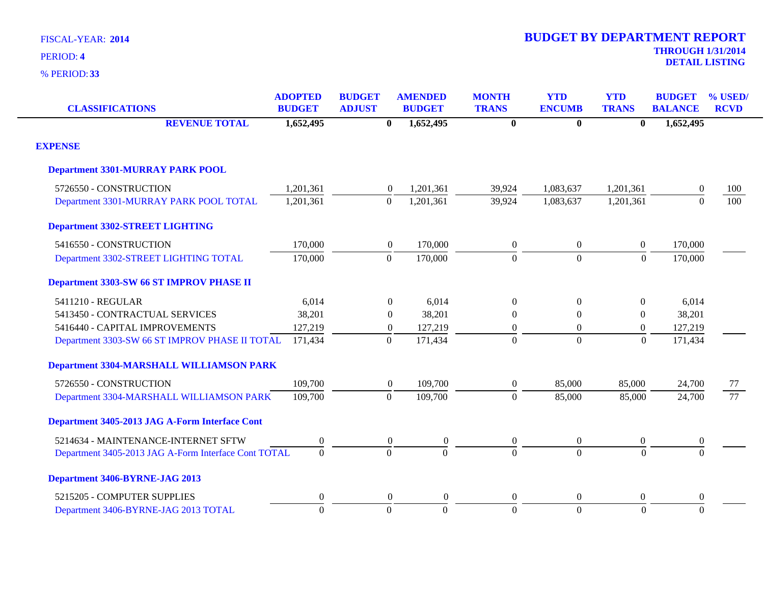FISCAL-YEAR: **2014**

PERIOD: **4**

% PERIOD: **33**

# BUDGET BY DEPARTMENT REPORT

**THROUGH 1/31/2014**

**DETAIL LISTING**

| CLASSIFICATIONS | ADOPTED BUDGET | BUDGET ADJUST | AMENDED BUDGET | MONTH TRANS | YTD ENCUMB | YTD TRANS | BUDGET BALANCE | % USED/ RCVD |
|---|---|---|---|---|---|---|---|---|
| **REVENUE TOTAL** | **1,652,495** | **0** | **1,652,495** | **0** | **0** | **0** | **1,652,495** | |
| **EXPENSE** | | | | | | | | |
| **Department 3301-MURRAY PARK POOL** | | | | | | | | |
| 5726550 - CONSTRUCTION | 1,201,361 | 0 | 1,201,361 | 39,924 | 1,083,637 | 1,201,361 | 0 | 100 |
| Department 3301-MURRAY PARK POOL TOTAL | 1,201,361 | 0 | 1,201,361 | 39,924 | 1,083,637 | 1,201,361 | 0 | 100 |
| **Department 3302-STREET LIGHTING** | | | | | | | | |
| 5416550 - CONSTRUCTION | 170,000 | 0 | 170,000 | 0 | 0 | 0 | 170,000 | |
| Department 3302-STREET LIGHTING TOTAL | 170,000 | 0 | 170,000 | 0 | 0 | 0 | 170,000 | |
| **Department 3303-SW 66 ST IMPROV PHASE II** | | | | | | | | |
| 5411210 - REGULAR | 6,014 | 0 | 6,014 | 0 | 0 | 0 | 6,014 | |
| 5413450 - CONTRACTUAL SERVICES | 38,201 | 0 | 38,201 | 0 | 0 | 0 | 38,201 | |
| 5416440 - CAPITAL IMPROVEMENTS | 127,219 | 0 | 127,219 | 0 | 0 | 0 | 127,219 | |
| Department 3303-SW 66 ST IMPROV PHASE II TOTAL | 171,434 | 0 | 171,434 | 0 | 0 | 0 | 171,434 | |
| **Department 3304-MARSHALL WILLIAMSON PARK** | | | | | | | | |
| 5726550 - CONSTRUCTION | 109,700 | 0 | 109,700 | 0 | 85,000 | 85,000 | 24,700 | 77 |
| Department 3304-MARSHALL WILLIAMSON PARK | 109,700 | 0 | 109,700 | 0 | 85,000 | 85,000 | 24,700 | 77 |
| **Department 3405-2013 JAG A-Form Interface Cont** | | | | | | | | |
| 5214634 - MAINTENANCE-INTERNET SFTW | 0 | 0 | 0 | 0 | 0 | 0 | 0 | |
| Department 3405-2013 JAG A-Form Interface Cont TOTAL | 0 | 0 | 0 | 0 | 0 | 0 | 0 | |
| **Department 3406-BYRNE-JAG 2013** | | | | | | | | |
| 5215205 - COMPUTER SUPPLIES | 0 | 0 | 0 | 0 | 0 | 0 | 0 | |
| Department 3406-BYRNE-JAG 2013 TOTAL | 0 | 0 | 0 | 0 | 0 | 0 | 0 | |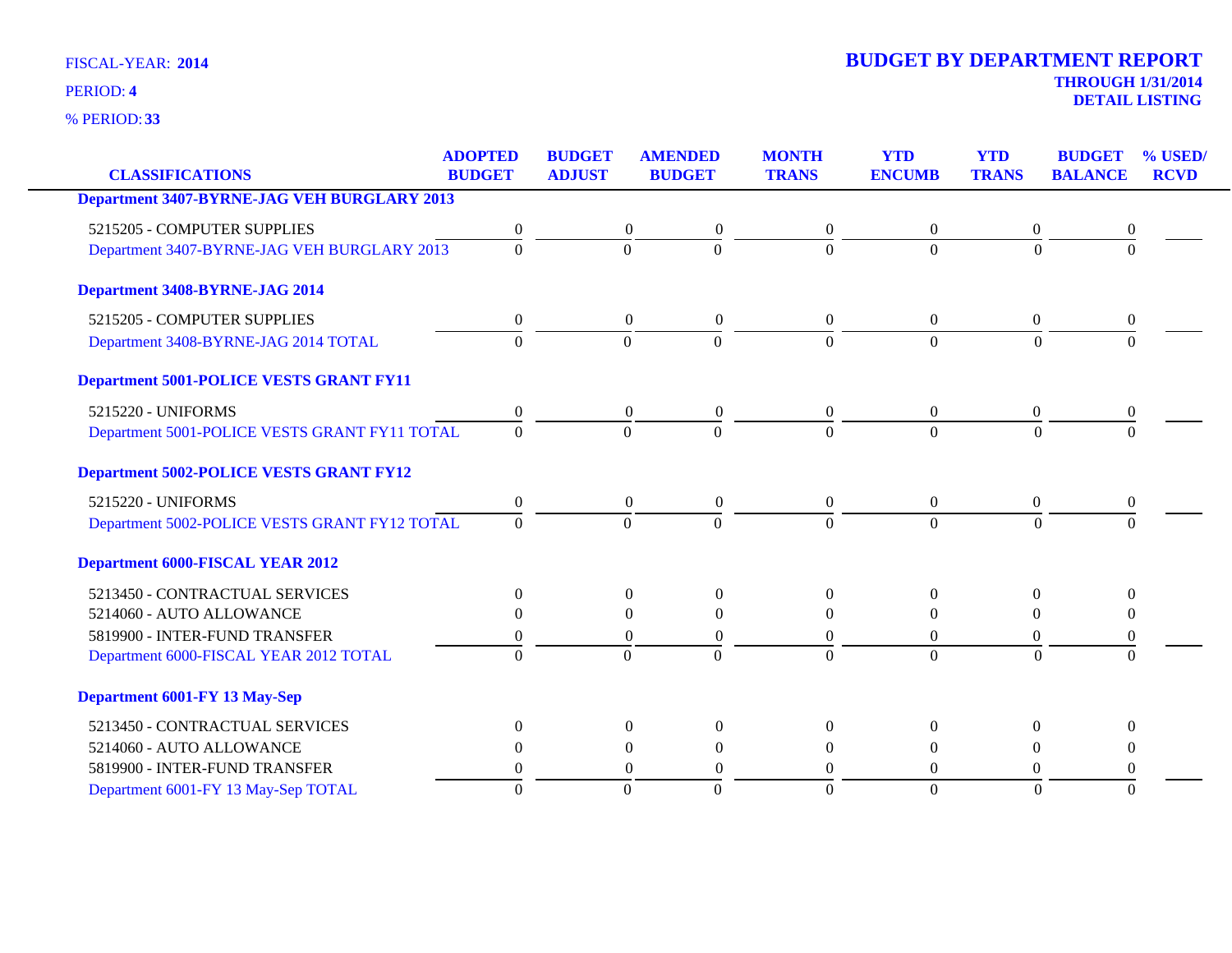FISCAL-YEAR: **2014**

PERIOD: **4**

% PERIOD: **33**

# BUDGET BY DEPARTMENT REPORT

**THROUGH 1/31/2014**

**DETAIL LISTING**

| CLASSIFICATIONS | ADOPTED BUDGET | BUDGET ADJUST | AMENDED BUDGET | MONTH TRANS | YTD ENCUMB | YTD TRANS | BUDGET BALANCE | % USED/ RCVD |
|---|---|---|---|---|---|---|---|---|
| **Department 3407-BYRNE-JAG VEH BURGLARY 2013** | | | | | | | | |
| 5215205 - COMPUTER SUPPLIES | 0 | 0 | 0 | 0 | 0 | 0 | 0 | |
| Department 3407-BYRNE-JAG VEH BURGLARY 2013 | 0 | 0 | 0 | 0 | 0 | 0 | 0 | |
| **Department 3408-BYRNE-JAG 2014** | | | | | | | | |
| 5215205 - COMPUTER SUPPLIES | 0 | 0 | 0 | 0 | 0 | 0 | 0 | |
| Department 3408-BYRNE-JAG 2014 TOTAL | 0 | 0 | 0 | 0 | 0 | 0 | 0 | |
| **Department 5001-POLICE VESTS GRANT FY11** | | | | | | | | |
| 5215220 - UNIFORMS | 0 | 0 | 0 | 0 | 0 | 0 | 0 | |
| Department 5001-POLICE VESTS GRANT FY11 TOTAL | 0 | 0 | 0 | 0 | 0 | 0 | 0 | |
| **Department 5002-POLICE VESTS GRANT FY12** | | | | | | | | |
| 5215220 - UNIFORMS | 0 | 0 | 0 | 0 | 0 | 0 | 0 | |
| Department 5002-POLICE VESTS GRANT FY12 TOTAL | 0 | 0 | 0 | 0 | 0 | 0 | 0 | |
| **Department 6000-FISCAL YEAR 2012** | | | | | | | | |
| 5213450 - CONTRACTUAL SERVICES | 0 | 0 | 0 | 0 | 0 | 0 | 0 | |
| 5214060 - AUTO ALLOWANCE | 0 | 0 | 0 | 0 | 0 | 0 | 0 | |
| 5819900 - INTER-FUND TRANSFER | 0 | 0 | 0 | 0 | 0 | 0 | 0 | |
| Department 6000-FISCAL YEAR 2012 TOTAL | 0 | 0 | 0 | 0 | 0 | 0 | 0 | |
| **Department 6001-FY 13 May-Sep** | | | | | | | | |
| 5213450 - CONTRACTUAL SERVICES | 0 | 0 | 0 | 0 | 0 | 0 | 0 | |
| 5214060 - AUTO ALLOWANCE | 0 | 0 | 0 | 0 | 0 | 0 | 0 | |
| 5819900 - INTER-FUND TRANSFER | 0 | 0 | 0 | 0 | 0 | 0 | 0 | |
| Department 6001-FY 13 May-Sep TOTAL | 0 | 0 | 0 | 0 | 0 | 0 | 0 | |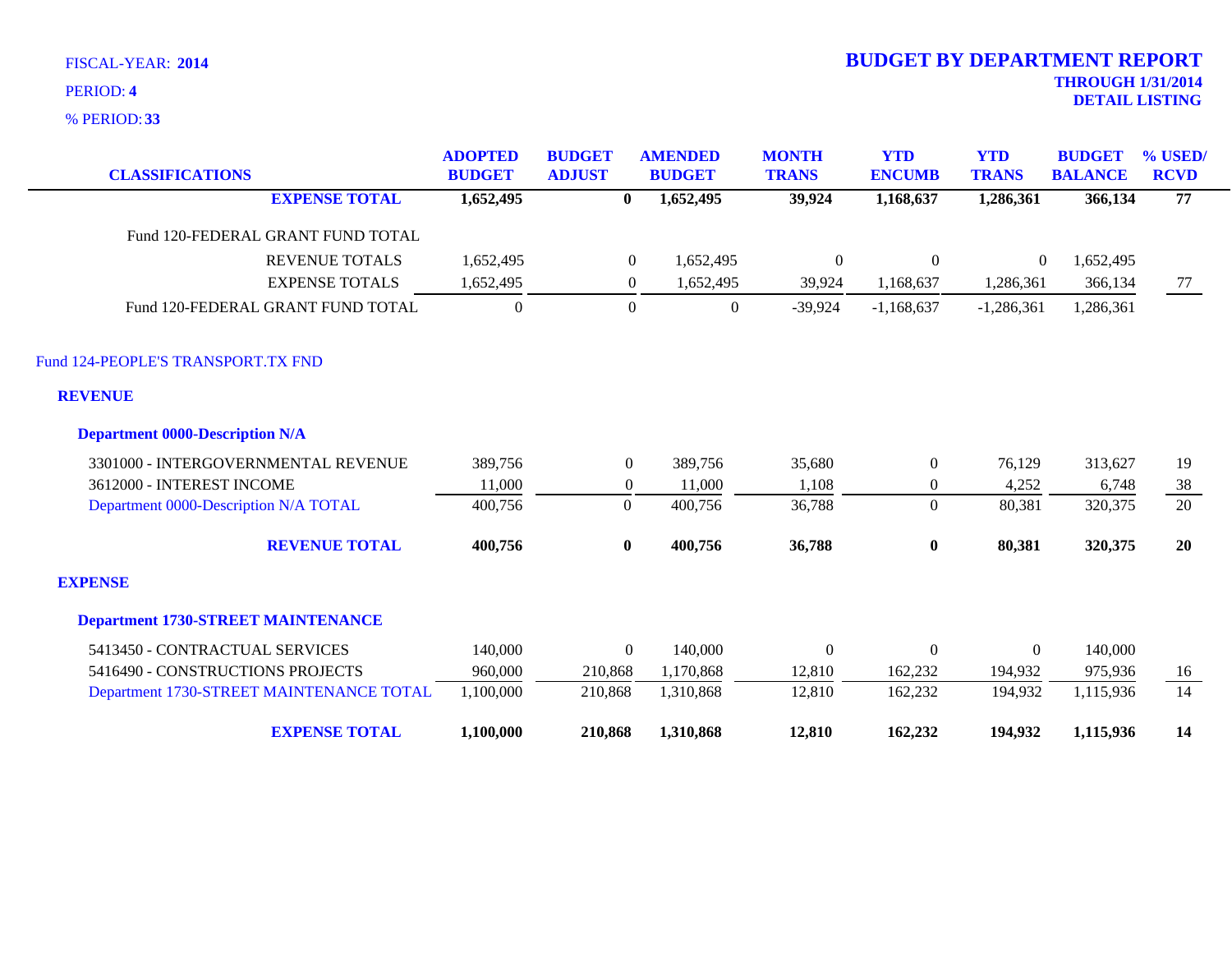FISCAL-YEAR: **2014**

PERIOD: **4**

% PERIOD: **33**

# BUDGET BY DEPARTMENT REPORT

**THROUGH 1/31/2014**

**DETAIL LISTING**

| CLASSIFICATIONS | ADOPTED BUDGET | BUDGET ADJUST | AMENDED BUDGET | MONTH TRANS | YTD ENCUMB | YTD TRANS | BUDGET BALANCE | % USED/ RCVD |
|---|---|---|---|---|---|---|---|---|
| **EXPENSE TOTAL** | **1,652,495** | **0** | **1,652,495** | **39,924** | **1,168,637** | **1,286,361** | **366,134** | **77** |
| Fund 120-FEDERAL GRANT FUND TOTAL | | | | | | | | |
| REVENUE TOTALS | 1,652,495 | 0 | 1,652,495 | 0 | 0 | 0 | 1,652,495 | |
| EXPENSE TOTALS | 1,652,495 | 0 | 1,652,495 | 39,924 | 1,168,637 | 1,286,361 | 366,134 | 77 |
| Fund 120-FEDERAL GRANT FUND TOTAL | 0 | 0 | 0 | -39,924 | -1,168,637 | -1,286,361 | 1,286,361 | |

## Fund 124-PEOPLE'S TRANSPORT.TX FND

### REVENUE

#### Department 0000-Description N/A

| CLASSIFICATIONS | ADOPTED BUDGET | BUDGET ADJUST | AMENDED BUDGET | MONTH TRANS | YTD ENCUMB | YTD TRANS | BUDGET BALANCE | % USED/ RCVD |
|---|---|---|---|---|---|---|---|---|
| 3301000 - INTERGOVERNMENTAL REVENUE | 389,756 | 0 | 389,756 | 35,680 | 0 | 76,129 | 313,627 | 19 |
| 3612000 - INTEREST INCOME | 11,000 | 0 | 11,000 | 1,108 | 0 | 4,252 | 6,748 | 38 |
| Department 0000-Description N/A TOTAL | 400,756 | 0 | 400,756 | 36,788 | 0 | 80,381 | 320,375 | 20 |
| **REVENUE TOTAL** | **400,756** | **0** | **400,756** | **36,788** | **0** | **80,381** | **320,375** | **20** |

### EXPENSE

#### Department 1730-STREET MAINTENANCE

| CLASSIFICATIONS | ADOPTED BUDGET | BUDGET ADJUST | AMENDED BUDGET | MONTH TRANS | YTD ENCUMB | YTD TRANS | BUDGET BALANCE | % USED/ RCVD |
|---|---|---|---|---|---|---|---|---|
| 5413450 - CONTRACTUAL SERVICES | 140,000 | 0 | 140,000 | 0 | 0 | 0 | 140,000 | |
| 5416490 - CONSTRUCTIONS PROJECTS | 960,000 | 210,868 | 1,170,868 | 12,810 | 162,232 | 194,932 | 975,936 | 16 |
| Department 1730-STREET MAINTENANCE TOTAL | 1,100,000 | 210,868 | 1,310,868 | 12,810 | 162,232 | 194,932 | 1,115,936 | 14 |
| **EXPENSE TOTAL** | **1,100,000** | **210,868** | **1,310,868** | **12,810** | **162,232** | **194,932** | **1,115,936** | **14** |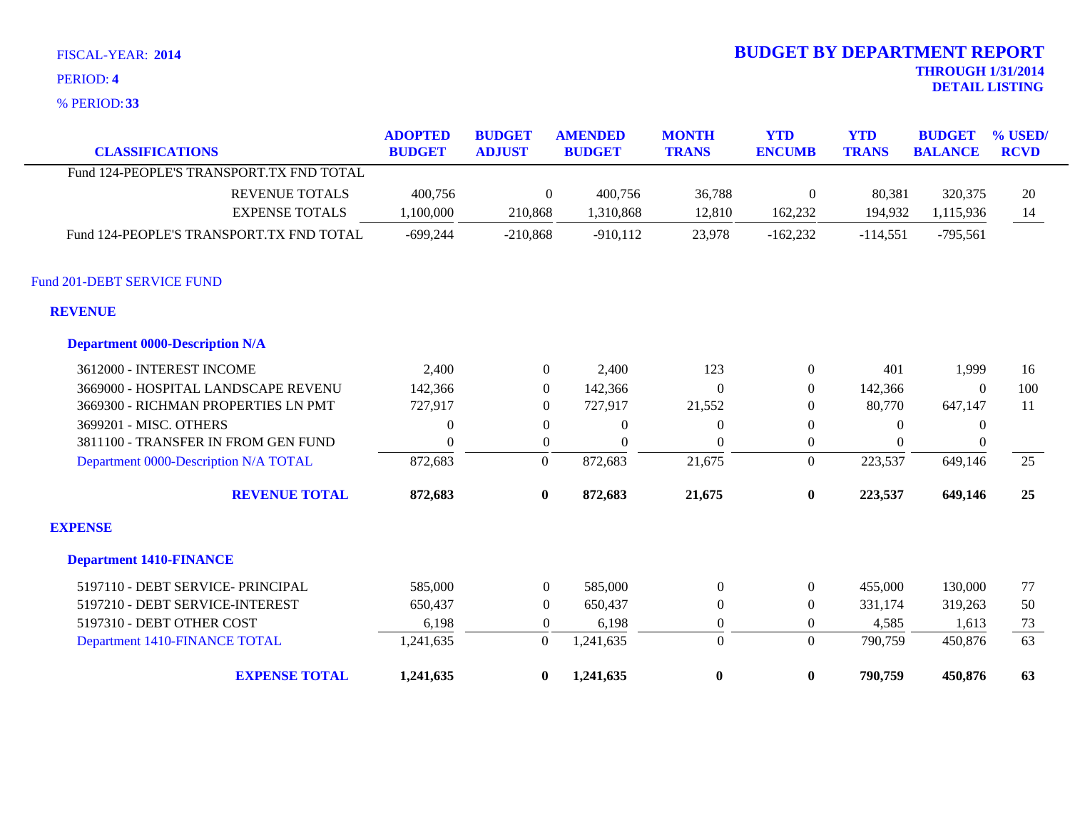FISCAL-YEAR: **2014**

PERIOD: **4**

% PERIOD: **33**

# BUDGET BY DEPARTMENT REPORT

**THROUGH 1/31/2014**

**DETAIL LISTING**

| CLASSIFICATIONS | ADOPTED BUDGET | BUDGET ADJUST | AMENDED BUDGET | MONTH TRANS | YTD ENCUMB | YTD TRANS | BUDGET BALANCE | % USED/ RCVD |
|---|---|---|---|---|---|---|---|---|
| Fund 124-PEOPLE'S TRANSPORT.TX FND TOTAL | | | | | | | | |
| REVENUE TOTALS | 400,756 | 0 | 400,756 | 36,788 | 0 | 80,381 | 320,375 | 20 |
| EXPENSE TOTALS | 1,100,000 | 210,868 | 1,310,868 | 12,810 | 162,232 | 194,932 | 1,115,936 | 14 |
| Fund 124-PEOPLE'S TRANSPORT.TX FND TOTAL | -699,244 | -210,868 | -910,112 | 23,978 | -162,232 | -114,551 | -795,561 | |
| **Fund 201-DEBT SERVICE FUND** | | | | | | | | |
| **REVENUE** | | | | | | | | |
| **Department 0000-Description N/A** | | | | | | | | |
| 3612000 - INTEREST INCOME | 2,400 | 0 | 2,400 | 123 | 0 | 401 | 1,999 | 16 |
| 3669000 - HOSPITAL LANDSCAPE REVENU | 142,366 | 0 | 142,366 | 0 | 0 | 142,366 | 0 | 100 |
| 3669300 - RICHMAN PROPERTIES LN PMT | 727,917 | 0 | 727,917 | 21,552 | 0 | 80,770 | 647,147 | 11 |
| 3699201 - MISC. OTHERS | 0 | 0 | 0 | 0 | 0 | 0 | 0 | |
| 3811100 - TRANSFER IN FROM GEN FUND | 0 | 0 | 0 | 0 | 0 | 0 | 0 | |
| Department 0000-Description N/A TOTAL | 872,683 | 0 | 872,683 | 21,675 | 0 | 223,537 | 649,146 | 25 |
| **REVENUE TOTAL** | **872,683** | **0** | **872,683** | **21,675** | **0** | **223,537** | **649,146** | **25** |
| **EXPENSE** | | | | | | | | |
| **Department 1410-FINANCE** | | | | | | | | |
| 5197110 - DEBT SERVICE- PRINCIPAL | 585,000 | 0 | 585,000 | 0 | 0 | 455,000 | 130,000 | 77 |
| 5197210 - DEBT SERVICE-INTEREST | 650,437 | 0 | 650,437 | 0 | 0 | 331,174 | 319,263 | 50 |
| 5197310 - DEBT OTHER COST | 6,198 | 0 | 6,198 | 0 | 0 | 4,585 | 1,613 | 73 |
| Department 1410-FINANCE TOTAL | 1,241,635 | 0 | 1,241,635 | 0 | 0 | 790,759 | 450,876 | 63 |
| **EXPENSE TOTAL** | **1,241,635** | **0** | **1,241,635** | **0** | **0** | **790,759** | **450,876** | **63** |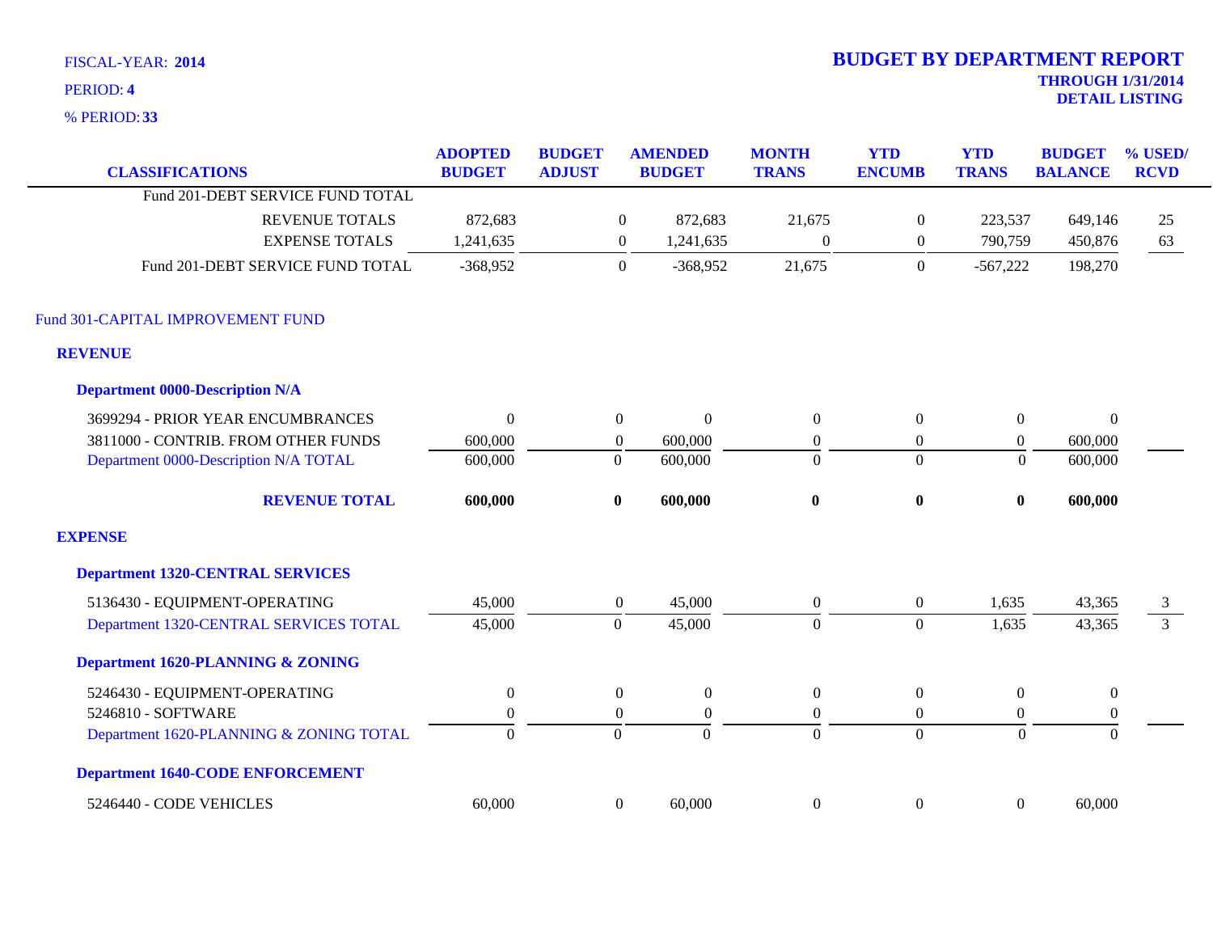FISCAL-YEAR: **2014**

PERIOD: **4**

% PERIOD: **33**

# BUDGET BY DEPARTMENT REPORT

**THROUGH 1/31/2014**

**DETAIL LISTING**

| CLASSIFICATIONS | ADOPTED BUDGET | BUDGET ADJUST | AMENDED BUDGET | MONTH TRANS | YTD ENCUMB | YTD TRANS | BUDGET BALANCE | % USED/ RCVD |
|---|---|---|---|---|---|---|---|---|
| Fund 201-DEBT SERVICE FUND TOTAL | | | | | | | | |
| REVENUE TOTALS | 872,683 | 0 | 872,683 | 21,675 | 0 | 223,537 | 649,146 | 25 |
| EXPENSE TOTALS | 1,241,635 | 0 | 1,241,635 | 0 | 0 | 790,759 | 450,876 | 63 |
| Fund 201-DEBT SERVICE FUND TOTAL | -368,952 | 0 | -368,952 | 21,675 | 0 | -567,222 | 198,270 | |
| Fund 301-CAPITAL IMPROVEMENT FUND | | | | | | | | |
| **REVENUE** | | | | | | | | |
| **Department 0000-Description N/A** | | | | | | | | |
| 3699294 - PRIOR YEAR ENCUMBRANCES | 0 | 0 | 0 | 0 | 0 | 0 | 0 | |
| 3811000 - CONTRIB. FROM OTHER FUNDS | 600,000 | 0 | 600,000 | 0 | 0 | 0 | 600,000 | |
| Department 0000-Description N/A TOTAL | 600,000 | 0 | 600,000 | 0 | 0 | 0 | 600,000 | |
| **REVENUE TOTAL** | **600,000** | **0** | **600,000** | **0** | **0** | **0** | **600,000** | |
| **EXPENSE** | | | | | | | | |
| **Department 1320-CENTRAL SERVICES** | | | | | | | | |
| 5136430 - EQUIPMENT-OPERATING | 45,000 | 0 | 45,000 | 0 | 0 | 1,635 | 43,365 | 3 |
| Department 1320-CENTRAL SERVICES TOTAL | 45,000 | 0 | 45,000 | 0 | 0 | 1,635 | 43,365 | 3 |
| **Department 1620-PLANNING & ZONING** | | | | | | | | |
| 5246430 - EQUIPMENT-OPERATING | 0 | 0 | 0 | 0 | 0 | 0 | 0 | |
| 5246810 - SOFTWARE | 0 | 0 | 0 | 0 | 0 | 0 | 0 | |
| Department 1620-PLANNING & ZONING TOTAL | 0 | 0 | 0 | 0 | 0 | 0 | 0 | |
| **Department 1640-CODE ENFORCEMENT** | | | | | | | | |
| 5246440 - CODE VEHICLES | 60,000 | 0 | 60,000 | 0 | 0 | 0 | 60,000 | |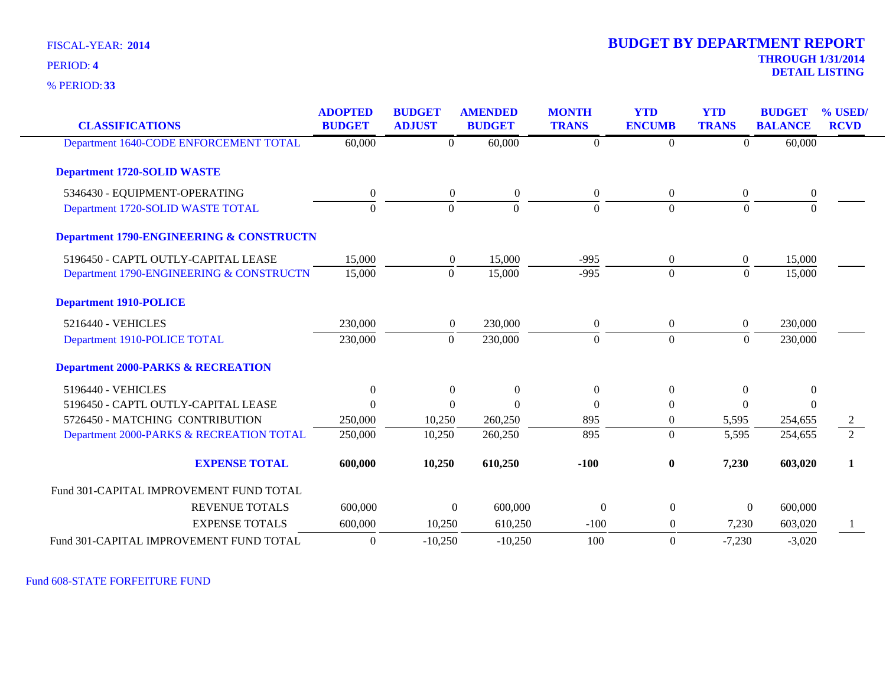FISCAL-YEAR: **2014**

PERIOD: **4**

% PERIOD: **33**

# BUDGET BY DEPARTMENT REPORT

**THROUGH 1/31/2014**

**DETAIL LISTING**

| CLASSIFICATIONS | ADOPTED BUDGET | BUDGET ADJUST | AMENDED BUDGET | MONTH TRANS | YTD ENCUMB | YTD TRANS | BUDGET BALANCE | % USED/ RCVD |
|---|---|---|---|---|---|---|---|---|
| Department 1640-CODE ENFORCEMENT TOTAL | 60,000 | 0 | 60,000 | 0 | 0 | 0 | 60,000 | |
| **Department 1720-SOLID WASTE** | | | | | | | | |
| 5346430 - EQUIPMENT-OPERATING | 0 | 0 | 0 | 0 | 0 | 0 | 0 | |
| Department 1720-SOLID WASTE TOTAL | 0 | 0 | 0 | 0 | 0 | 0 | 0 | |
| **Department 1790-ENGINEERING & CONSTRUCTN** | | | | | | | | |
| 5196450 - CAPTL OUTLY-CAPITAL LEASE | 15,000 | 0 | 15,000 | -995 | 0 | 0 | 15,000 | |
| Department 1790-ENGINEERING & CONSTRUCTN | 15,000 | 0 | 15,000 | -995 | 0 | 0 | 15,000 | |
| **Department 1910-POLICE** | | | | | | | | |
| 5216440 - VEHICLES | 230,000 | 0 | 230,000 | 0 | 0 | 0 | 230,000 | |
| Department 1910-POLICE TOTAL | 230,000 | 0 | 230,000 | 0 | 0 | 0 | 230,000 | |
| **Department 2000-PARKS & RECREATION** | | | | | | | | |
| 5196440 - VEHICLES | 0 | 0 | 0 | 0 | 0 | 0 | 0 | |
| 5196450 - CAPTL OUTLY-CAPITAL LEASE | 0 | 0 | 0 | 0 | 0 | 0 | 0 | |
| 5726450 - MATCHING CONTRIBUTION | 250,000 | 10,250 | 260,250 | 895 | 0 | 5,595 | 254,655 | 2 |
| Department 2000-PARKS & RECREATION TOTAL | 250,000 | 10,250 | 260,250 | 895 | 0 | 5,595 | 254,655 | 2 |
| **EXPENSE TOTAL** | **600,000** | **10,250** | **610,250** | **-100** | **0** | **7,230** | **603,020** | **1** |
| Fund 301-CAPITAL IMPROVEMENT FUND TOTAL | | | | | | | | |
| REVENUE TOTALS | 600,000 | 0 | 600,000 | 0 | 0 | 0 | 600,000 | |
| EXPENSE TOTALS | 600,000 | 10,250 | 610,250 | -100 | 0 | 7,230 | 603,020 | 1 |
| Fund 301-CAPITAL IMPROVEMENT FUND TOTAL | 0 | -10,250 | -10,250 | 100 | 0 | -7,230 | -3,020 | |

Fund 608-STATE FORFEITURE FUND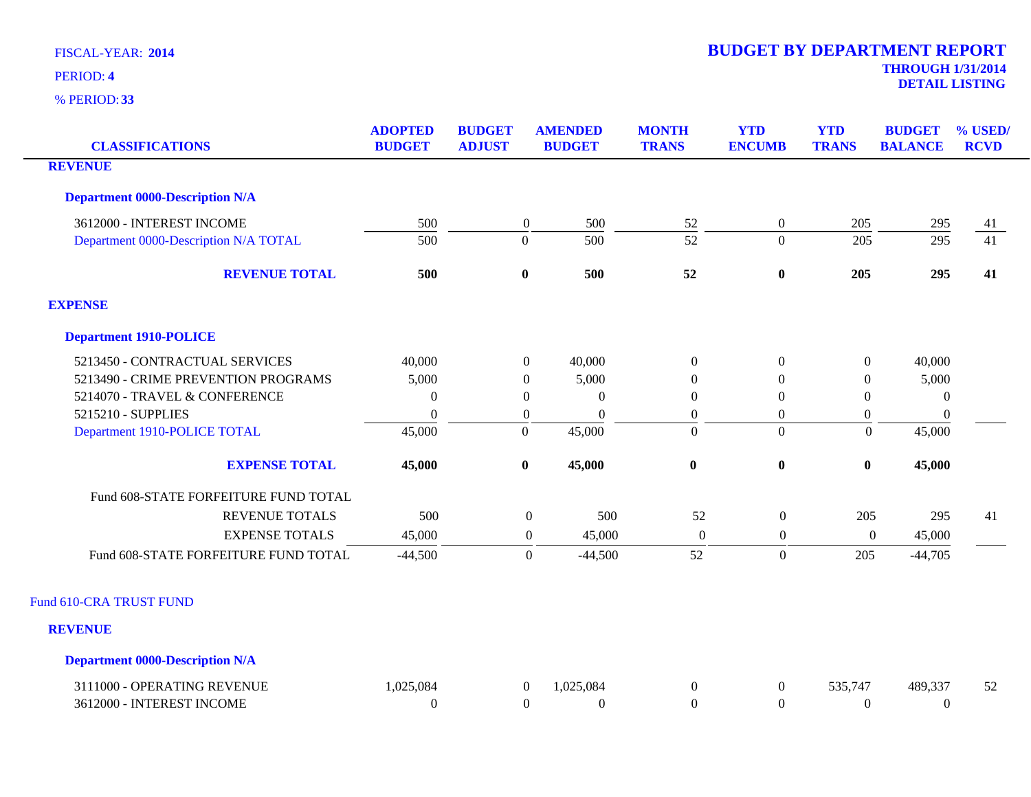FISCAL-YEAR: **2014**

PERIOD: **4**

% PERIOD: **33**

# BUDGET BY DEPARTMENT REPORT

**THROUGH 1/31/2014**
**DETAIL LISTING**

| CLASSIFICATIONS | ADOPTED BUDGET | BUDGET ADJUST | AMENDED BUDGET | MONTH TRANS | YTD ENCUMB | YTD TRANS | BUDGET BALANCE | % USED/ RCVD |
|---|---|---|---|---|---|---|---|---|
| **REVENUE** | | | | | | | | |
| **Department 0000-Description N/A** | | | | | | | | |
| 3612000 - INTEREST INCOME | 500 | 0 | 500 | 52 | 0 | 205 | 295 | 41 |
| Department 0000-Description N/A TOTAL | 500 | 0 | 500 | 52 | 0 | 205 | 295 | 41 |
| **REVENUE TOTAL** | **500** | **0** | **500** | **52** | **0** | **205** | **295** | **41** |
| **EXPENSE** | | | | | | | | |
| **Department 1910-POLICE** | | | | | | | | |
| 5213450 - CONTRACTUAL SERVICES | 40,000 | 0 | 40,000 | 0 | 0 | 0 | 40,000 | |
| 5213490 - CRIME PREVENTION PROGRAMS | 5,000 | 0 | 5,000 | 0 | 0 | 0 | 5,000 | |
| 5214070 - TRAVEL & CONFERENCE | 0 | 0 | 0 | 0 | 0 | 0 | 0 | |
| 5215210 - SUPPLIES | 0 | 0 | 0 | 0 | 0 | 0 | 0 | |
| Department 1910-POLICE TOTAL | 45,000 | 0 | 45,000 | 0 | 0 | 0 | 45,000 | |
| **EXPENSE TOTAL** | **45,000** | **0** | **45,000** | **0** | **0** | **0** | **45,000** | |
| Fund 608-STATE FORFEITURE FUND TOTAL | | | | | | | | |
| REVENUE TOTALS | 500 | 0 | 500 | 52 | 0 | 205 | 295 | 41 |
| EXPENSE TOTALS | 45,000 | 0 | 45,000 | 0 | 0 | 0 | 45,000 | |
| Fund 608-STATE FORFEITURE FUND TOTAL | -44,500 | 0 | -44,500 | 52 | 0 | 205 | -44,705 | |

Fund 610-CRA TRUST FUND

| CLASSIFICATIONS | ADOPTED BUDGET | BUDGET ADJUST | AMENDED BUDGET | MONTH TRANS | YTD ENCUMB | YTD TRANS | BUDGET BALANCE | % USED/ RCVD |
|---|---|---|---|---|---|---|---|---|
| **REVENUE** | | | | | | | | |
| **Department 0000-Description N/A** | | | | | | | | |
| 3111000 - OPERATING REVENUE | 1,025,084 | 0 | 1,025,084 | 0 | 0 | 535,747 | 489,337 | 52 |
| 3612000 - INTEREST INCOME | 0 | 0 | 0 | 0 | 0 | 0 | 0 | |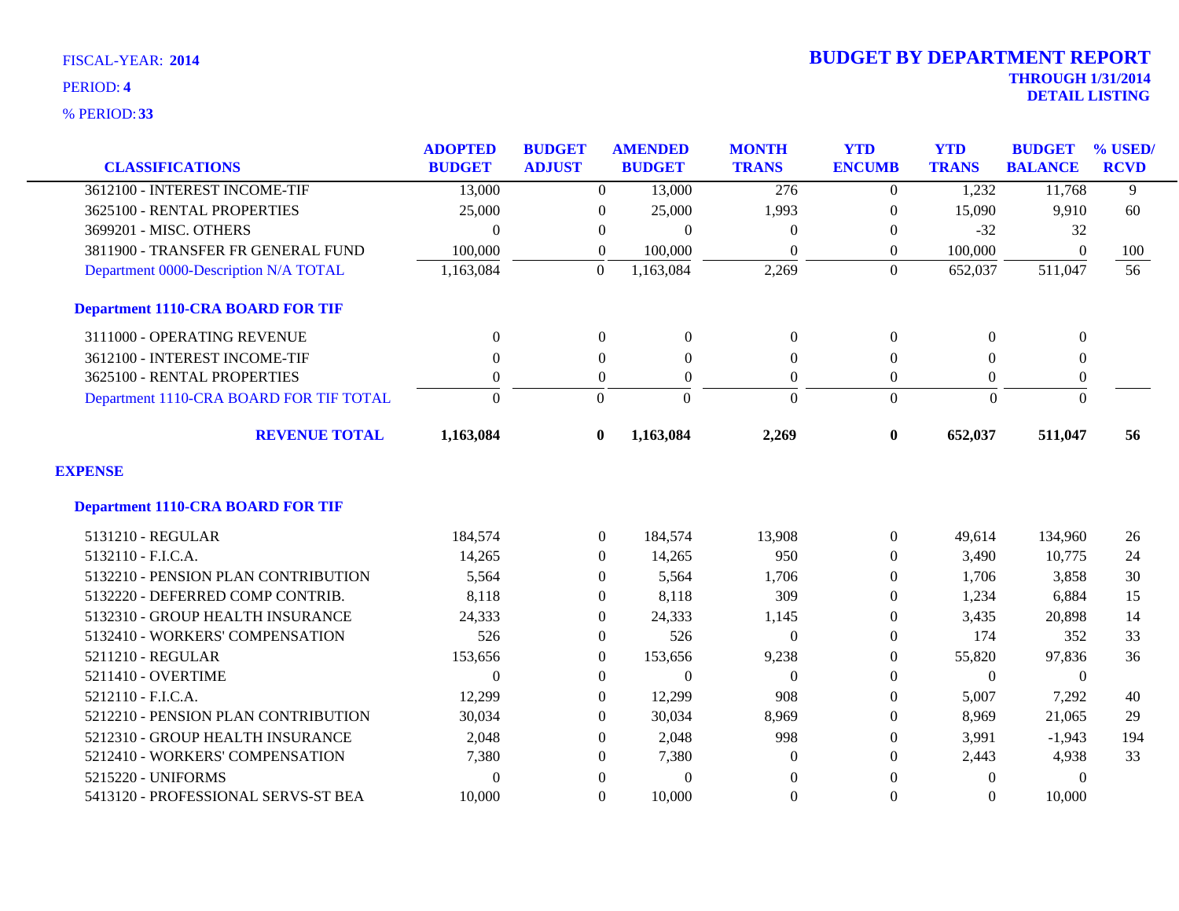FISCAL-YEAR: **2014**

PERIOD: **4**

% PERIOD: **33**

# BUDGET BY DEPARTMENT REPORT

**THROUGH 1/31/2014**

**DETAIL LISTING**

| CLASSIFICATIONS | ADOPTED BUDGET | BUDGET ADJUST | AMENDED BUDGET | MONTH TRANS | YTD ENCUMB | YTD TRANS | BUDGET BALANCE | % USED/ RCVD |
|---|---|---|---|---|---|---|---|---|
| 3612100 - INTEREST INCOME-TIF | 13,000 | 0 | 13,000 | 276 | 0 | 1,232 | 11,768 | 9 |
| 3625100 - RENTAL PROPERTIES | 25,000 | 0 | 25,000 | 1,993 | 0 | 15,090 | 9,910 | 60 |
| 3699201 - MISC. OTHERS | 0 | 0 | 0 | 0 | 0 | -32 | 32 | |
| 3811900 - TRANSFER FR GENERAL FUND | 100,000 | 0 | 100,000 | 0 | 0 | 100,000 | 0 | 100 |
| Department 0000-Description N/A TOTAL | 1,163,084 | 0 | 1,163,084 | 2,269 | 0 | 652,037 | 511,047 | 56 |
| **Department 1110-CRA BOARD FOR TIF** | | | | | | | | |
| 3111000 - OPERATING REVENUE | 0 | 0 | 0 | 0 | 0 | 0 | 0 | |
| 3612100 - INTEREST INCOME-TIF | 0 | 0 | 0 | 0 | 0 | 0 | 0 | |
| 3625100 - RENTAL PROPERTIES | 0 | 0 | 0 | 0 | 0 | 0 | 0 | |
| Department 1110-CRA BOARD FOR TIF TOTAL | 0 | 0 | 0 | 0 | 0 | 0 | 0 | |
| **REVENUE TOTAL** | **1,163,084** | **0** | **1,163,084** | **2,269** | **0** | **652,037** | **511,047** | **56** |
| **EXPENSE** | | | | | | | | |
| **Department 1110-CRA BOARD FOR TIF** | | | | | | | | |
| 5131210 - REGULAR | 184,574 | 0 | 184,574 | 13,908 | 0 | 49,614 | 134,960 | 26 |
| 5132110 - F.I.C.A. | 14,265 | 0 | 14,265 | 950 | 0 | 3,490 | 10,775 | 24 |
| 5132210 - PENSION PLAN CONTRIBUTION | 5,564 | 0 | 5,564 | 1,706 | 0 | 1,706 | 3,858 | 30 |
| 5132220 - DEFERRED COMP CONTRIB. | 8,118 | 0 | 8,118 | 309 | 0 | 1,234 | 6,884 | 15 |
| 5132310 - GROUP HEALTH INSURANCE | 24,333 | 0 | 24,333 | 1,145 | 0 | 3,435 | 20,898 | 14 |
| 5132410 - WORKERS' COMPENSATION | 526 | 0 | 526 | 0 | 0 | 174 | 352 | 33 |
| 5211210 - REGULAR | 153,656 | 0 | 153,656 | 9,238 | 0 | 55,820 | 97,836 | 36 |
| 5211410 - OVERTIME | 0 | 0 | 0 | 0 | 0 | 0 | 0 | |
| 5212110 - F.I.C.A. | 12,299 | 0 | 12,299 | 908 | 0 | 5,007 | 7,292 | 40 |
| 5212210 - PENSION PLAN CONTRIBUTION | 30,034 | 0 | 30,034 | 8,969 | 0 | 8,969 | 21,065 | 29 |
| 5212310 - GROUP HEALTH INSURANCE | 2,048 | 0 | 2,048 | 998 | 0 | 3,991 | -1,943 | 194 |
| 5212410 - WORKERS' COMPENSATION | 7,380 | 0 | 7,380 | 0 | 0 | 2,443 | 4,938 | 33 |
| 5215220 - UNIFORMS | 0 | 0 | 0 | 0 | 0 | 0 | 0 | |
| 5413120 - PROFESSIONAL SERVS-ST BEA | 10,000 | 0 | 10,000 | 0 | 0 | 0 | 10,000 | |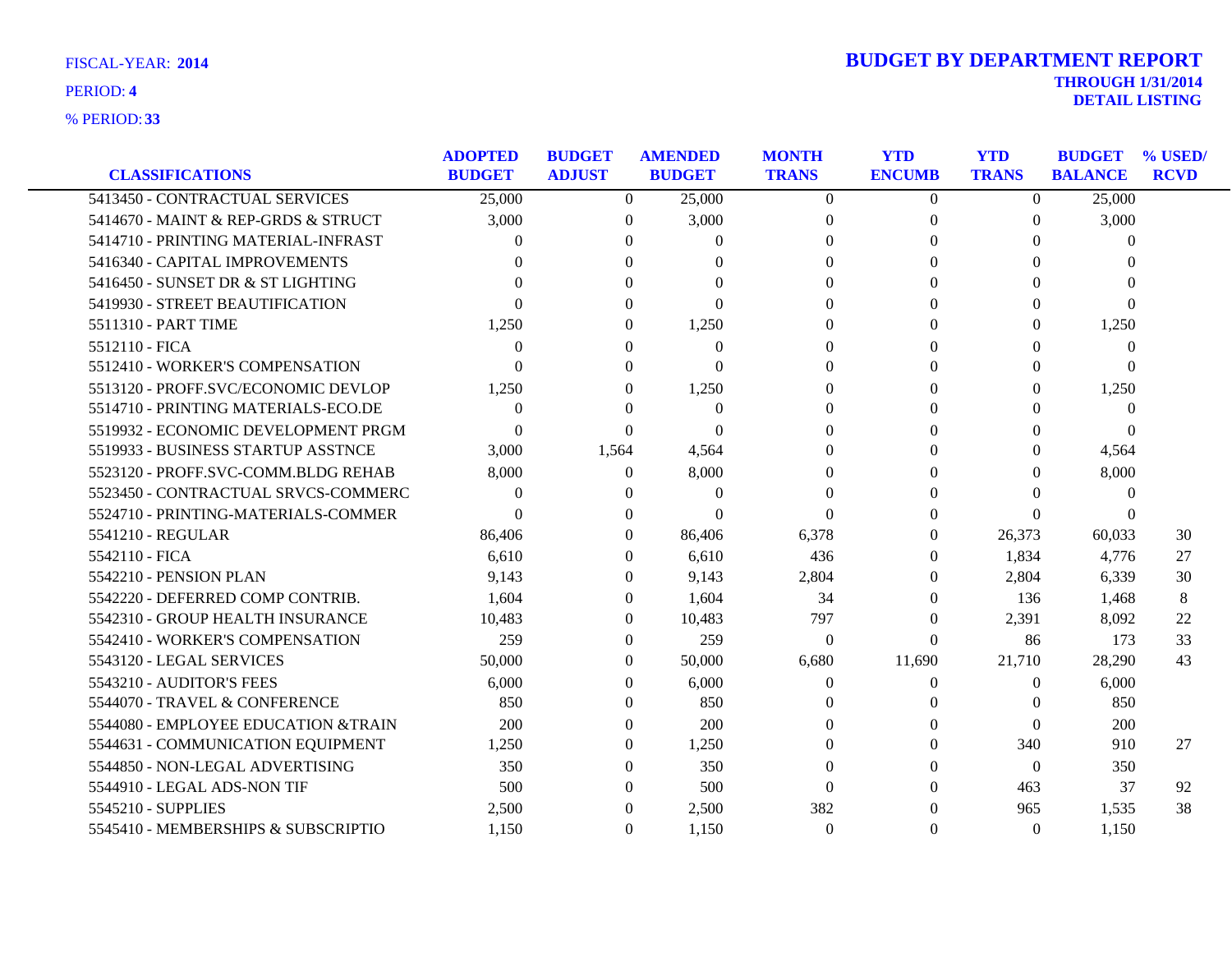FISCAL-YEAR: **2014**

PERIOD: **4**

% PERIOD: **33**

# BUDGET BY DEPARTMENT REPORT

**THROUGH 1/31/2014**

**DETAIL LISTING**

| CLASSIFICATIONS | ADOPTED BUDGET | BUDGET ADJUST | AMENDED BUDGET | MONTH TRANS | YTD ENCUMB | YTD TRANS | BUDGET BALANCE | % USED/ RCVD |
|---|---|---|---|---|---|---|---|---|
| 5413450 - CONTRACTUAL SERVICES | 25,000 | 0 | 25,000 | 0 | 0 | 0 | 25,000 | |
| 5414670 - MAINT & REP-GRDS & STRUCT | 3,000 | 0 | 3,000 | 0 | 0 | 0 | 3,000 | |
| 5414710 - PRINTING MATERIAL-INFRAST | 0 | 0 | 0 | 0 | 0 | 0 | 0 | |
| 5416340 - CAPITAL IMPROVEMENTS | 0 | 0 | 0 | 0 | 0 | 0 | 0 | |
| 5416450 - SUNSET DR & ST LIGHTING | 0 | 0 | 0 | 0 | 0 | 0 | 0 | |
| 5419930 - STREET BEAUTIFICATION | 0 | 0 | 0 | 0 | 0 | 0 | 0 | |
| 5511310 - PART TIME | 1,250 | 0 | 1,250 | 0 | 0 | 0 | 1,250 | |
| 5512110 - FICA | 0 | 0 | 0 | 0 | 0 | 0 | 0 | |
| 5512410 - WORKER'S COMPENSATION | 0 | 0 | 0 | 0 | 0 | 0 | 0 | |
| 5513120 - PROFF.SVC/ECONOMIC DEVLOP | 1,250 | 0 | 1,250 | 0 | 0 | 0 | 1,250 | |
| 5514710 - PRINTING MATERIALS-ECO.DE | 0 | 0 | 0 | 0 | 0 | 0 | 0 | |
| 5519932 - ECONOMIC DEVELOPMENT PRGM | 0 | 0 | 0 | 0 | 0 | 0 | 0 | |
| 5519933 - BUSINESS STARTUP ASSTNCE | 3,000 | 1,564 | 4,564 | 0 | 0 | 0 | 4,564 | |
| 5523120 - PROFF.SVC-COMM.BLDG REHAB | 8,000 | 0 | 8,000 | 0 | 0 | 0 | 8,000 | |
| 5523450 - CONTRACTUAL SRVCS-COMMERC | 0 | 0 | 0 | 0 | 0 | 0 | 0 | |
| 5524710 - PRINTING-MATERIALS-COMMER | 0 | 0 | 0 | 0 | 0 | 0 | 0 | |
| 5541210 - REGULAR | 86,406 | 0 | 86,406 | 6,378 | 0 | 26,373 | 60,033 | 30 |
| 5542110 - FICA | 6,610 | 0 | 6,610 | 436 | 0 | 1,834 | 4,776 | 27 |
| 5542210 - PENSION PLAN | 9,143 | 0 | 9,143 | 2,804 | 0 | 2,804 | 6,339 | 30 |
| 5542220 - DEFERRED COMP CONTRIB. | 1,604 | 0 | 1,604 | 34 | 0 | 136 | 1,468 | 8 |
| 5542310 - GROUP HEALTH INSURANCE | 10,483 | 0 | 10,483 | 797 | 0 | 2,391 | 8,092 | 22 |
| 5542410 - WORKER'S COMPENSATION | 259 | 0 | 259 | 0 | 0 | 86 | 173 | 33 |
| 5543120 - LEGAL SERVICES | 50,000 | 0 | 50,000 | 6,680 | 11,690 | 21,710 | 28,290 | 43 |
| 5543210 - AUDITOR'S FEES | 6,000 | 0 | 6,000 | 0 | 0 | 0 | 6,000 | |
| 5544070 - TRAVEL & CONFERENCE | 850 | 0 | 850 | 0 | 0 | 0 | 850 | |
| 5544080 - EMPLOYEE EDUCATION &TRAIN | 200 | 0 | 200 | 0 | 0 | 0 | 200 | |
| 5544631 - COMMUNICATION EQUIPMENT | 1,250 | 0 | 1,250 | 0 | 0 | 340 | 910 | 27 |
| 5544850 - NON-LEGAL ADVERTISING | 350 | 0 | 350 | 0 | 0 | 0 | 350 | |
| 5544910 - LEGAL ADS-NON TIF | 500 | 0 | 500 | 0 | 0 | 463 | 37 | 92 |
| 5545210 - SUPPLIES | 2,500 | 0 | 2,500 | 382 | 0 | 965 | 1,535 | 38 |
| 5545410 - MEMBERSHIPS & SUBSCRIPTIO | 1,150 | 0 | 1,150 | 0 | 0 | 0 | 1,150 | |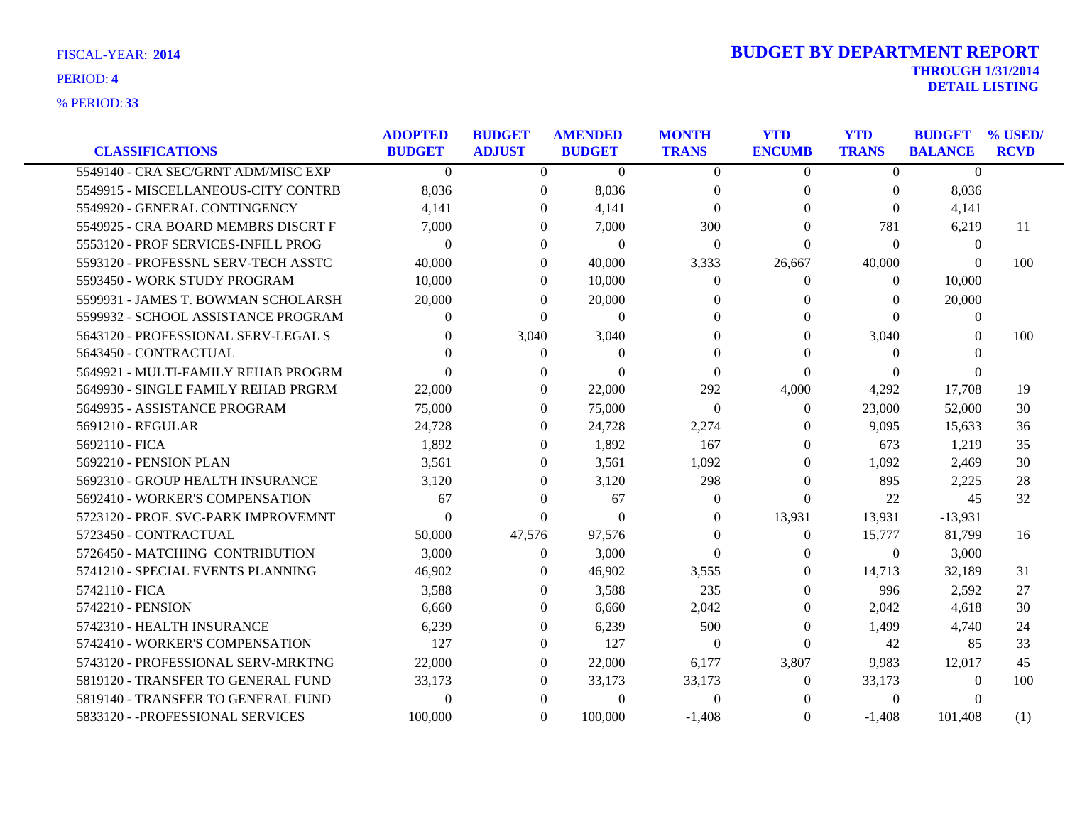FISCAL-YEAR: **2014**

PERIOD: **4**

% PERIOD: **33**

# BUDGET BY DEPARTMENT REPORT

**THROUGH 1/31/2014**

**DETAIL LISTING**

| CLASSIFICATIONS | ADOPTED BUDGET | BUDGET ADJUST | AMENDED BUDGET | MONTH TRANS | YTD ENCUMB | YTD TRANS | BUDGET BALANCE | % USED/ RCVD |
|---|---|---|---|---|---|---|---|---|
| 5549140 - CRA SEC/GRNT ADM/MISC EXP | 0 | 0 | 0 | 0 | 0 | 0 | 0 | |
| 5549915 - MISCELLANEOUS-CITY CONTRB | 8,036 | 0 | 8,036 | 0 | 0 | 0 | 8,036 | |
| 5549920 - GENERAL CONTINGENCY | 4,141 | 0 | 4,141 | 0 | 0 | 0 | 4,141 | |
| 5549925 - CRA BOARD MEMBRS DISCRT F | 7,000 | 0 | 7,000 | 300 | 0 | 781 | 6,219 | 11 |
| 5553120 - PROF SERVICES-INFILL PROG | 0 | 0 | 0 | 0 | 0 | 0 | 0 | |
| 5593120 - PROFESSNL SERV-TECH ASSTC | 40,000 | 0 | 40,000 | 3,333 | 26,667 | 40,000 | 0 | 100 |
| 5593450 - WORK STUDY PROGRAM | 10,000 | 0 | 10,000 | 0 | 0 | 0 | 10,000 | |
| 5599931 - JAMES T. BOWMAN SCHOLARSH | 20,000 | 0 | 20,000 | 0 | 0 | 0 | 20,000 | |
| 5599932 - SCHOOL ASSISTANCE PROGRAM | 0 | 0 | 0 | 0 | 0 | 0 | 0 | |
| 5643120 - PROFESSIONAL SERV-LEGAL S | 0 | 3,040 | 3,040 | 0 | 0 | 3,040 | 0 | 100 |
| 5643450 - CONTRACTUAL | 0 | 0 | 0 | 0 | 0 | 0 | 0 | |
| 5649921 - MULTI-FAMILY REHAB PROGRM | 0 | 0 | 0 | 0 | 0 | 0 | 0 | |
| 5649930 - SINGLE FAMILY REHAB PRGRM | 22,000 | 0 | 22,000 | 292 | 4,000 | 4,292 | 17,708 | 19 |
| 5649935 - ASSISTANCE PROGRAM | 75,000 | 0 | 75,000 | 0 | 0 | 23,000 | 52,000 | 30 |
| 5691210 - REGULAR | 24,728 | 0 | 24,728 | 2,274 | 0 | 9,095 | 15,633 | 36 |
| 5692110 - FICA | 1,892 | 0 | 1,892 | 167 | 0 | 673 | 1,219 | 35 |
| 5692210 - PENSION PLAN | 3,561 | 0 | 3,561 | 1,092 | 0 | 1,092 | 2,469 | 30 |
| 5692310 - GROUP HEALTH INSURANCE | 3,120 | 0 | 3,120 | 298 | 0 | 895 | 2,225 | 28 |
| 5692410 - WORKER'S COMPENSATION | 67 | 0 | 67 | 0 | 0 | 22 | 45 | 32 |
| 5723120 - PROF. SVC-PARK IMPROVEMNT | 0 | 0 | 0 | 0 | 13,931 | 13,931 | -13,931 | |
| 5723450 - CONTRACTUAL | 50,000 | 47,576 | 97,576 | 0 | 0 | 15,777 | 81,799 | 16 |
| 5726450 - MATCHING CONTRIBUTION | 3,000 | 0 | 3,000 | 0 | 0 | 0 | 3,000 | |
| 5741210 - SPECIAL EVENTS PLANNING | 46,902 | 0 | 46,902 | 3,555 | 0 | 14,713 | 32,189 | 31 |
| 5742110 - FICA | 3,588 | 0 | 3,588 | 235 | 0 | 996 | 2,592 | 27 |
| 5742210 - PENSION | 6,660 | 0 | 6,660 | 2,042 | 0 | 2,042 | 4,618 | 30 |
| 5742310 - HEALTH INSURANCE | 6,239 | 0 | 6,239 | 500 | 0 | 1,499 | 4,740 | 24 |
| 5742410 - WORKER'S COMPENSATION | 127 | 0 | 127 | 0 | 0 | 42 | 85 | 33 |
| 5743120 - PROFESSIONAL SERV-MRKTNG | 22,000 | 0 | 22,000 | 6,177 | 3,807 | 9,983 | 12,017 | 45 |
| 5819120 - TRANSFER TO GENERAL FUND | 33,173 | 0 | 33,173 | 33,173 | 0 | 33,173 | 0 | 100 |
| 5819140 - TRANSFER TO GENERAL FUND | 0 | 0 | 0 | 0 | 0 | 0 | 0 | |
| 5833120 - -PROFESSIONAL SERVICES | 100,000 | 0 | 100,000 | -1,408 | 0 | -1,408 | 101,408 | (1) |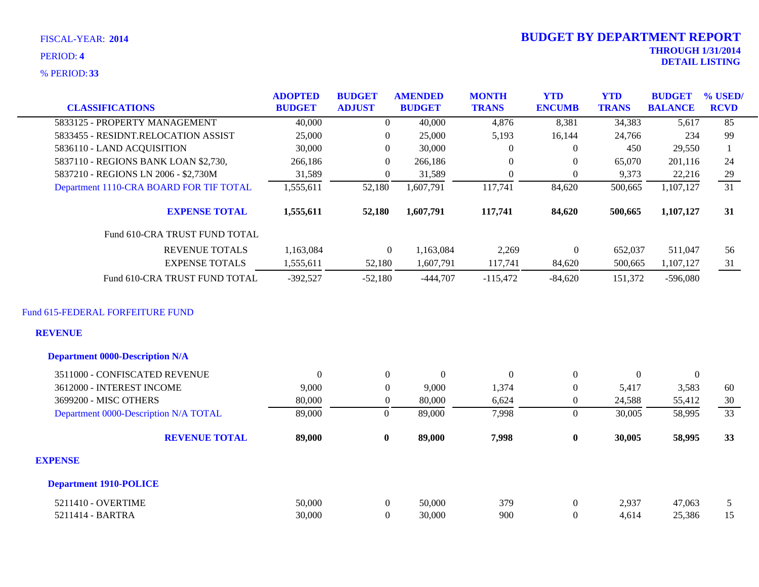FISCAL-YEAR: **2014**

PERIOD: **4**

% PERIOD: **33**

# BUDGET BY DEPARTMENT REPORT

**THROUGH 1/31/2014**

**DETAIL LISTING**

| CLASSIFICATIONS | ADOPTED BUDGET | BUDGET ADJUST | AMENDED BUDGET | MONTH TRANS | YTD ENCUMB | YTD TRANS | BUDGET BALANCE | % USED/ RCVD |
|---|---|---|---|---|---|---|---|---|
| 5833125 - PROPERTY MANAGEMENT | 40,000 | 0 | 40,000 | 4,876 | 8,381 | 34,383 | 5,617 | 85 |
| 5833455 - RESIDNT.RELOCATION ASSIST | 25,000 | 0 | 25,000 | 5,193 | 16,144 | 24,766 | 234 | 99 |
| 5836110 - LAND ACQUISITION | 30,000 | 0 | 30,000 | 0 | 0 | 450 | 29,550 | 1 |
| 5837110 - REGIONS BANK LOAN $2,730, | 266,186 | 0 | 266,186 | 0 | 0 | 65,070 | 201,116 | 24 |
| 5837210 - REGIONS LN 2006 - $2,730M | 31,589 | 0 | 31,589 | 0 | 0 | 9,373 | 22,216 | 29 |
| Department 1110-CRA BOARD FOR TIF TOTAL | 1,555,611 | 52,180 | 1,607,791 | 117,741 | 84,620 | 500,665 | 1,107,127 | 31 |
| **EXPENSE TOTAL** | **1,555,611** | **52,180** | **1,607,791** | **117,741** | **84,620** | **500,665** | **1,107,127** | **31** |
| Fund 610-CRA TRUST FUND TOTAL | | | | | | | | |
| REVENUE TOTALS | 1,163,084 | 0 | 1,163,084 | 2,269 | 0 | 652,037 | 511,047 | 56 |
| EXPENSE TOTALS | 1,555,611 | 52,180 | 1,607,791 | 117,741 | 84,620 | 500,665 | 1,107,127 | 31 |
| Fund 610-CRA TRUST FUND TOTAL | -392,527 | -52,180 | -444,707 | -115,472 | -84,620 | 151,372 | -596,080 | |

## Fund 615-FEDERAL FORFEITURE FUND

### REVENUE

#### Department 0000-Description N/A

| CLASSIFICATIONS | ADOPTED BUDGET | BUDGET ADJUST | AMENDED BUDGET | MONTH TRANS | YTD ENCUMB | YTD TRANS | BUDGET BALANCE | % USED/ RCVD |
|---|---|---|---|---|---|---|---|---|
| 3511000 - CONFISCATED REVENUE | 0 | 0 | 0 | 0 | 0 | 0 | 0 | |
| 3612000 - INTEREST INCOME | 9,000 | 0 | 9,000 | 1,374 | 0 | 5,417 | 3,583 | 60 |
| 3699200 - MISC OTHERS | 80,000 | 0 | 80,000 | 6,624 | 0 | 24,588 | 55,412 | 30 |
| Department 0000-Description N/A TOTAL | 89,000 | 0 | 89,000 | 7,998 | 0 | 30,005 | 58,995 | 33 |
| **REVENUE TOTAL** | **89,000** | **0** | **89,000** | **7,998** | **0** | **30,005** | **58,995** | **33** |

### EXPENSE

#### Department 1910-POLICE

| CLASSIFICATIONS | ADOPTED BUDGET | BUDGET ADJUST | AMENDED BUDGET | MONTH TRANS | YTD ENCUMB | YTD TRANS | BUDGET BALANCE | % USED/ RCVD |
|---|---|---|---|---|---|---|---|---|
| 5211410 - OVERTIME | 50,000 | 0 | 50,000 | 379 | 0 | 2,937 | 47,063 | 5 |
| 5211414 - BARTRA | 30,000 | 0 | 30,000 | 900 | 0 | 4,614 | 25,386 | 15 |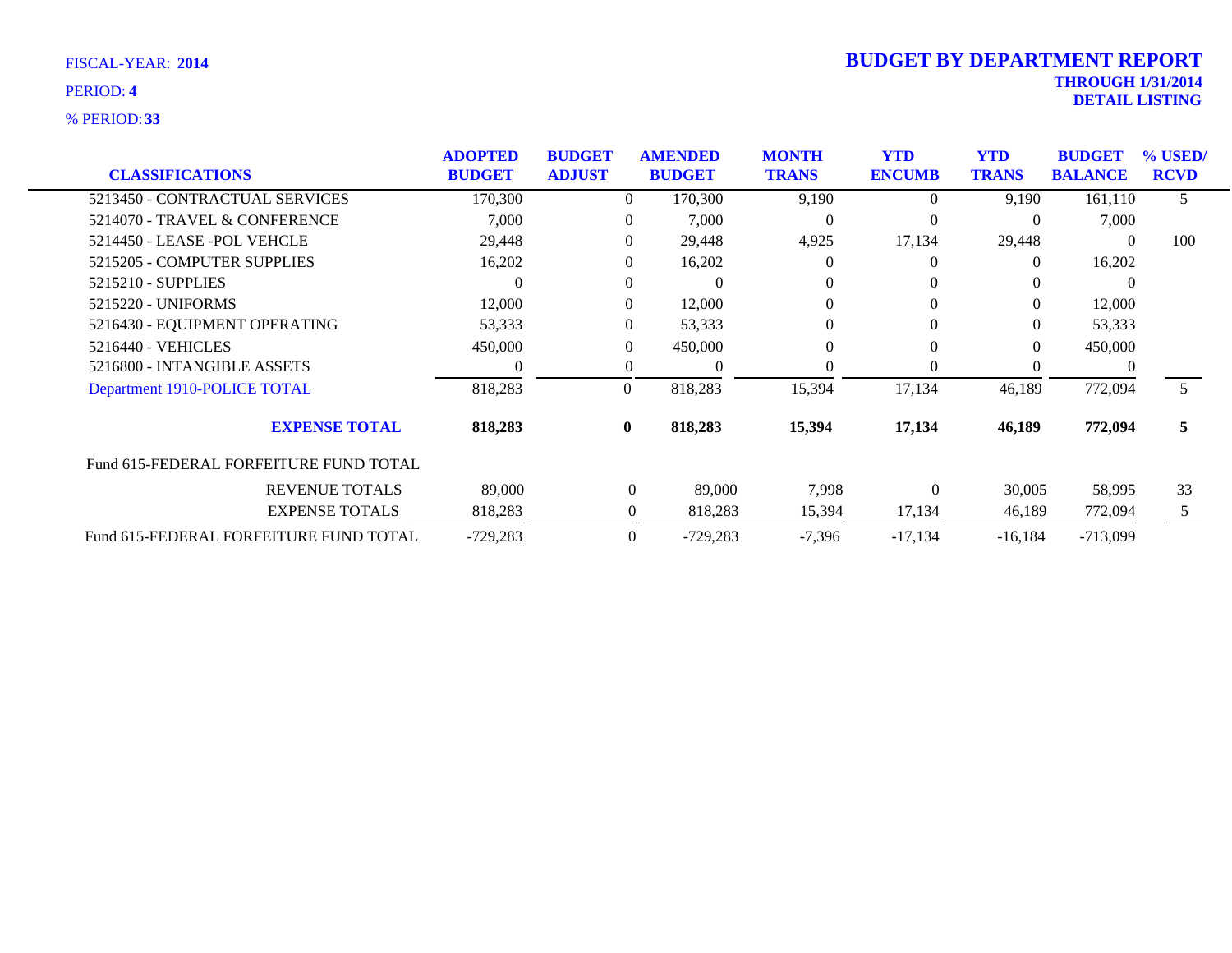FISCAL-YEAR: **2014**

PERIOD: **4**

% PERIOD: **33**

## BUDGET BY DEPARTMENT REPORT

**THROUGH 1/31/2014**

**DETAIL LISTING**

| CLASSIFICATIONS | ADOPTED BUDGET | BUDGET ADJUST | AMENDED BUDGET | MONTH TRANS | YTD ENCUMB | YTD TRANS | BUDGET BALANCE | % USED/ RCVD |
|---|---|---|---|---|---|---|---|---|
| 5213450 - CONTRACTUAL SERVICES | 170,300 | 0 | 170,300 | 9,190 | 0 | 9,190 | 161,110 | 5 |
| 5214070 - TRAVEL & CONFERENCE | 7,000 | 0 | 7,000 | 0 | 0 | 0 | 7,000 | |
| 5214450 - LEASE -POL VEHCLE | 29,448 | 0 | 29,448 | 4,925 | 17,134 | 29,448 | 0 | 100 |
| 5215205 - COMPUTER SUPPLIES | 16,202 | 0 | 16,202 | 0 | 0 | 0 | 16,202 | |
| 5215210 - SUPPLIES | 0 | 0 | 0 | 0 | 0 | 0 | 0 | |
| 5215220 - UNIFORMS | 12,000 | 0 | 12,000 | 0 | 0 | 0 | 12,000 | |
| 5216430 - EQUIPMENT OPERATING | 53,333 | 0 | 53,333 | 0 | 0 | 0 | 53,333 | |
| 5216440 - VEHICLES | 450,000 | 0 | 450,000 | 0 | 0 | 0 | 450,000 | |
| 5216800 - INTANGIBLE ASSETS | 0 | 0 | 0 | 0 | 0 | 0 | 0 | |
| Department 1910-POLICE TOTAL | 818,283 | 0 | 818,283 | 15,394 | 17,134 | 46,189 | 772,094 | 5 |
| **EXPENSE TOTAL** | **818,283** | **0** | **818,283** | **15,394** | **17,134** | **46,189** | **772,094** | **5** |
| Fund 615-FEDERAL FORFEITURE FUND TOTAL | | | | | | | | |
| REVENUE TOTALS | 89,000 | 0 | 89,000 | 7,998 | 0 | 30,005 | 58,995 | 33 |
| EXPENSE TOTALS | 818,283 | 0 | 818,283 | 15,394 | 17,134 | 46,189 | 772,094 | 5 |
| Fund 615-FEDERAL FORFEITURE FUND TOTAL | -729,283 | 0 | -729,283 | -7,396 | -17,134 | -16,184 | -713,099 | |